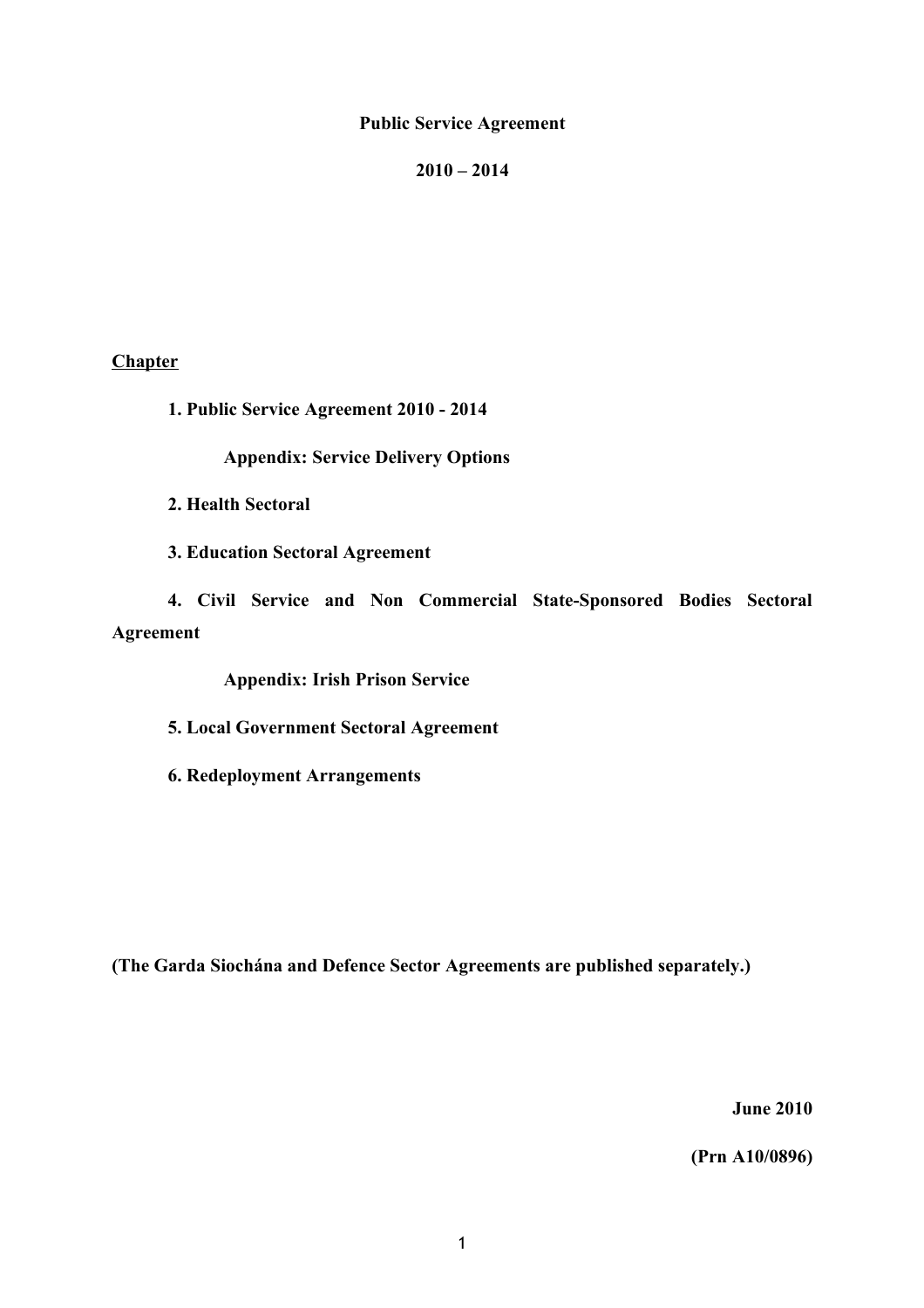# Public Service Agreement

# 2010 – 2014

**Chapter**

**1. Public Service Agreement 2010 - 2014**

**Appendix: Service Delivery Options**

**2. Health Sectoral**

**3. Education Sectoral Agreement**

**4. Civil Service and Non Commercial State-Sponsored Bodies Sectoral Agreement**

**Appendix: Irish Prison Service**

**5. Local Government Sectoral Agreement**

**6. Redeployment Arrangements**

**(The Garda Siochána and Defence Sector Agreements are published separately.)**

**June 2010**

**(Prn A10/0896)**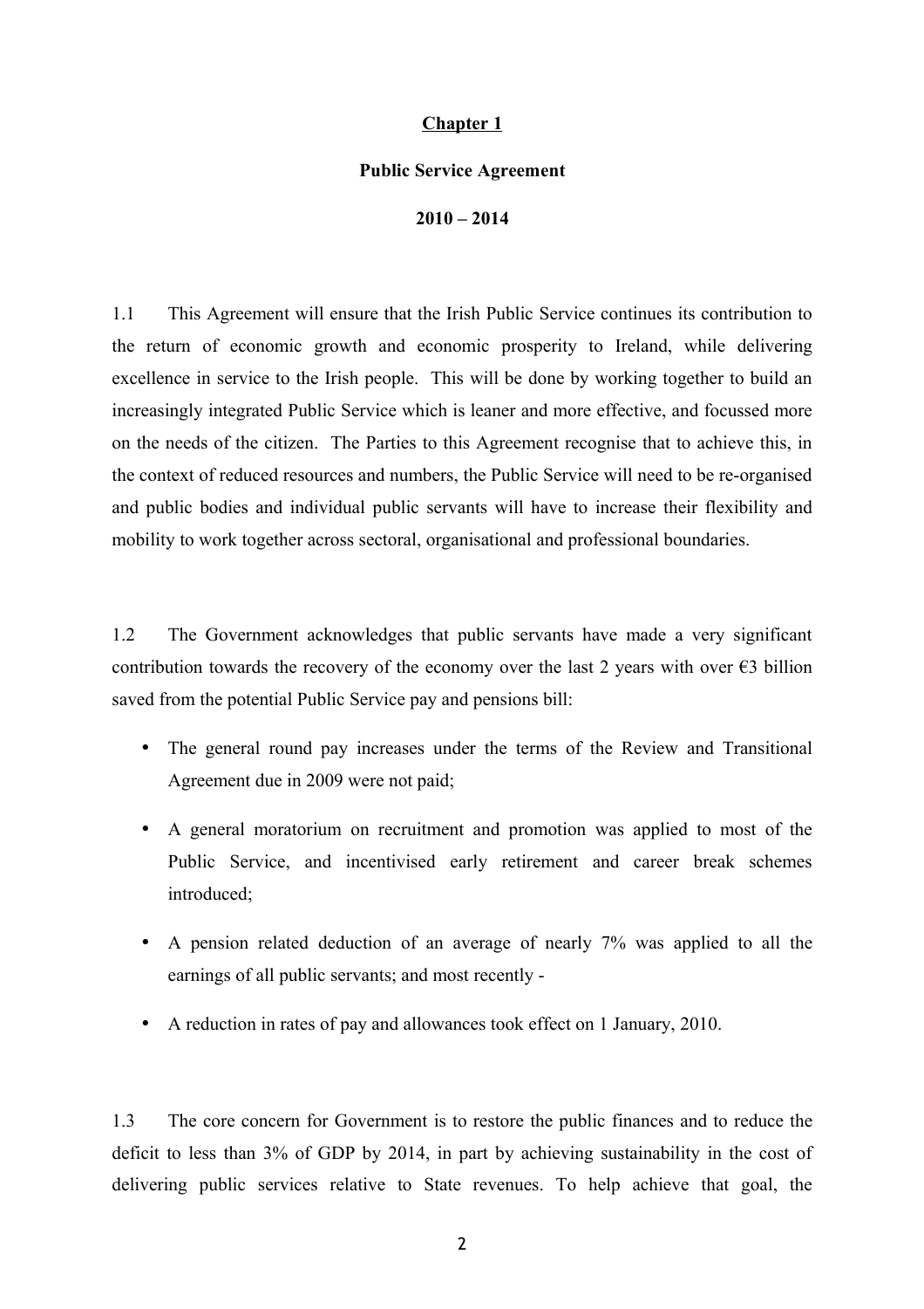# Chapter 1

## Public Service Agreement

## 2010 – 2014

1.1 This Agreement will ensure that the Irish Public Service continues its contribution to the return of economic growth and economic prosperity to Ireland, while delivering excellence in service to the Irish people. This will be done by working together to build an increasingly integrated Public Service which is leaner and more effective, and focussed more on the needs of the citizen. The Parties to this Agreement recognise that to achieve this, in the context of reduced resources and numbers, the Public Service will need to be re-organised and public bodies and individual public servants will have to increase their flexibility and mobility to work together across sectoral, organisational and professional boundaries.

1.2 The Government acknowledges that public servants have made a very significant contribution towards the recovery of the economy over the last 2 years with over €3 billion saved from the potential Public Service pay and pensions bill:

- The general round pay increases under the terms of the Review and Transitional Agreement due in 2009 were not paid;
- A general moratorium on recruitment and promotion was applied to most of the Public Service, and incentivised early retirement and career break schemes introduced;
- A pension related deduction of an average of nearly 7% was applied to all the earnings of all public servants; and most recently -
- A reduction in rates of pay and allowances took effect on 1 January, 2010.

1.3 The core concern for Government is to restore the public finances and to reduce the deficit to less than 3% of GDP by 2014, in part by achieving sustainability in the cost of delivering public services relative to State revenues. To help achieve that goal, the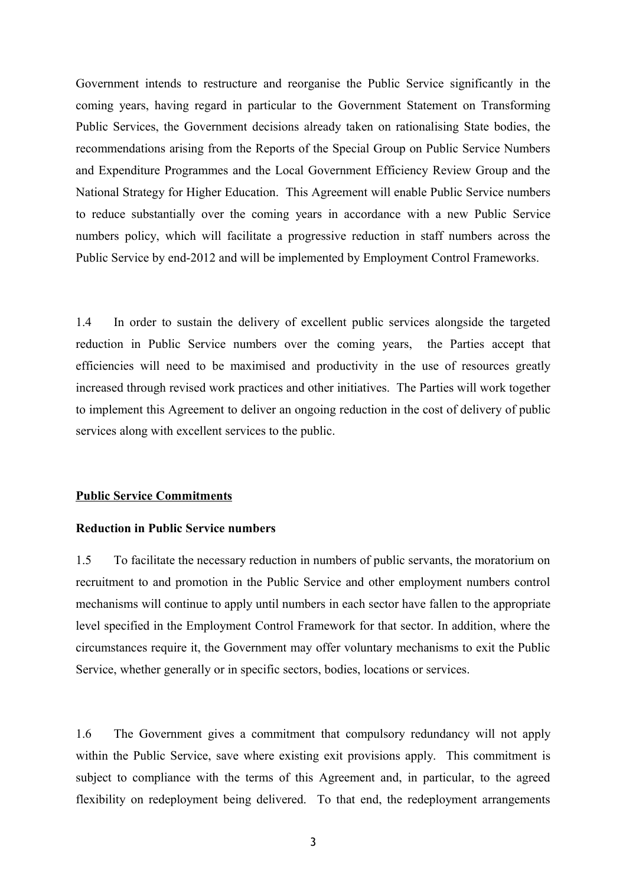Government intends to restructure and reorganise the Public Service significantly in the coming years, having regard in particular to the Government Statement on Transforming Public Services, the Government decisions already taken on rationalising State bodies, the recommendations arising from the Reports of the Special Group on Public Service Numbers and Expenditure Programmes and the Local Government Efficiency Review Group and the National Strategy for Higher Education. This Agreement will enable Public Service numbers to reduce substantially over the coming years in accordance with a new Public Service numbers policy, which will facilitate a progressive reduction in staff numbers across the Public Service by end-2012 and will be implemented by Employment Control Frameworks.

1.4 In order to sustain the delivery of excellent public services alongside the targeted reduction in Public Service numbers over the coming years, the Parties accept that efficiencies will need to be maximised and productivity in the use of resources greatly increased through revised work practices and other initiatives. The Parties will work together to implement this Agreement to deliver an ongoing reduction in the cost of delivery of public services along with excellent services to the public.

## Public Service Commitments

### Reduction in Public Service numbers

1.5 To facilitate the necessary reduction in numbers of public servants, the moratorium on recruitment to and promotion in the Public Service and other employment numbers control mechanisms will continue to apply until numbers in each sector have fallen to the appropriate level specified in the Employment Control Framework for that sector. In addition, where the circumstances require it, the Government may offer voluntary mechanisms to exit the Public Service, whether generally or in specific sectors, bodies, locations or services.

1.6 The Government gives a commitment that compulsory redundancy will not apply within the Public Service, save where existing exit provisions apply. This commitment is subject to compliance with the terms of this Agreement and, in particular, to the agreed flexibility on redeployment being delivered. To that end, the redeployment arrangements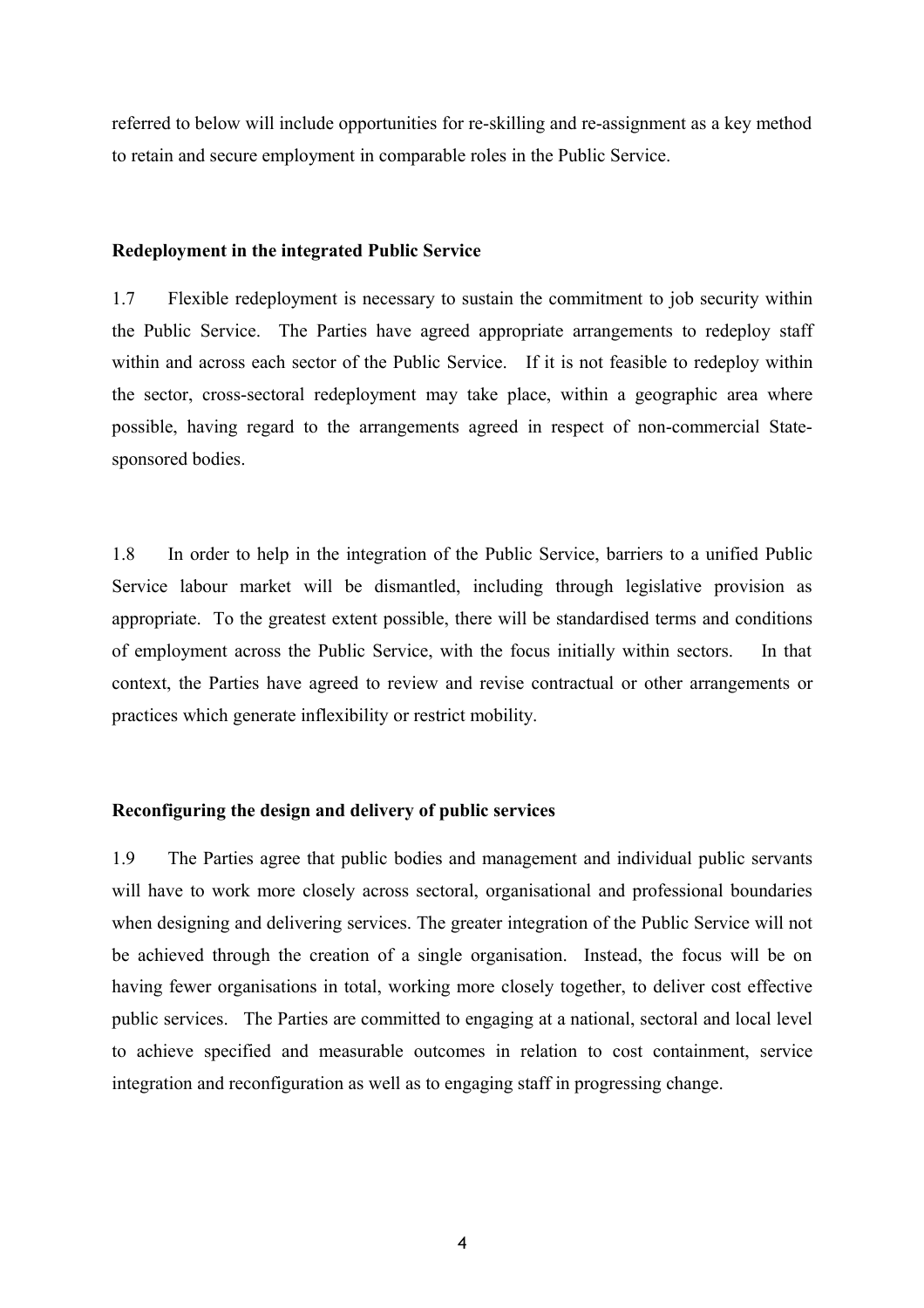referred to below will include opportunities for re-skilling and re-assignment as a key method to retain and secure employment in comparable roles in the Public Service.

**Redeployment in the integrated Public Service**

1.7 Flexible redeployment is necessary to sustain the commitment to job security within the Public Service. The Parties have agreed appropriate arrangements to redeploy staff within and across each sector of the Public Service. If it is not feasible to redeploy within the sector, cross-sectoral redeployment may take place, within a geographic area where possible, having regard to the arrangements agreed in respect of non-commercial State-sponsored bodies.

1.8 In order to help in the integration of the Public Service, barriers to a unified Public Service labour market will be dismantled, including through legislative provision as appropriate. To the greatest extent possible, there will be standardised terms and conditions of employment across the Public Service, with the focus initially within sectors. In that context, the Parties have agreed to review and revise contractual or other arrangements or practices which generate inflexibility or restrict mobility.

**Reconfiguring the design and delivery of public services**

1.9 The Parties agree that public bodies and management and individual public servants will have to work more closely across sectoral, organisational and professional boundaries when designing and delivering services. The greater integration of the Public Service will not be achieved through the creation of a single organisation. Instead, the focus will be on having fewer organisations in total, working more closely together, to deliver cost effective public services. The Parties are committed to engaging at a national, sectoral and local level to achieve specified and measurable outcomes in relation to cost containment, service integration and reconfiguration as well as to engaging staff in progressing change.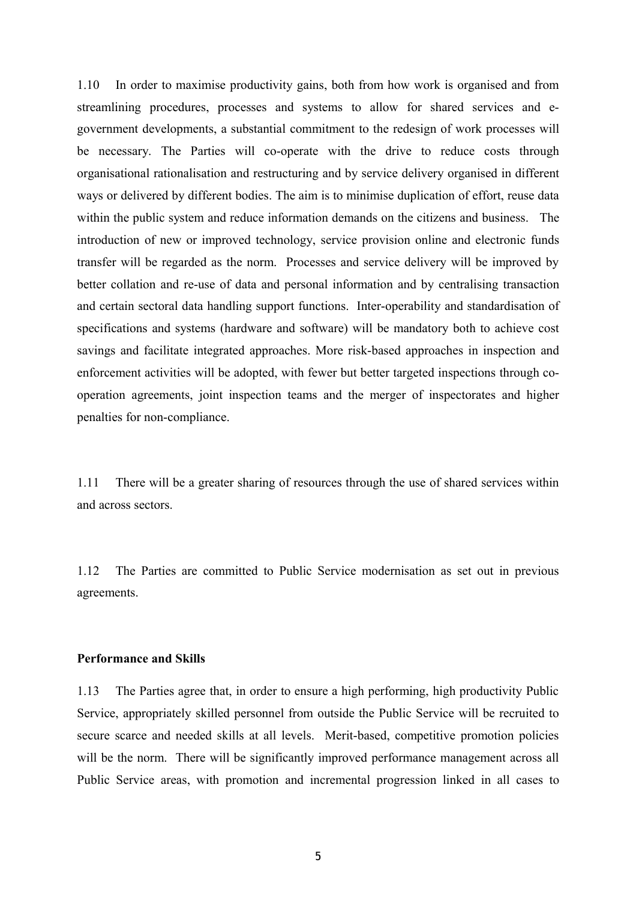1.10 In order to maximise productivity gains, both from how work is organised and from streamlining procedures, processes and systems to allow for shared services and e-government developments, a substantial commitment to the redesign of work processes will be necessary. The Parties will co-operate with the drive to reduce costs through organisational rationalisation and restructuring and by service delivery organised in different ways or delivered by different bodies. The aim is to minimise duplication of effort, reuse data within the public system and reduce information demands on the citizens and business. The introduction of new or improved technology, service provision online and electronic funds transfer will be regarded as the norm. Processes and service delivery will be improved by better collation and re-use of data and personal information and by centralising transaction and certain sectoral data handling support functions. Inter-operability and standardisation of specifications and systems (hardware and software) will be mandatory both to achieve cost savings and facilitate integrated approaches. More risk-based approaches in inspection and enforcement activities will be adopted, with fewer but better targeted inspections through co-operation agreements, joint inspection teams and the merger of inspectorates and higher penalties for non-compliance.

1.11 There will be a greater sharing of resources through the use of shared services within and across sectors.

1.12 The Parties are committed to Public Service modernisation as set out in previous agreements.

**Performance and Skills**

1.13 The Parties agree that, in order to ensure a high performing, high productivity Public Service, appropriately skilled personnel from outside the Public Service will be recruited to secure scarce and needed skills at all levels. Merit-based, competitive promotion policies will be the norm. There will be significantly improved performance management across all Public Service areas, with promotion and incremental progression linked in all cases to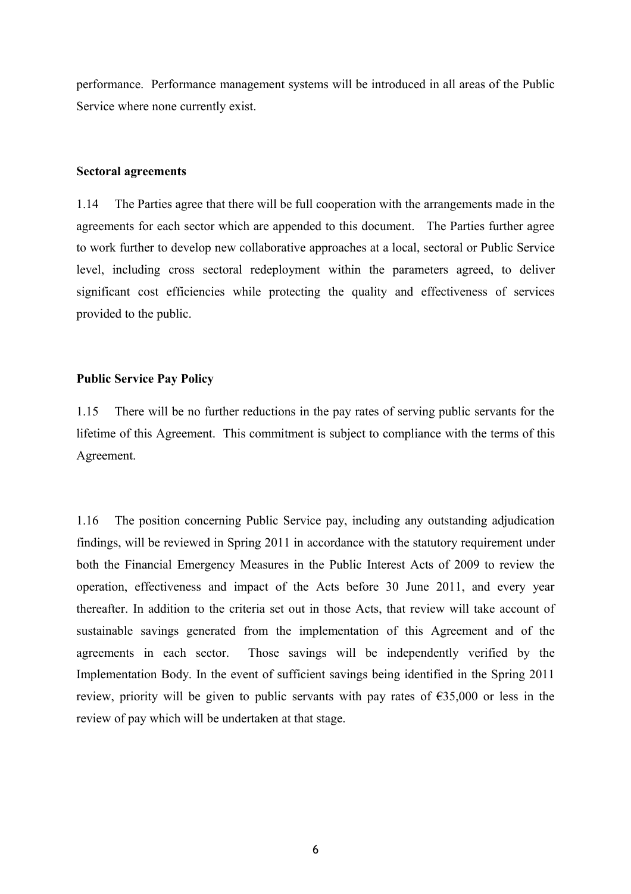performance. Performance management systems will be introduced in all areas of the Public Service where none currently exist.

**Sectoral agreements**

1.14 The Parties agree that there will be full cooperation with the arrangements made in the agreements for each sector which are appended to this document. The Parties further agree to work further to develop new collaborative approaches at a local, sectoral or Public Service level, including cross sectoral redeployment within the parameters agreed, to deliver significant cost efficiencies while protecting the quality and effectiveness of services provided to the public.

**Public Service Pay Policy**

1.15 There will be no further reductions in the pay rates of serving public servants for the lifetime of this Agreement. This commitment is subject to compliance with the terms of this Agreement.

1.16 The position concerning Public Service pay, including any outstanding adjudication findings, will be reviewed in Spring 2011 in accordance with the statutory requirement under both the Financial Emergency Measures in the Public Interest Acts of 2009 to review the operation, effectiveness and impact of the Acts before 30 June 2011, and every year thereafter. In addition to the criteria set out in those Acts, that review will take account of sustainable savings generated from the implementation of this Agreement and of the agreements in each sector. Those savings will be independently verified by the Implementation Body. In the event of sufficient savings being identified in the Spring 2011 review, priority will be given to public servants with pay rates of €35,000 or less in the review of pay which will be undertaken at that stage.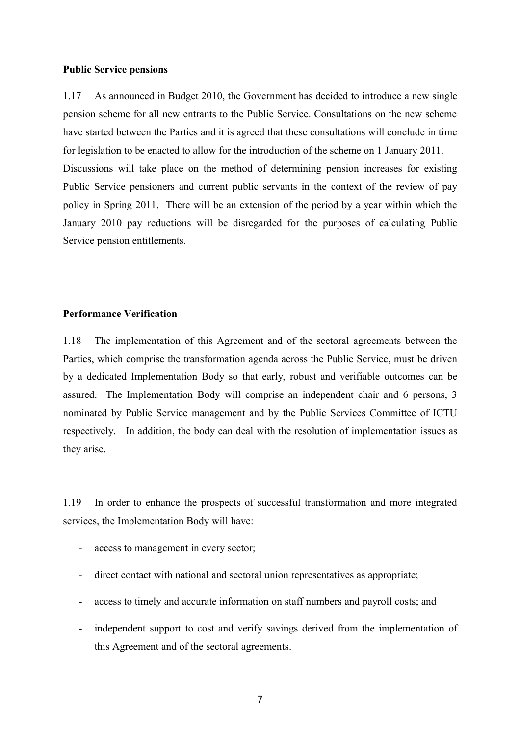**Public Service pensions**

1.17 As announced in Budget 2010, the Government has decided to introduce a new single pension scheme for all new entrants to the Public Service. Consultations on the new scheme have started between the Parties and it is agreed that these consultations will conclude in time for legislation to be enacted to allow for the introduction of the scheme on 1 January 2011. Discussions will take place on the method of determining pension increases for existing Public Service pensioners and current public servants in the context of the review of pay policy in Spring 2011. There will be an extension of the period by a year within which the January 2010 pay reductions will be disregarded for the purposes of calculating Public Service pension entitlements.

**Performance Verification**

1.18 The implementation of this Agreement and of the sectoral agreements between the Parties, which comprise the transformation agenda across the Public Service, must be driven by a dedicated Implementation Body so that early, robust and verifiable outcomes can be assured. The Implementation Body will comprise an independent chair and 6 persons, 3 nominated by Public Service management and by the Public Services Committee of ICTU respectively. In addition, the body can deal with the resolution of implementation issues as they arise.

1.19 In order to enhance the prospects of successful transformation and more integrated services, the Implementation Body will have:

- access to management in every sector;
- direct contact with national and sectoral union representatives as appropriate;
- access to timely and accurate information on staff numbers and payroll costs; and
- independent support to cost and verify savings derived from the implementation of this Agreement and of the sectoral agreements.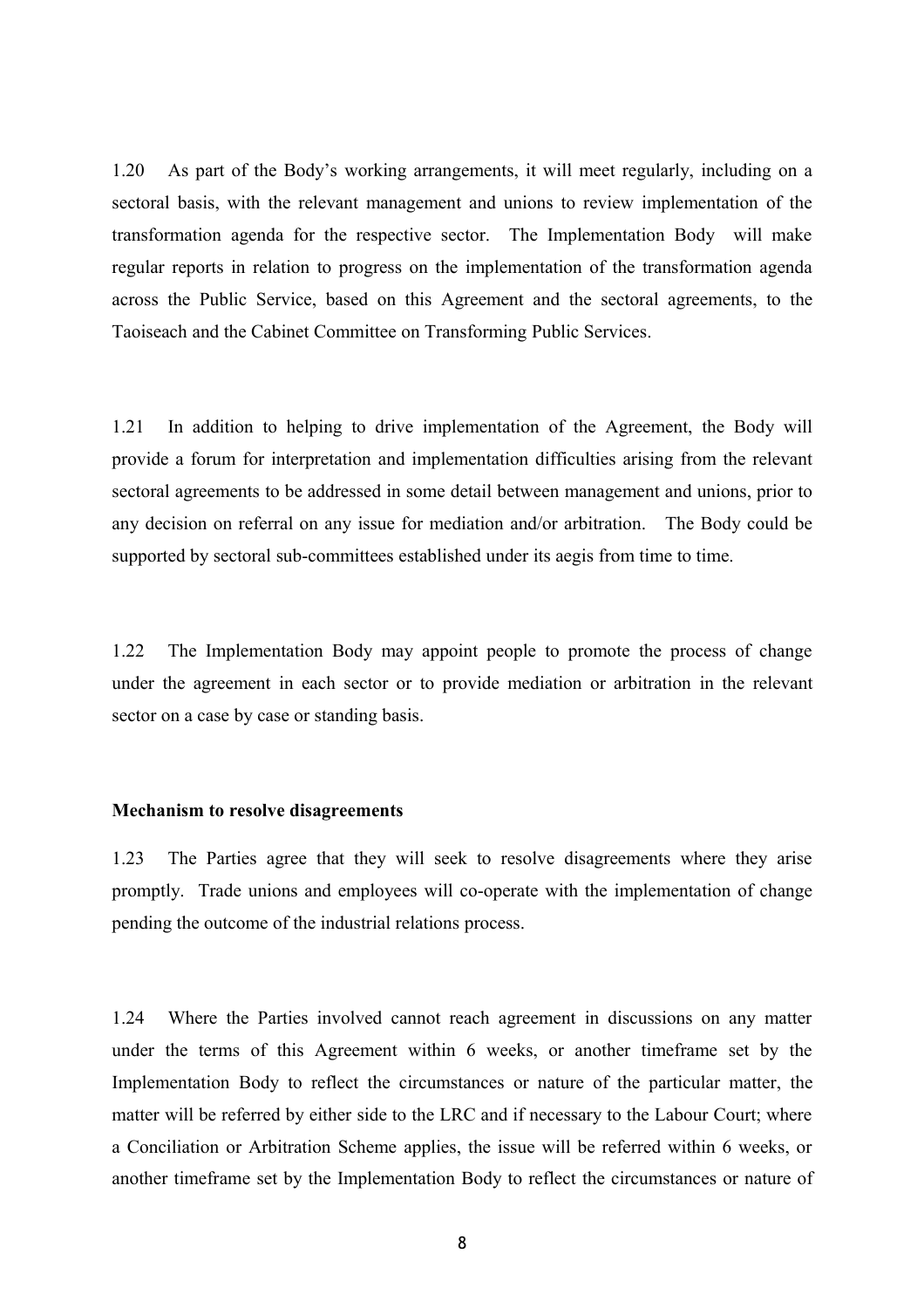1.20 As part of the Body's working arrangements, it will meet regularly, including on a sectoral basis, with the relevant management and unions to review implementation of the transformation agenda for the respective sector. The Implementation Body will make regular reports in relation to progress on the implementation of the transformation agenda across the Public Service, based on this Agreement and the sectoral agreements, to the Taoiseach and the Cabinet Committee on Transforming Public Services.

1.21 In addition to helping to drive implementation of the Agreement, the Body will provide a forum for interpretation and implementation difficulties arising from the relevant sectoral agreements to be addressed in some detail between management and unions, prior to any decision on referral on any issue for mediation and/or arbitration. The Body could be supported by sectoral sub-committees established under its aegis from time to time.

1.22 The Implementation Body may appoint people to promote the process of change under the agreement in each sector or to provide mediation or arbitration in the relevant sector on a case by case or standing basis.

**Mechanism to resolve disagreements**

1.23 The Parties agree that they will seek to resolve disagreements where they arise promptly. Trade unions and employees will co-operate with the implementation of change pending the outcome of the industrial relations process.

1.24 Where the Parties involved cannot reach agreement in discussions on any matter under the terms of this Agreement within 6 weeks, or another timeframe set by the Implementation Body to reflect the circumstances or nature of the particular matter, the matter will be referred by either side to the LRC and if necessary to the Labour Court; where a Conciliation or Arbitration Scheme applies, the issue will be referred within 6 weeks, or another timeframe set by the Implementation Body to reflect the circumstances or nature of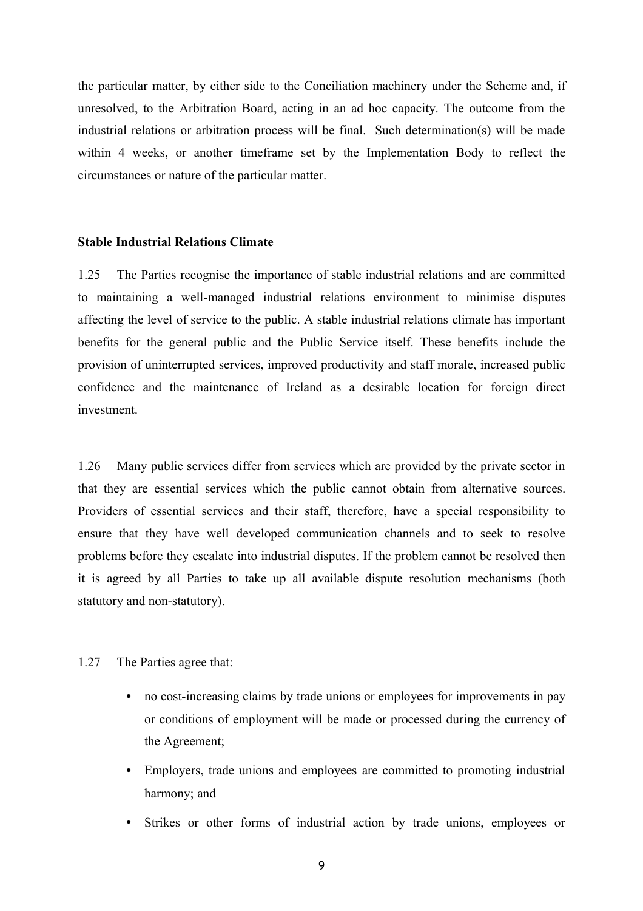the particular matter, by either side to the Conciliation machinery under the Scheme and, if unresolved, to the Arbitration Board, acting in an ad hoc capacity. The outcome from the industrial relations or arbitration process will be final. Such determination(s) will be made within 4 weeks, or another timeframe set by the Implementation Body to reflect the circumstances or nature of the particular matter.

**Stable Industrial Relations Climate**

1.25 The Parties recognise the importance of stable industrial relations and are committed to maintaining a well-managed industrial relations environment to minimise disputes affecting the level of service to the public. A stable industrial relations climate has important benefits for the general public and the Public Service itself. These benefits include the provision of uninterrupted services, improved productivity and staff morale, increased public confidence and the maintenance of Ireland as a desirable location for foreign direct investment.

1.26 Many public services differ from services which are provided by the private sector in that they are essential services which the public cannot obtain from alternative sources. Providers of essential services and their staff, therefore, have a special responsibility to ensure that they have well developed communication channels and to seek to resolve problems before they escalate into industrial disputes. If the problem cannot be resolved then it is agreed by all Parties to take up all available dispute resolution mechanisms (both statutory and non-statutory).

1.27 The Parties agree that:

- no cost-increasing claims by trade unions or employees for improvements in pay or conditions of employment will be made or processed during the currency of the Agreement;
- Employers, trade unions and employees are committed to promoting industrial harmony; and
- Strikes or other forms of industrial action by trade unions, employees or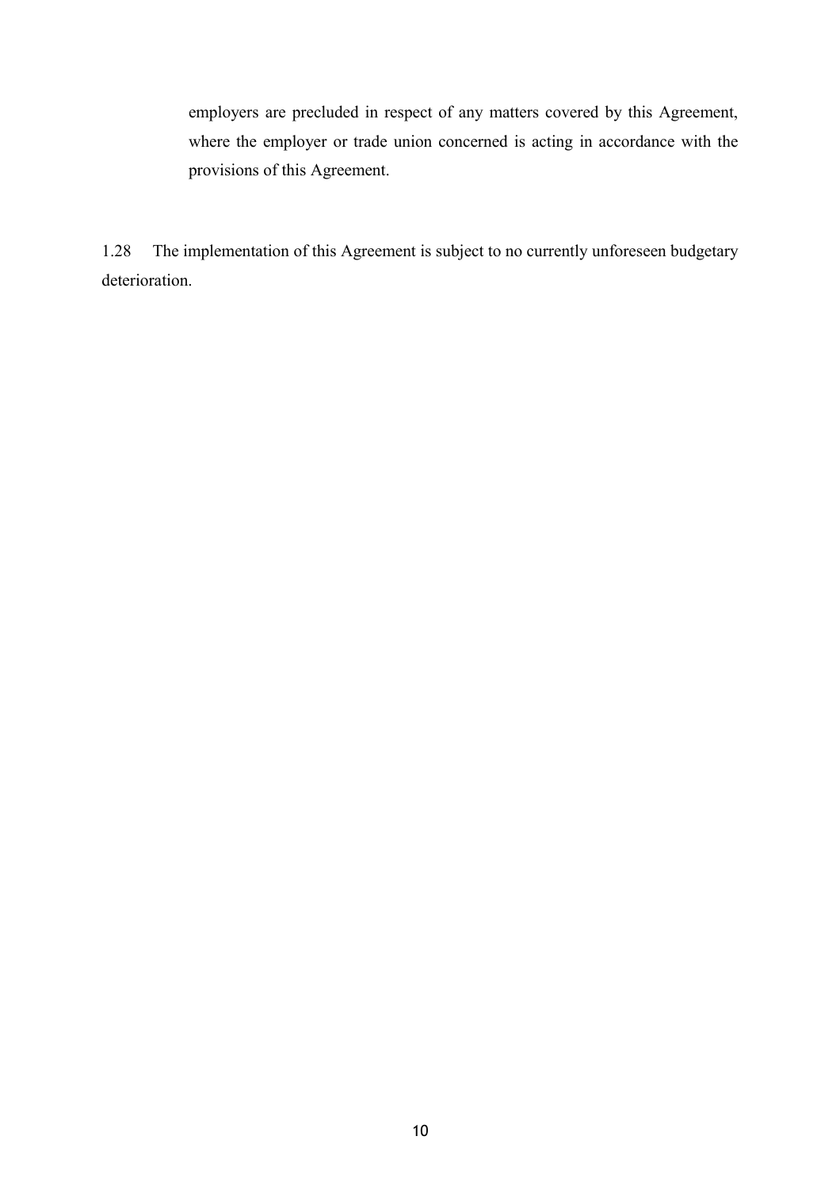employers are precluded in respect of any matters covered by this Agreement, where the employer or trade union concerned is acting in accordance with the provisions of this Agreement.

1.28 The implementation of this Agreement is subject to no currently unforeseen budgetary deterioration.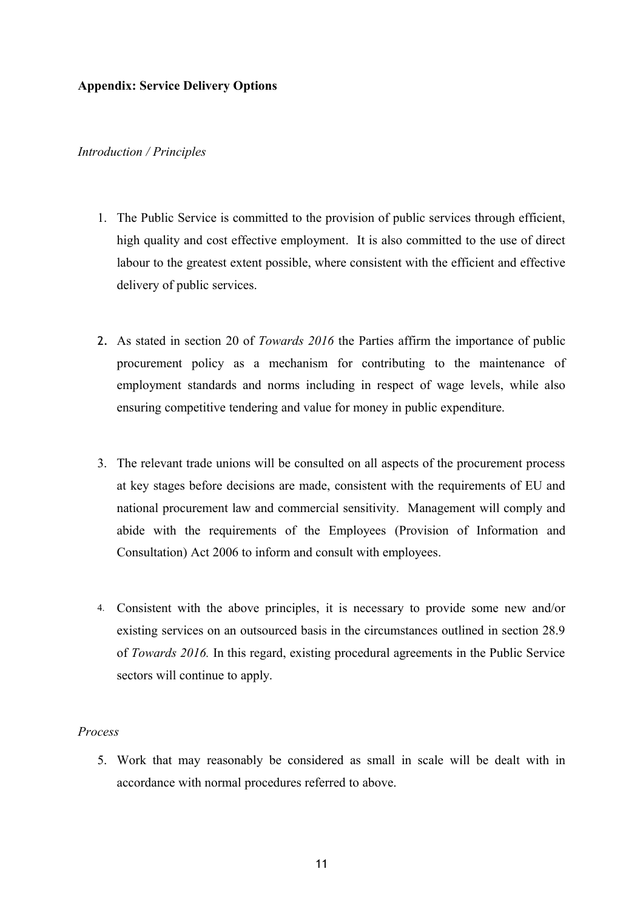**Appendix: Service Delivery Options**

*Introduction / Principles*

1. The Public Service is committed to the provision of public services through efficient, high quality and cost effective employment. It is also committed to the use of direct labour to the greatest extent possible, where consistent with the efficient and effective delivery of public services.

2. As stated in section 20 of *Towards 2016* the Parties affirm the importance of public procurement policy as a mechanism for contributing to the maintenance of employment standards and norms including in respect of wage levels, while also ensuring competitive tendering and value for money in public expenditure.

3. The relevant trade unions will be consulted on all aspects of the procurement process at key stages before decisions are made, consistent with the requirements of EU and national procurement law and commercial sensitivity. Management will comply and abide with the requirements of the Employees (Provision of Information and Consultation) Act 2006 to inform and consult with employees.

4. Consistent with the above principles, it is necessary to provide some new and/or existing services on an outsourced basis in the circumstances outlined in section 28.9 of *Towards 2016.* In this regard, existing procedural agreements in the Public Service sectors will continue to apply.

*Process*

5. Work that may reasonably be considered as small in scale will be dealt with in accordance with normal procedures referred to above.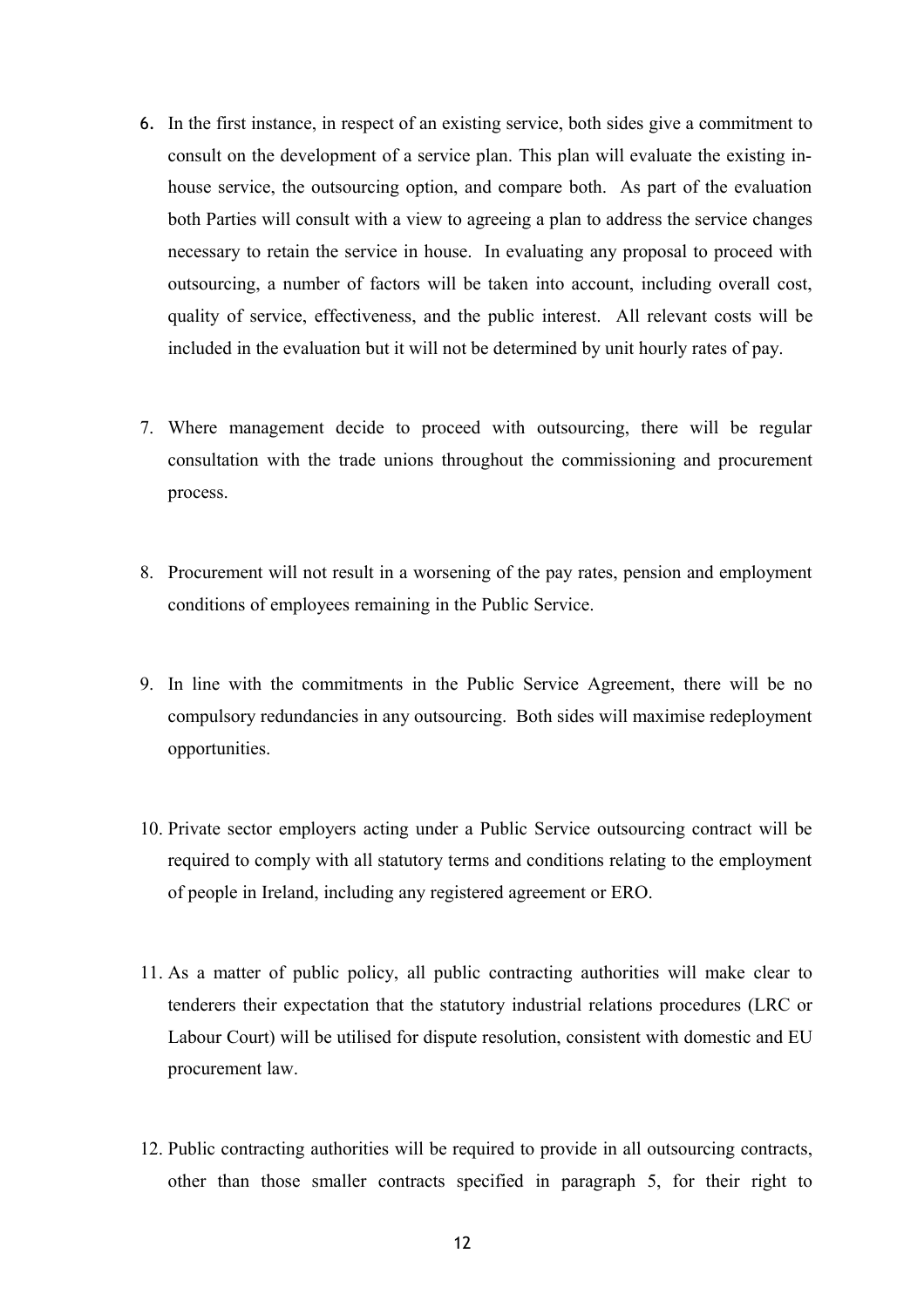6. In the first instance, in respect of an existing service, both sides give a commitment to consult on the development of a service plan. This plan will evaluate the existing in-house service, the outsourcing option, and compare both. As part of the evaluation both Parties will consult with a view to agreeing a plan to address the service changes necessary to retain the service in house. In evaluating any proposal to proceed with outsourcing, a number of factors will be taken into account, including overall cost, quality of service, effectiveness, and the public interest. All relevant costs will be included in the evaluation but it will not be determined by unit hourly rates of pay.

7. Where management decide to proceed with outsourcing, there will be regular consultation with the trade unions throughout the commissioning and procurement process.

8. Procurement will not result in a worsening of the pay rates, pension and employment conditions of employees remaining in the Public Service.

9. In line with the commitments in the Public Service Agreement, there will be no compulsory redundancies in any outsourcing. Both sides will maximise redeployment opportunities.

10. Private sector employers acting under a Public Service outsourcing contract will be required to comply with all statutory terms and conditions relating to the employment of people in Ireland, including any registered agreement or ERO.

11. As a matter of public policy, all public contracting authorities will make clear to tenderers their expectation that the statutory industrial relations procedures (LRC or Labour Court) will be utilised for dispute resolution, consistent with domestic and EU procurement law.

12. Public contracting authorities will be required to provide in all outsourcing contracts, other than those smaller contracts specified in paragraph 5, for their right to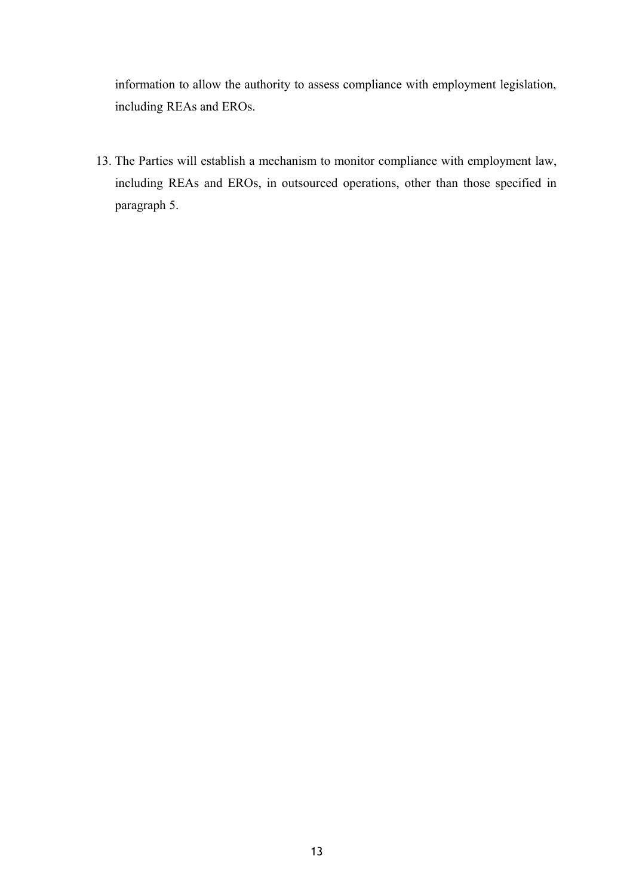information to allow the authority to assess compliance with employment legislation, including REAs and EROs.

13. The Parties will establish a mechanism to monitor compliance with employment law, including REAs and EROs, in outsourced operations, other than those specified in paragraph 5.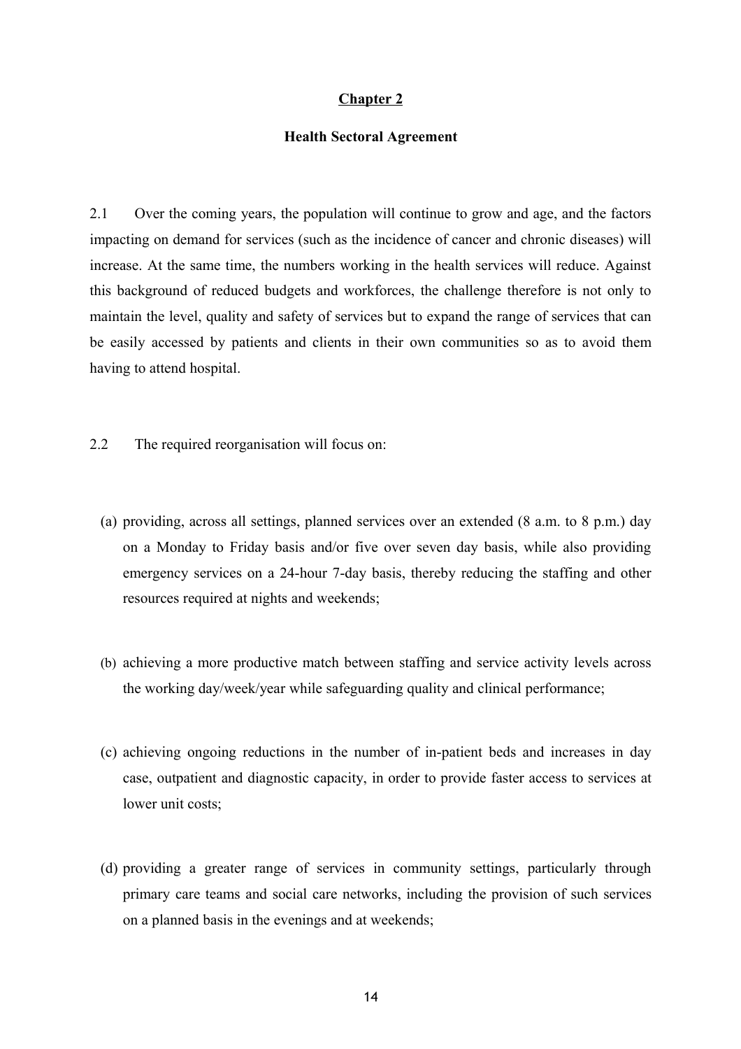# Chapter 2

## Health Sectoral Agreement

2.1 Over the coming years, the population will continue to grow and age, and the factors impacting on demand for services (such as the incidence of cancer and chronic diseases) will increase. At the same time, the numbers working in the health services will reduce. Against this background of reduced budgets and workforces, the challenge therefore is not only to maintain the level, quality and safety of services but to expand the range of services that can be easily accessed by patients and clients in their own communities so as to avoid them having to attend hospital.

2.2 The required reorganisation will focus on:

(a) providing, across all settings, planned services over an extended (8 a.m. to 8 p.m.) day on a Monday to Friday basis and/or five over seven day basis, while also providing emergency services on a 24-hour 7-day basis, thereby reducing the staffing and other resources required at nights and weekends;

(b) achieving a more productive match between staffing and service activity levels across the working day/week/year while safeguarding quality and clinical performance;

(c) achieving ongoing reductions in the number of in-patient beds and increases in day case, outpatient and diagnostic capacity, in order to provide faster access to services at lower unit costs;

(d) providing a greater range of services in community settings, particularly through primary care teams and social care networks, including the provision of such services on a planned basis in the evenings and at weekends;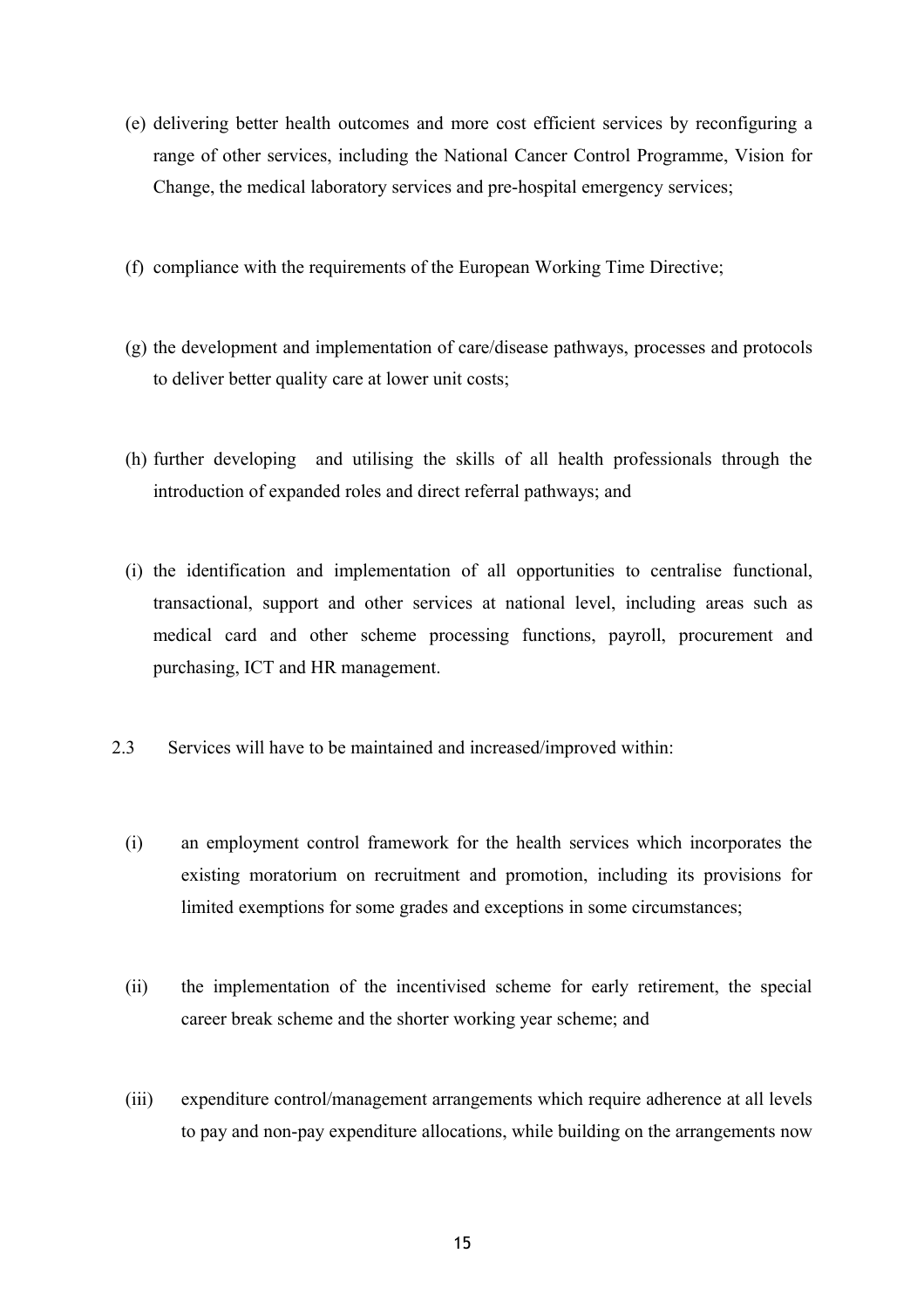(e) delivering better health outcomes and more cost efficient services by reconfiguring a range of other services, including the National Cancer Control Programme, Vision for Change, the medical laboratory services and pre-hospital emergency services;

(f) compliance with the requirements of the European Working Time Directive;

(g) the development and implementation of care/disease pathways, processes and protocols to deliver better quality care at lower unit costs;

(h) further developing and utilising the skills of all health professionals through the introduction of expanded roles and direct referral pathways; and

(i) the identification and implementation of all opportunities to centralise functional, transactional, support and other services at national level, including areas such as medical card and other scheme processing functions, payroll, procurement and purchasing, ICT and HR management.

2.3 Services will have to be maintained and increased/improved within:

(i) an employment control framework for the health services which incorporates the existing moratorium on recruitment and promotion, including its provisions for limited exemptions for some grades and exceptions in some circumstances;

(ii) the implementation of the incentivised scheme for early retirement, the special career break scheme and the shorter working year scheme; and

(iii) expenditure control/management arrangements which require adherence at all levels to pay and non-pay expenditure allocations, while building on the arrangements now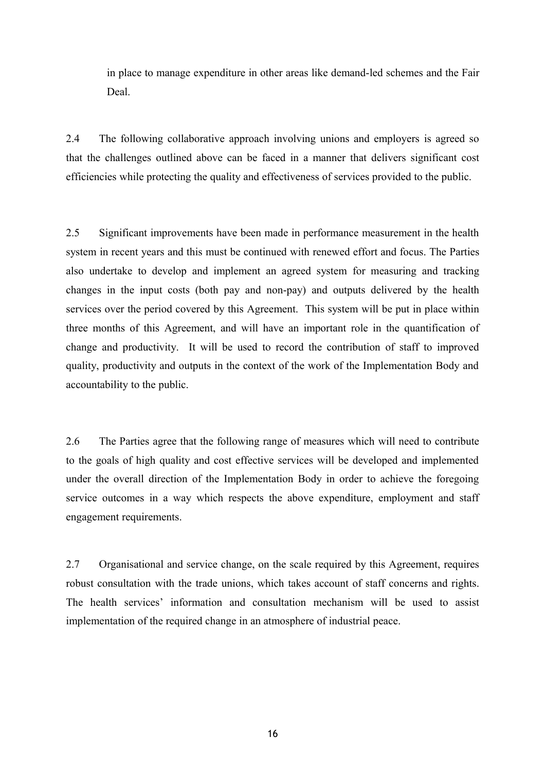in place to manage expenditure in other areas like demand-led schemes and the Fair Deal.

2.4 The following collaborative approach involving unions and employers is agreed so that the challenges outlined above can be faced in a manner that delivers significant cost efficiencies while protecting the quality and effectiveness of services provided to the public.

2.5 Significant improvements have been made in performance measurement in the health system in recent years and this must be continued with renewed effort and focus. The Parties also undertake to develop and implement an agreed system for measuring and tracking changes in the input costs (both pay and non-pay) and outputs delivered by the health services over the period covered by this Agreement. This system will be put in place within three months of this Agreement, and will have an important role in the quantification of change and productivity. It will be used to record the contribution of staff to improved quality, productivity and outputs in the context of the work of the Implementation Body and accountability to the public.

2.6 The Parties agree that the following range of measures which will need to contribute to the goals of high quality and cost effective services will be developed and implemented under the overall direction of the Implementation Body in order to achieve the foregoing service outcomes in a way which respects the above expenditure, employment and staff engagement requirements.

2.7 Organisational and service change, on the scale required by this Agreement, requires robust consultation with the trade unions, which takes account of staff concerns and rights. The health services' information and consultation mechanism will be used to assist implementation of the required change in an atmosphere of industrial peace.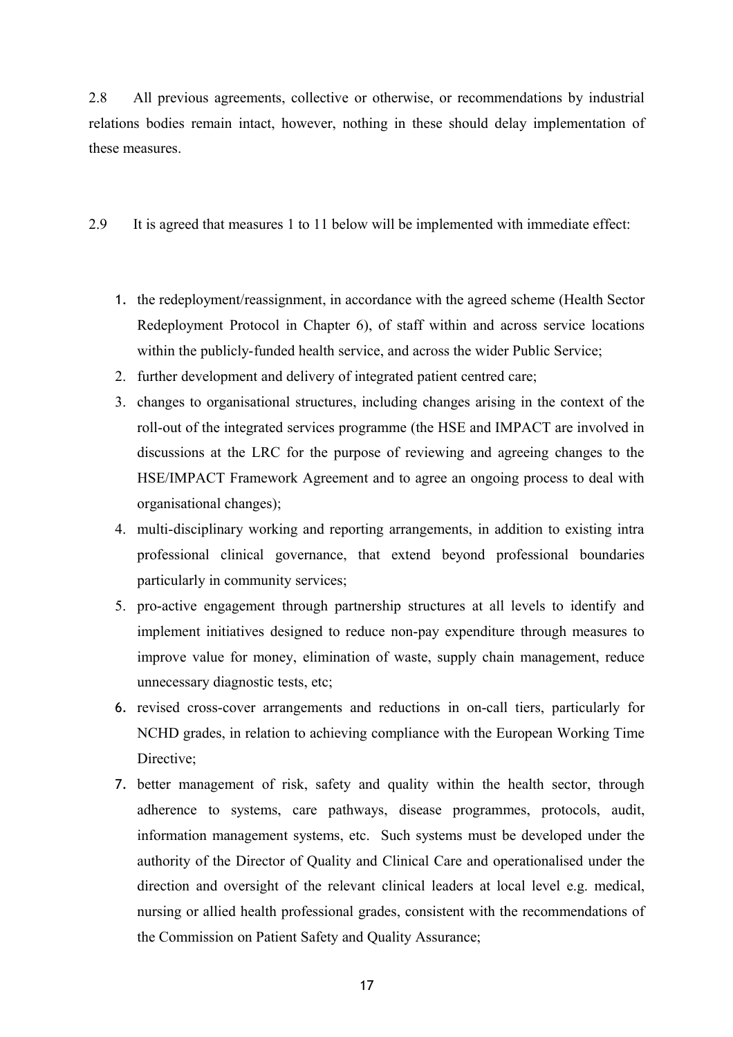2.8 All previous agreements, collective or otherwise, or recommendations by industrial relations bodies remain intact, however, nothing in these should delay implementation of these measures.

2.9 It is agreed that measures 1 to 11 below will be implemented with immediate effect:

1. the redeployment/reassignment, in accordance with the agreed scheme (Health Sector Redeployment Protocol in Chapter 6), of staff within and across service locations within the publicly-funded health service, and across the wider Public Service;
2. further development and delivery of integrated patient centred care;
3. changes to organisational structures, including changes arising in the context of the roll-out of the integrated services programme (the HSE and IMPACT are involved in discussions at the LRC for the purpose of reviewing and agreeing changes to the HSE/IMPACT Framework Agreement and to agree an ongoing process to deal with organisational changes);
4. multi-disciplinary working and reporting arrangements, in addition to existing intra professional clinical governance, that extend beyond professional boundaries particularly in community services;
5. pro-active engagement through partnership structures at all levels to identify and implement initiatives designed to reduce non-pay expenditure through measures to improve value for money, elimination of waste, supply chain management, reduce unnecessary diagnostic tests, etc;
6. revised cross-cover arrangements and reductions in on-call tiers, particularly for NCHD grades, in relation to achieving compliance with the European Working Time Directive;
7. better management of risk, safety and quality within the health sector, through adherence to systems, care pathways, disease programmes, protocols, audit, information management systems, etc. Such systems must be developed under the authority of the Director of Quality and Clinical Care and operationalised under the direction and oversight of the relevant clinical leaders at local level e.g. medical, nursing or allied health professional grades, consistent with the recommendations of the Commission on Patient Safety and Quality Assurance;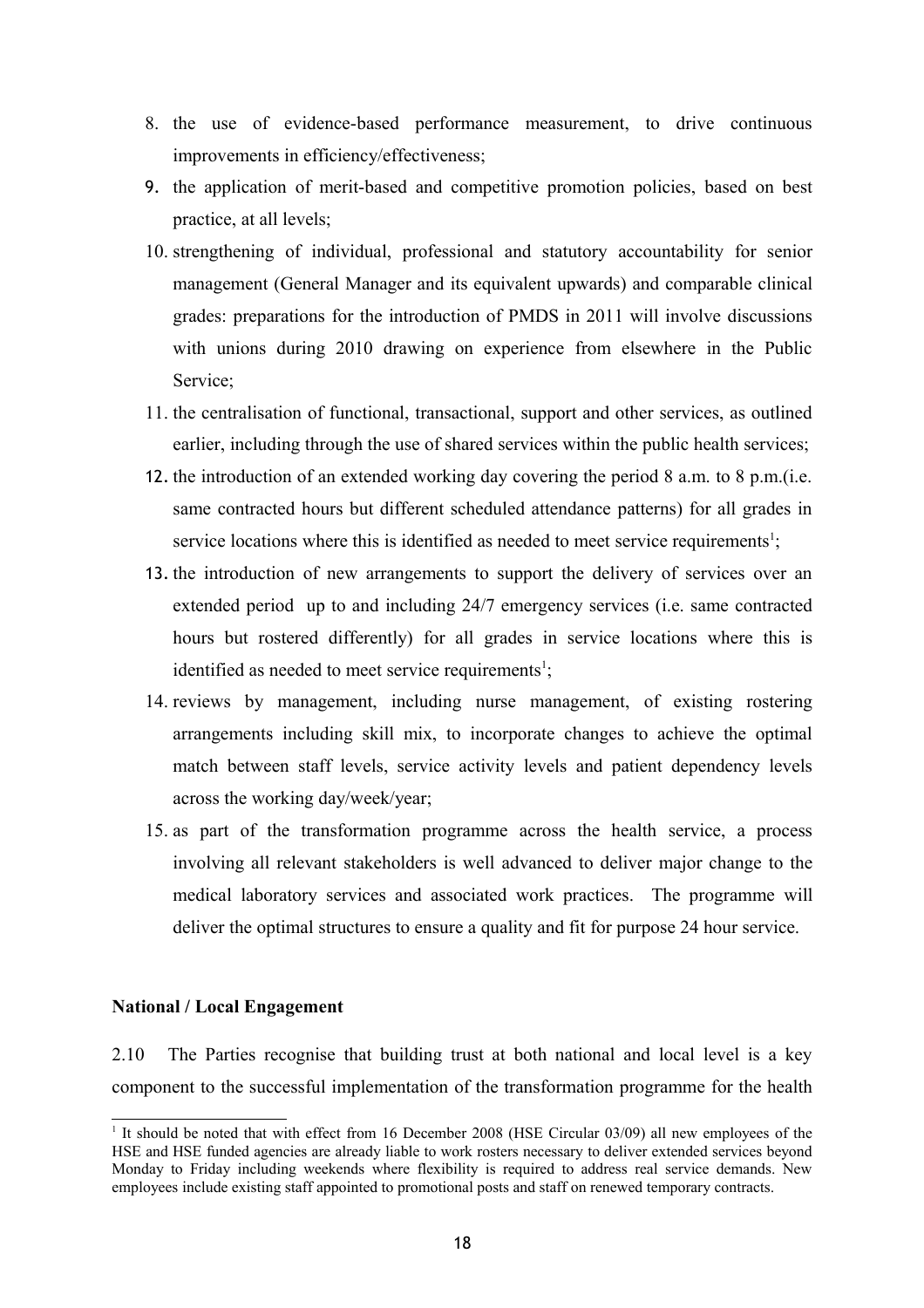8. the use of evidence-based performance measurement, to drive continuous improvements in efficiency/effectiveness;
9. the application of merit-based and competitive promotion policies, based on best practice, at all levels;
10. strengthening of individual, professional and statutory accountability for senior management (General Manager and its equivalent upwards) and comparable clinical grades: preparations for the introduction of PMDS in 2011 will involve discussions with unions during 2010 drawing on experience from elsewhere in the Public Service;
11. the centralisation of functional, transactional, support and other services, as outlined earlier, including through the use of shared services within the public health services;
12. the introduction of an extended working day covering the period 8 a.m. to 8 p.m.(i.e. same contracted hours but different scheduled attendance patterns) for all grades in service locations where this is identified as needed to meet service requirements[1];
13. the introduction of new arrangements to support the delivery of services over an extended period up to and including 24/7 emergency services (i.e. same contracted hours but rostered differently) for all grades in service locations where this is identified as needed to meet service requirements[1];
14. reviews by management, including nurse management, of existing rostering arrangements including skill mix, to incorporate changes to achieve the optimal match between staff levels, service activity levels and patient dependency levels across the working day/week/year;
15. as part of the transformation programme across the health service, a process involving all relevant stakeholders is well advanced to deliver major change to the medical laboratory services and associated work practices. The programme will deliver the optimal structures to ensure a quality and fit for purpose 24 hour service.

**National / Local Engagement**

2.10 The Parties recognise that building trust at both national and local level is a key component to the successful implementation of the transformation programme for the health

[1] It should be noted that with effect from 16 December 2008 (HSE Circular 03/09) all new employees of the HSE and HSE funded agencies are already liable to work rosters necessary to deliver extended services beyond Monday to Friday including weekends where flexibility is required to address real service demands. New employees include existing staff appointed to promotional posts and staff on renewed temporary contracts.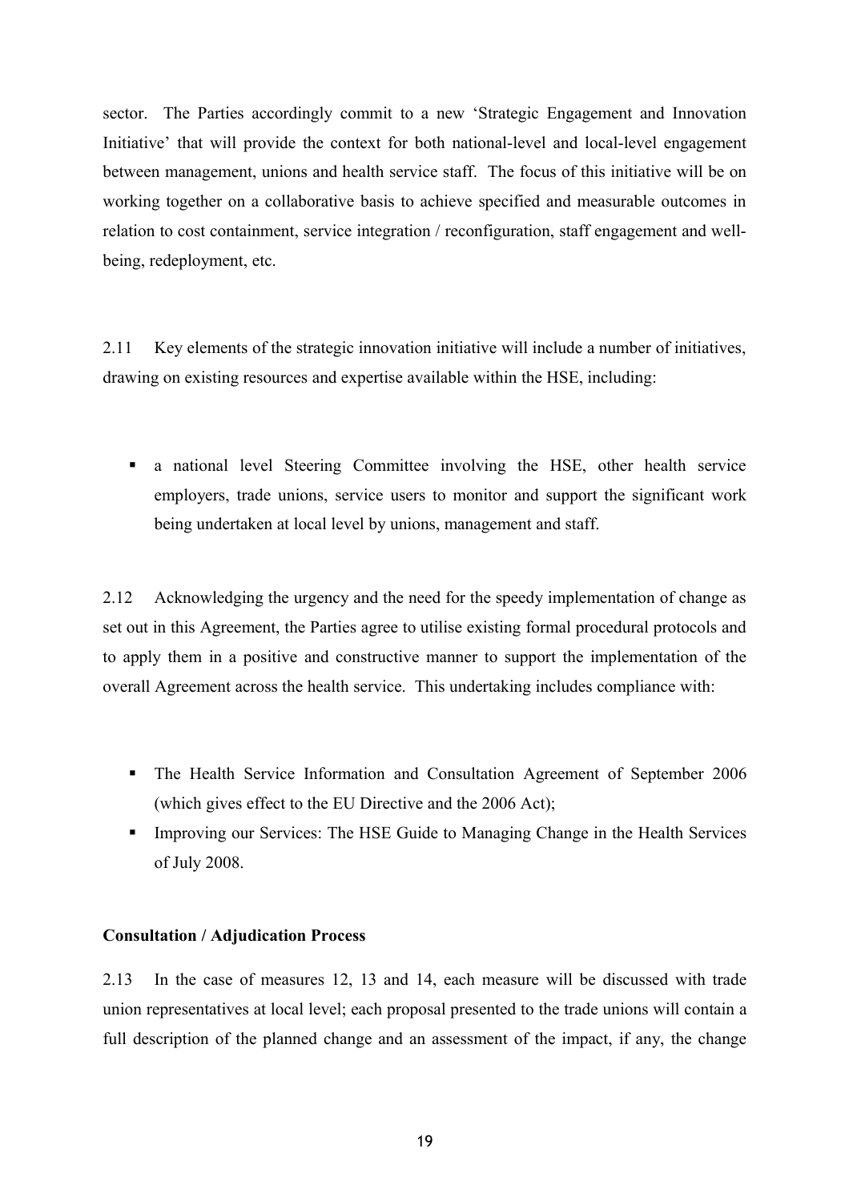sector. The Parties accordingly commit to a new 'Strategic Engagement and Innovation Initiative' that will provide the context for both national-level and local-level engagement between management, unions and health service staff. The focus of this initiative will be on working together on a collaborative basis to achieve specified and measurable outcomes in relation to cost containment, service integration / reconfiguration, staff engagement and well-being, redeployment, etc.

2.11 Key elements of the strategic innovation initiative will include a number of initiatives, drawing on existing resources and expertise available within the HSE, including:

- a national level Steering Committee involving the HSE, other health service employers, trade unions, service users to monitor and support the significant work being undertaken at local level by unions, management and staff.

2.12 Acknowledging the urgency and the need for the speedy implementation of change as set out in this Agreement, the Parties agree to utilise existing formal procedural protocols and to apply them in a positive and constructive manner to support the implementation of the overall Agreement across the health service. This undertaking includes compliance with:

- The Health Service Information and Consultation Agreement of September 2006 (which gives effect to the EU Directive and the 2006 Act);
- Improving our Services: The HSE Guide to Managing Change in the Health Services of July 2008.

**Consultation / Adjudication Process**

2.13 In the case of measures 12, 13 and 14, each measure will be discussed with trade union representatives at local level; each proposal presented to the trade unions will contain a full description of the planned change and an assessment of the impact, if any, the change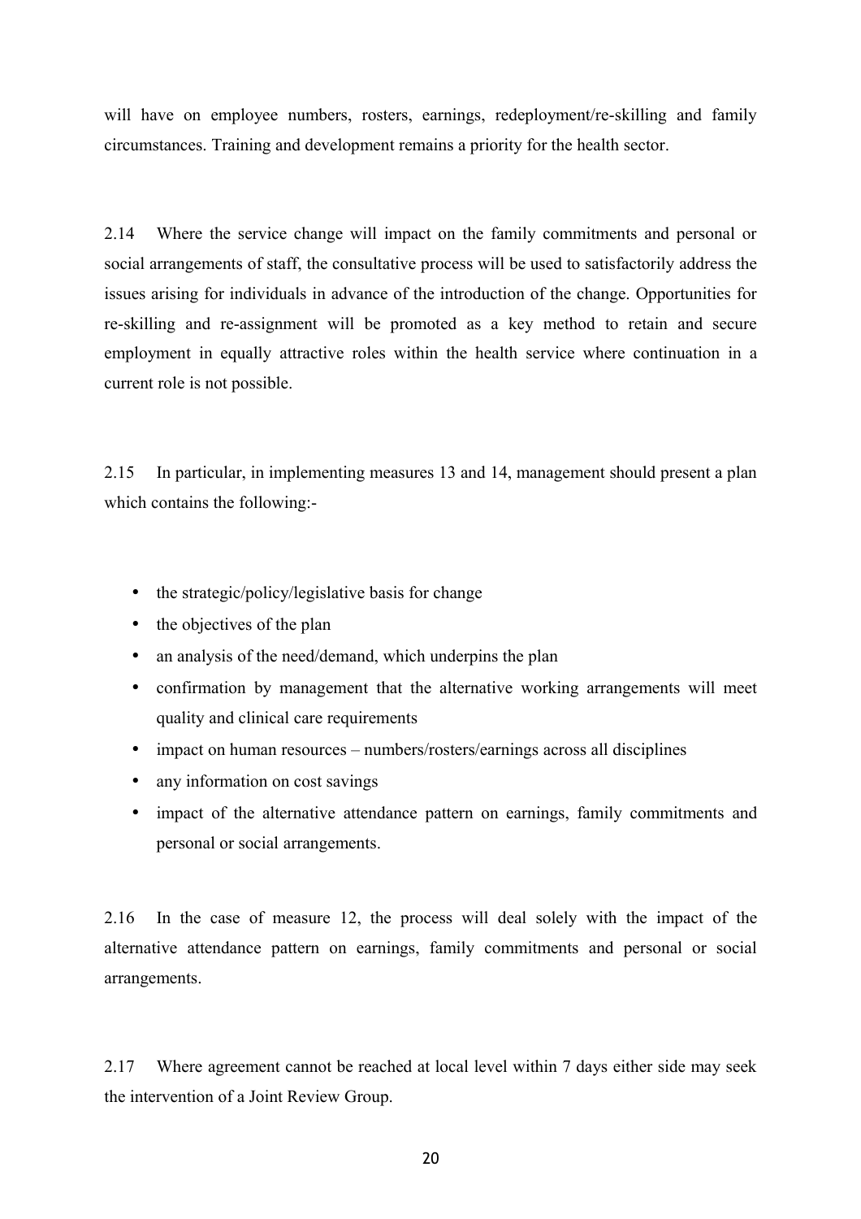will have on employee numbers, rosters, earnings, redeployment/re-skilling and family circumstances. Training and development remains a priority for the health sector.

2.14 Where the service change will impact on the family commitments and personal or social arrangements of staff, the consultative process will be used to satisfactorily address the issues arising for individuals in advance of the introduction of the change. Opportunities for re-skilling and re-assignment will be promoted as a key method to retain and secure employment in equally attractive roles within the health service where continuation in a current role is not possible.

2.15 In particular, in implementing measures 13 and 14, management should present a plan which contains the following:-

- the strategic/policy/legislative basis for change
- the objectives of the plan
- an analysis of the need/demand, which underpins the plan
- confirmation by management that the alternative working arrangements will meet quality and clinical care requirements
- impact on human resources – numbers/rosters/earnings across all disciplines
- any information on cost savings
- impact of the alternative attendance pattern on earnings, family commitments and personal or social arrangements.

2.16 In the case of measure 12, the process will deal solely with the impact of the alternative attendance pattern on earnings, family commitments and personal or social arrangements.

2.17 Where agreement cannot be reached at local level within 7 days either side may seek the intervention of a Joint Review Group.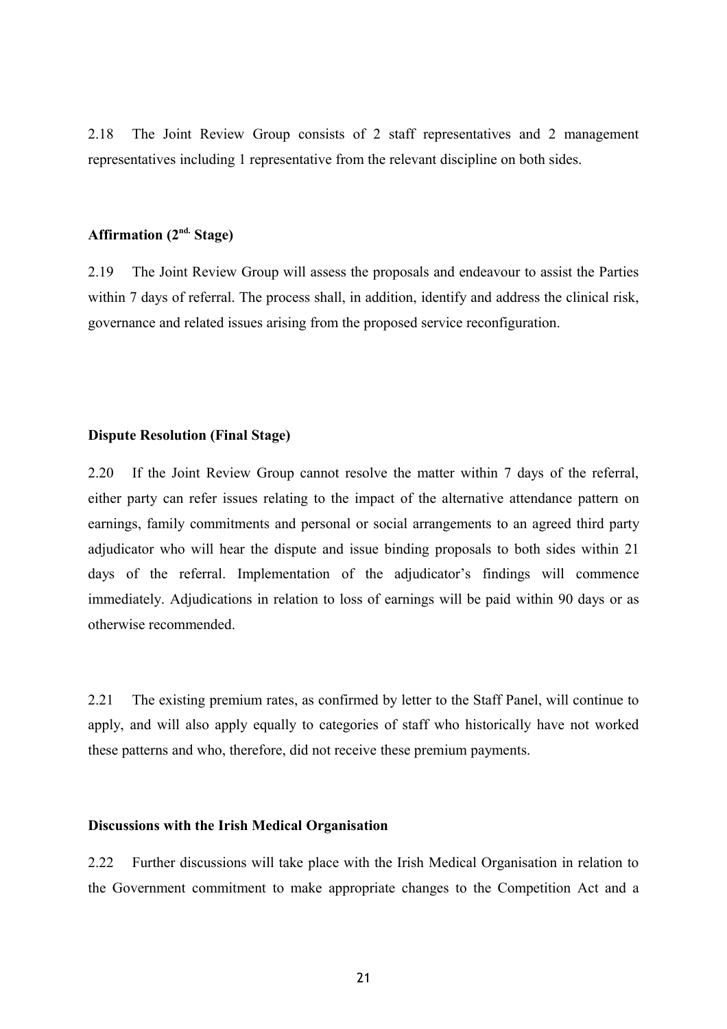2.18 The Joint Review Group consists of 2 staff representatives and 2 management representatives including 1 representative from the relevant discipline on both sides.

**Affirmation (2nd. Stage)**

2.19 The Joint Review Group will assess the proposals and endeavour to assist the Parties within 7 days of referral. The process shall, in addition, identify and address the clinical risk, governance and related issues arising from the proposed service reconfiguration.

**Dispute Resolution (Final Stage)**

2.20 If the Joint Review Group cannot resolve the matter within 7 days of the referral, either party can refer issues relating to the impact of the alternative attendance pattern on earnings, family commitments and personal or social arrangements to an agreed third party adjudicator who will hear the dispute and issue binding proposals to both sides within 21 days of the referral. Implementation of the adjudicator's findings will commence immediately. Adjudications in relation to loss of earnings will be paid within 90 days or as otherwise recommended.

2.21 The existing premium rates, as confirmed by letter to the Staff Panel, will continue to apply, and will also apply equally to categories of staff who historically have not worked these patterns and who, therefore, did not receive these premium payments.

**Discussions with the Irish Medical Organisation**

2.22 Further discussions will take place with the Irish Medical Organisation in relation to the Government commitment to make appropriate changes to the Competition Act and a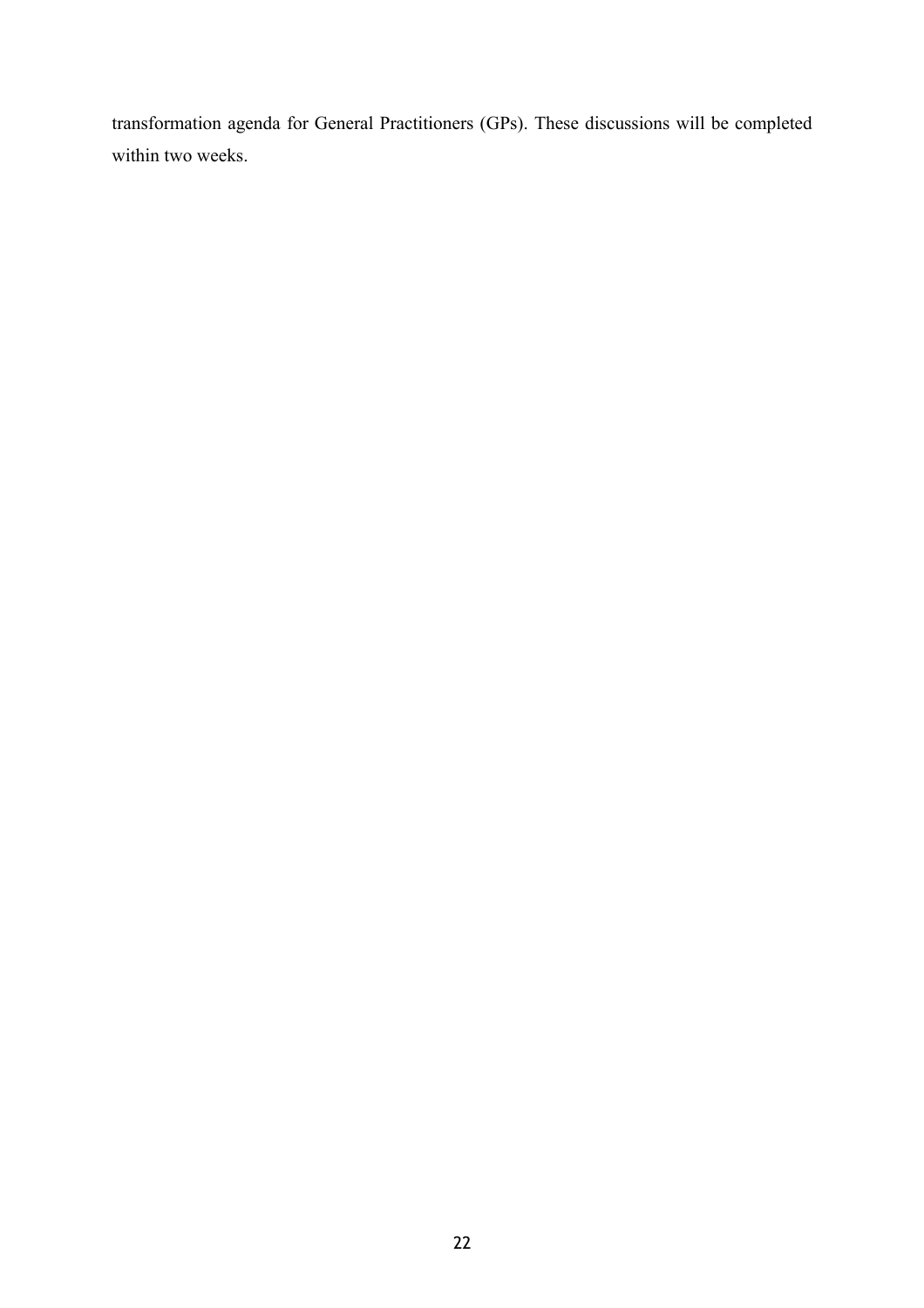transformation agenda for General Practitioners (GPs). These discussions will be completed within two weeks.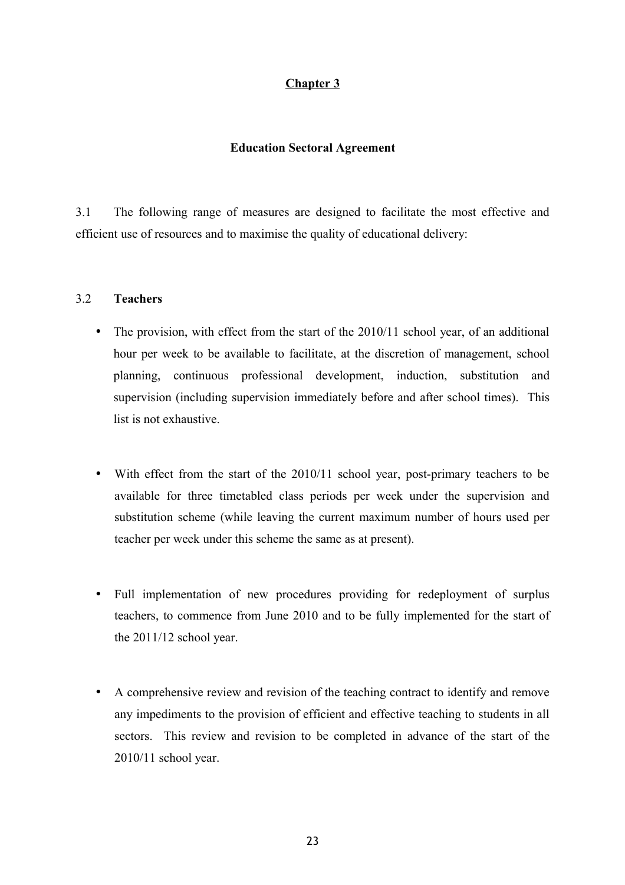# Chapter 3

## Education Sectoral Agreement

3.1 The following range of measures are designed to facilitate the most effective and efficient use of resources and to maximise the quality of educational delivery:

3.2 **Teachers**

- The provision, with effect from the start of the 2010/11 school year, of an additional hour per week to be available to facilitate, at the discretion of management, school planning, continuous professional development, induction, substitution and supervision (including supervision immediately before and after school times). This list is not exhaustive.

- With effect from the start of the 2010/11 school year, post-primary teachers to be available for three timetabled class periods per week under the supervision and substitution scheme (while leaving the current maximum number of hours used per teacher per week under this scheme the same as at present).

- Full implementation of new procedures providing for redeployment of surplus teachers, to commence from June 2010 and to be fully implemented for the start of the 2011/12 school year.

- A comprehensive review and revision of the teaching contract to identify and remove any impediments to the provision of efficient and effective teaching to students in all sectors. This review and revision to be completed in advance of the start of the 2010/11 school year.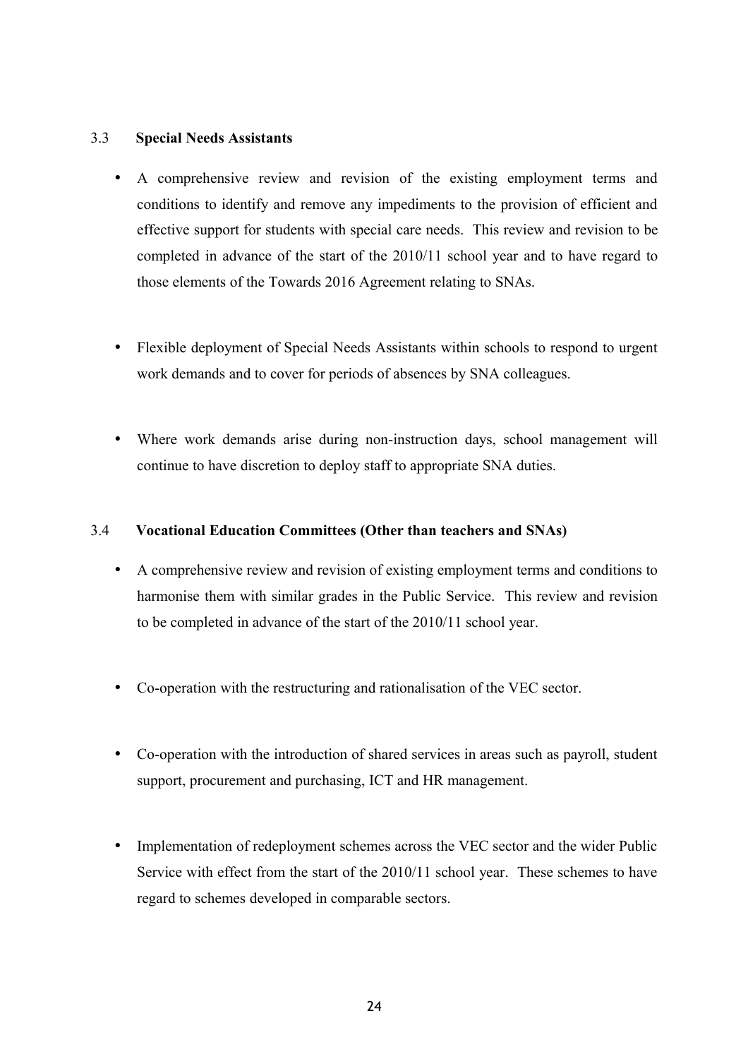### 3.3 Special Needs Assistants

- A comprehensive review and revision of the existing employment terms and conditions to identify and remove any impediments to the provision of efficient and effective support for students with special care needs. This review and revision to be completed in advance of the start of the 2010/11 school year and to have regard to those elements of the Towards 2016 Agreement relating to SNAs.

- Flexible deployment of Special Needs Assistants within schools to respond to urgent work demands and to cover for periods of absences by SNA colleagues.

- Where work demands arise during non-instruction days, school management will continue to have discretion to deploy staff to appropriate SNA duties.

### 3.4 Vocational Education Committees (Other than teachers and SNAs)

- A comprehensive review and revision of existing employment terms and conditions to harmonise them with similar grades in the Public Service. This review and revision to be completed in advance of the start of the 2010/11 school year.

- Co-operation with the restructuring and rationalisation of the VEC sector.

- Co-operation with the introduction of shared services in areas such as payroll, student support, procurement and purchasing, ICT and HR management.

- Implementation of redeployment schemes across the VEC sector and the wider Public Service with effect from the start of the 2010/11 school year. These schemes to have regard to schemes developed in comparable sectors.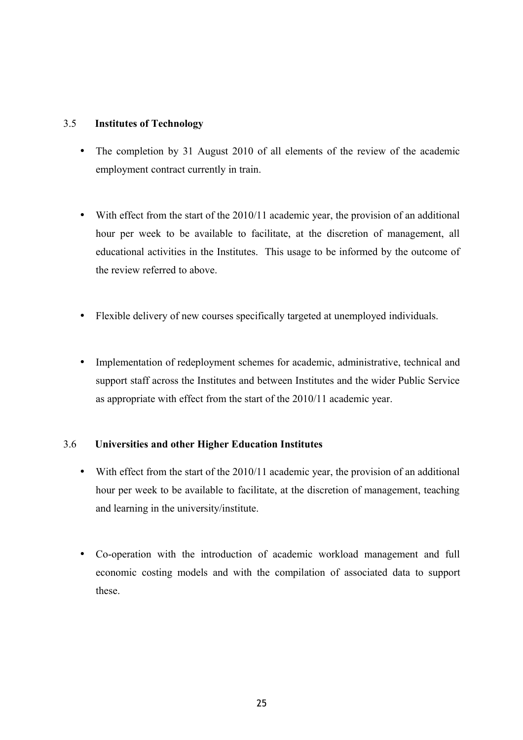### 3.5 Institutes of Technology

- The completion by 31 August 2010 of all elements of the review of the academic employment contract currently in train.

- With effect from the start of the 2010/11 academic year, the provision of an additional hour per week to be available to facilitate, at the discretion of management, all educational activities in the Institutes. This usage to be informed by the outcome of the review referred to above.

- Flexible delivery of new courses specifically targeted at unemployed individuals.

- Implementation of redeployment schemes for academic, administrative, technical and support staff across the Institutes and between Institutes and the wider Public Service as appropriate with effect from the start of the 2010/11 academic year.

### 3.6 Universities and other Higher Education Institutes

- With effect from the start of the 2010/11 academic year, the provision of an additional hour per week to be available to facilitate, at the discretion of management, teaching and learning in the university/institute.

- Co-operation with the introduction of academic workload management and full economic costing models and with the compilation of associated data to support these.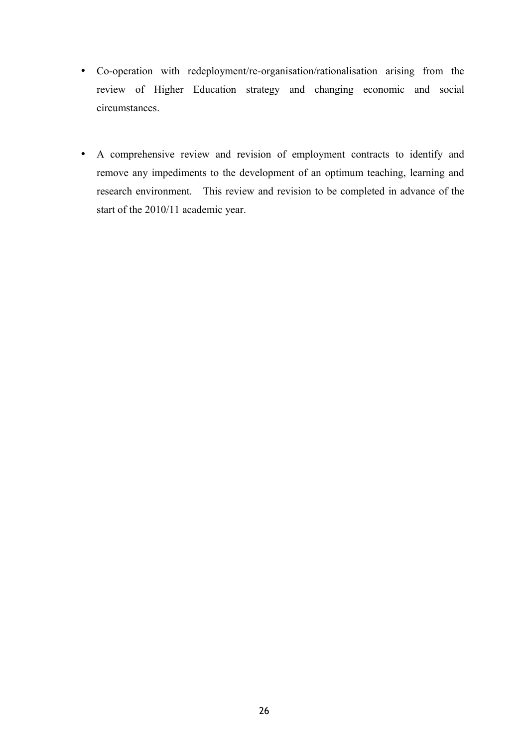- Co-operation with redeployment/re-organisation/rationalisation arising from the review of Higher Education strategy and changing economic and social circumstances.

- A comprehensive review and revision of employment contracts to identify and remove any impediments to the development of an optimum teaching, learning and research environment. This review and revision to be completed in advance of the start of the 2010/11 academic year.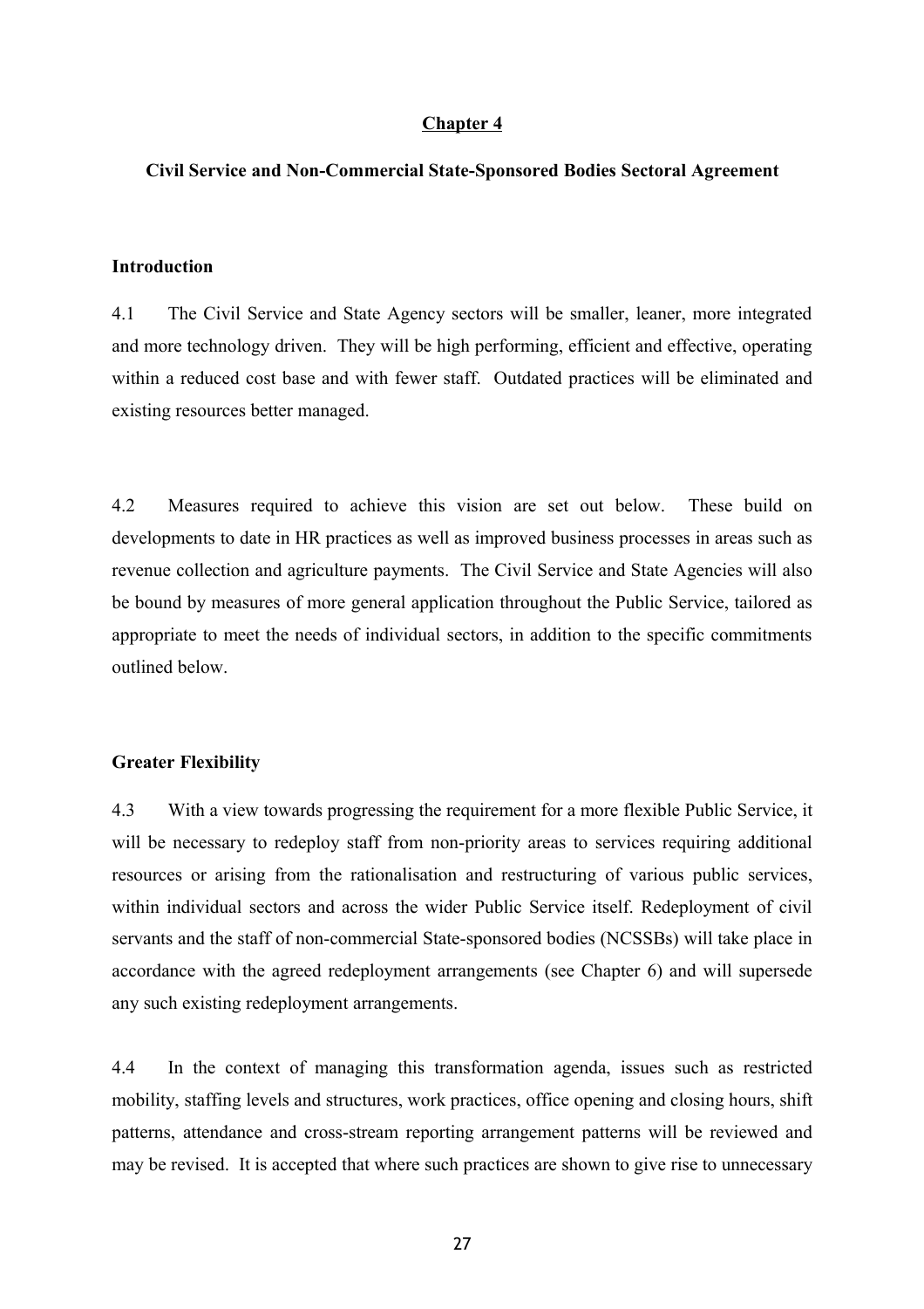## Chapter 4

### Civil Service and Non-Commercial State-Sponsored Bodies Sectoral Agreement

#### Introduction

4.1 The Civil Service and State Agency sectors will be smaller, leaner, more integrated and more technology driven. They will be high performing, efficient and effective, operating within a reduced cost base and with fewer staff. Outdated practices will be eliminated and existing resources better managed.

4.2 Measures required to achieve this vision are set out below. These build on developments to date in HR practices as well as improved business processes in areas such as revenue collection and agriculture payments. The Civil Service and State Agencies will also be bound by measures of more general application throughout the Public Service, tailored as appropriate to meet the needs of individual sectors, in addition to the specific commitments outlined below.

#### Greater Flexibility

4.3 With a view towards progressing the requirement for a more flexible Public Service, it will be necessary to redeploy staff from non-priority areas to services requiring additional resources or arising from the rationalisation and restructuring of various public services, within individual sectors and across the wider Public Service itself. Redeployment of civil servants and the staff of non-commercial State-sponsored bodies (NCSSBs) will take place in accordance with the agreed redeployment arrangements (see Chapter 6) and will supersede any such existing redeployment arrangements.

4.4 In the context of managing this transformation agenda, issues such as restricted mobility, staffing levels and structures, work practices, office opening and closing hours, shift patterns, attendance and cross-stream reporting arrangement patterns will be reviewed and may be revised. It is accepted that where such practices are shown to give rise to unnecessary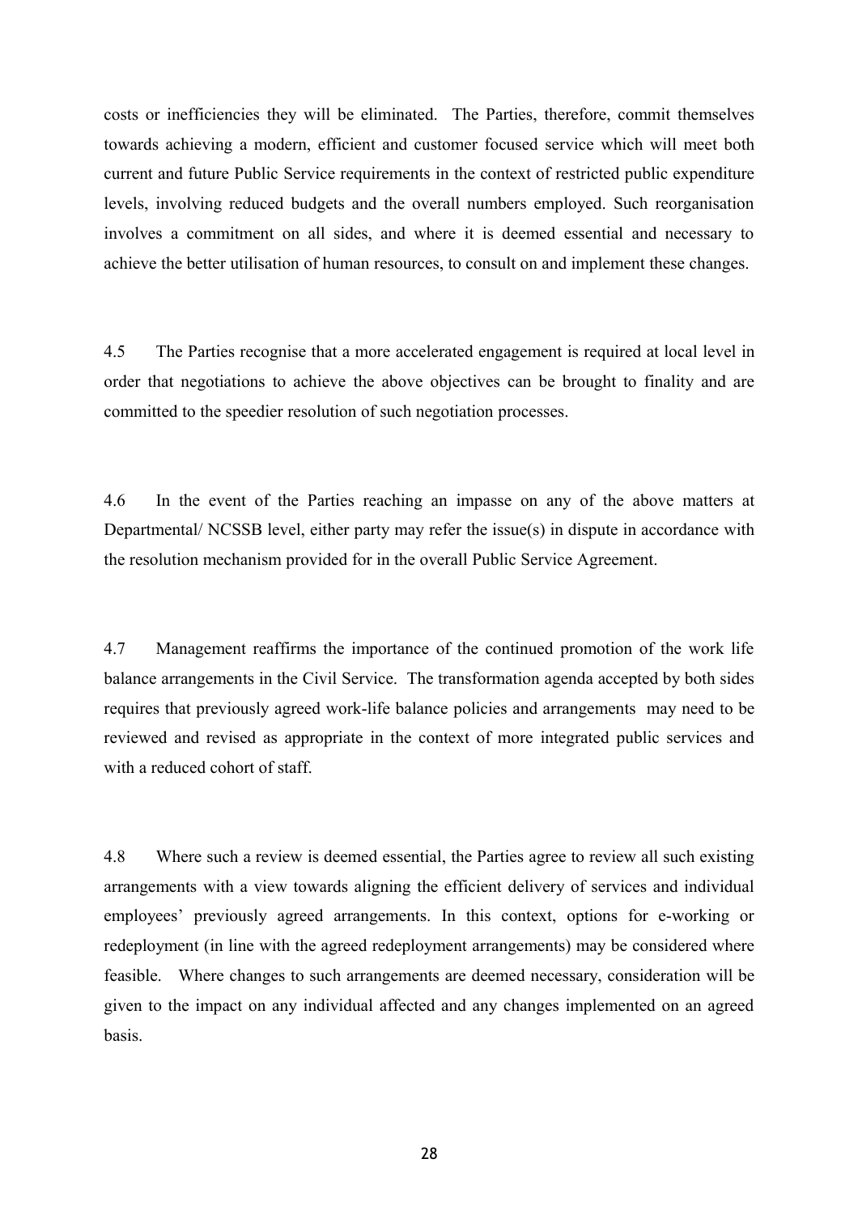costs or inefficiencies they will be eliminated. The Parties, therefore, commit themselves towards achieving a modern, efficient and customer focused service which will meet both current and future Public Service requirements in the context of restricted public expenditure levels, involving reduced budgets and the overall numbers employed. Such reorganisation involves a commitment on all sides, and where it is deemed essential and necessary to achieve the better utilisation of human resources, to consult on and implement these changes.

4.5 The Parties recognise that a more accelerated engagement is required at local level in order that negotiations to achieve the above objectives can be brought to finality and are committed to the speedier resolution of such negotiation processes.

4.6 In the event of the Parties reaching an impasse on any of the above matters at Departmental/ NCSSB level, either party may refer the issue(s) in dispute in accordance with the resolution mechanism provided for in the overall Public Service Agreement.

4.7 Management reaffirms the importance of the continued promotion of the work life balance arrangements in the Civil Service. The transformation agenda accepted by both sides requires that previously agreed work-life balance policies and arrangements may need to be reviewed and revised as appropriate in the context of more integrated public services and with a reduced cohort of staff.

4.8 Where such a review is deemed essential, the Parties agree to review all such existing arrangements with a view towards aligning the efficient delivery of services and individual employees' previously agreed arrangements. In this context, options for e-working or redeployment (in line with the agreed redeployment arrangements) may be considered where feasible. Where changes to such arrangements are deemed necessary, consideration will be given to the impact on any individual affected and any changes implemented on an agreed basis.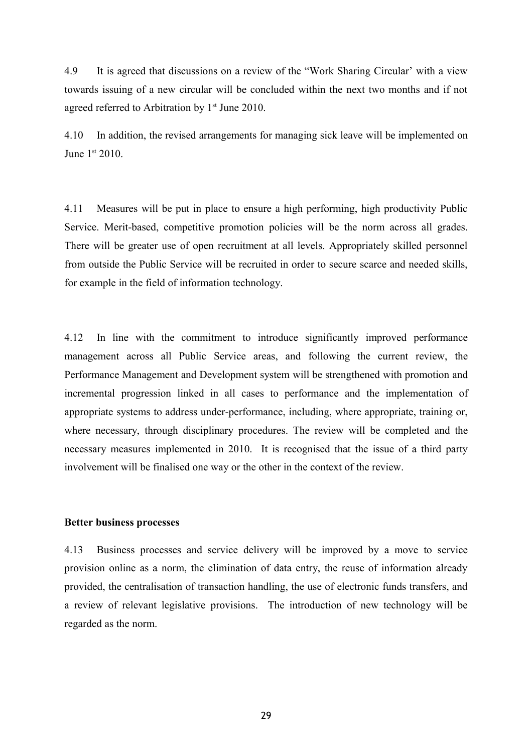4.9 It is agreed that discussions on a review of the "Work Sharing Circular' with a view towards issuing of a new circular will be concluded within the next two months and if not agreed referred to Arbitration by 1st June 2010.

4.10 In addition, the revised arrangements for managing sick leave will be implemented on June 1st 2010.

4.11 Measures will be put in place to ensure a high performing, high productivity Public Service. Merit-based, competitive promotion policies will be the norm across all grades. There will be greater use of open recruitment at all levels. Appropriately skilled personnel from outside the Public Service will be recruited in order to secure scarce and needed skills, for example in the field of information technology.

4.12 In line with the commitment to introduce significantly improved performance management across all Public Service areas, and following the current review, the Performance Management and Development system will be strengthened with promotion and incremental progression linked in all cases to performance and the implementation of appropriate systems to address under-performance, including, where appropriate, training or, where necessary, through disciplinary procedures. The review will be completed and the necessary measures implemented in 2010. It is recognised that the issue of a third party involvement will be finalised one way or the other in the context of the review.

**Better business processes**

4.13 Business processes and service delivery will be improved by a move to service provision online as a norm, the elimination of data entry, the reuse of information already provided, the centralisation of transaction handling, the use of electronic funds transfers, and a review of relevant legislative provisions. The introduction of new technology will be regarded as the norm.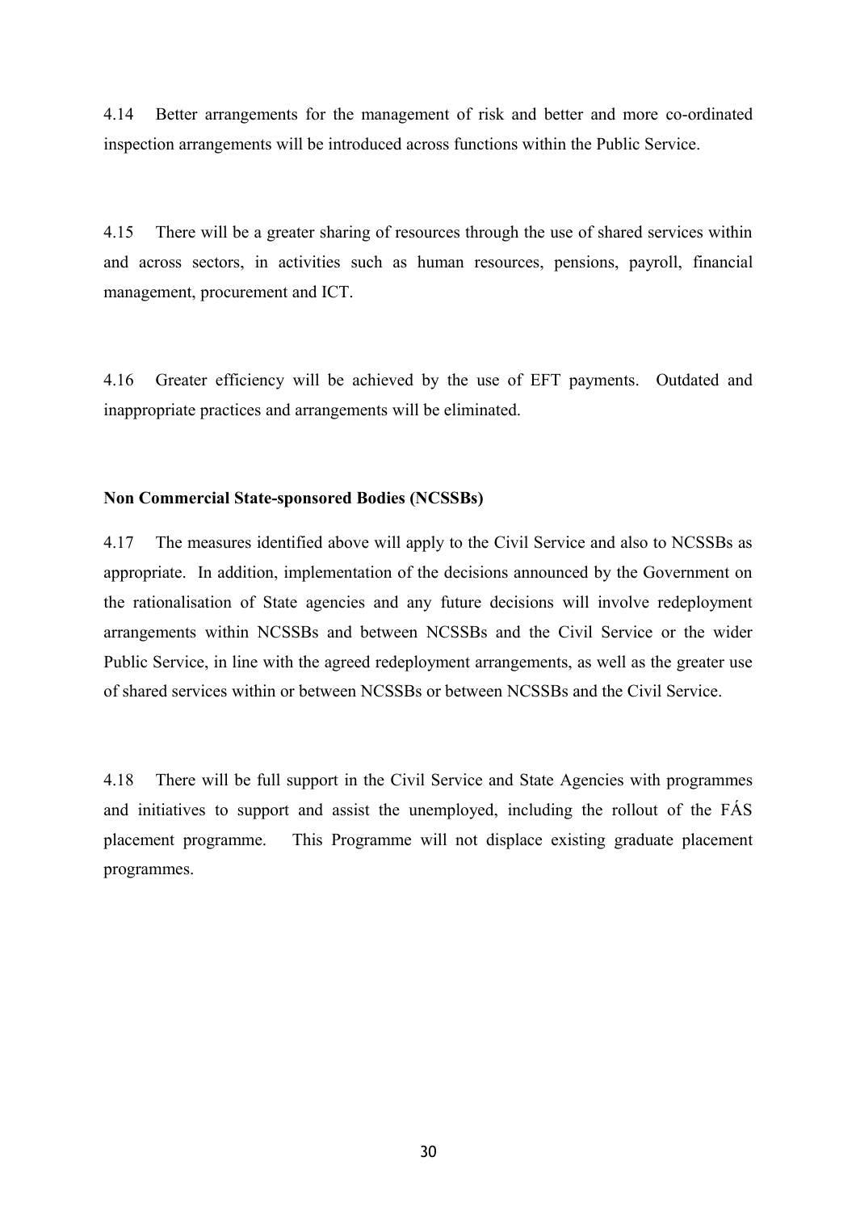4.14 Better arrangements for the management of risk and better and more co-ordinated inspection arrangements will be introduced across functions within the Public Service.

4.15 There will be a greater sharing of resources through the use of shared services within and across sectors, in activities such as human resources, pensions, payroll, financial management, procurement and ICT.

4.16 Greater efficiency will be achieved by the use of EFT payments. Outdated and inappropriate practices and arrangements will be eliminated.

**Non Commercial State-sponsored Bodies (NCSSBs)**

4.17 The measures identified above will apply to the Civil Service and also to NCSSBs as appropriate. In addition, implementation of the decisions announced by the Government on the rationalisation of State agencies and any future decisions will involve redeployment arrangements within NCSSBs and between NCSSBs and the Civil Service or the wider Public Service, in line with the agreed redeployment arrangements, as well as the greater use of shared services within or between NCSSBs or between NCSSBs and the Civil Service.

4.18 There will be full support in the Civil Service and State Agencies with programmes and initiatives to support and assist the unemployed, including the rollout of the FÁS placement programme. This Programme will not displace existing graduate placement programmes.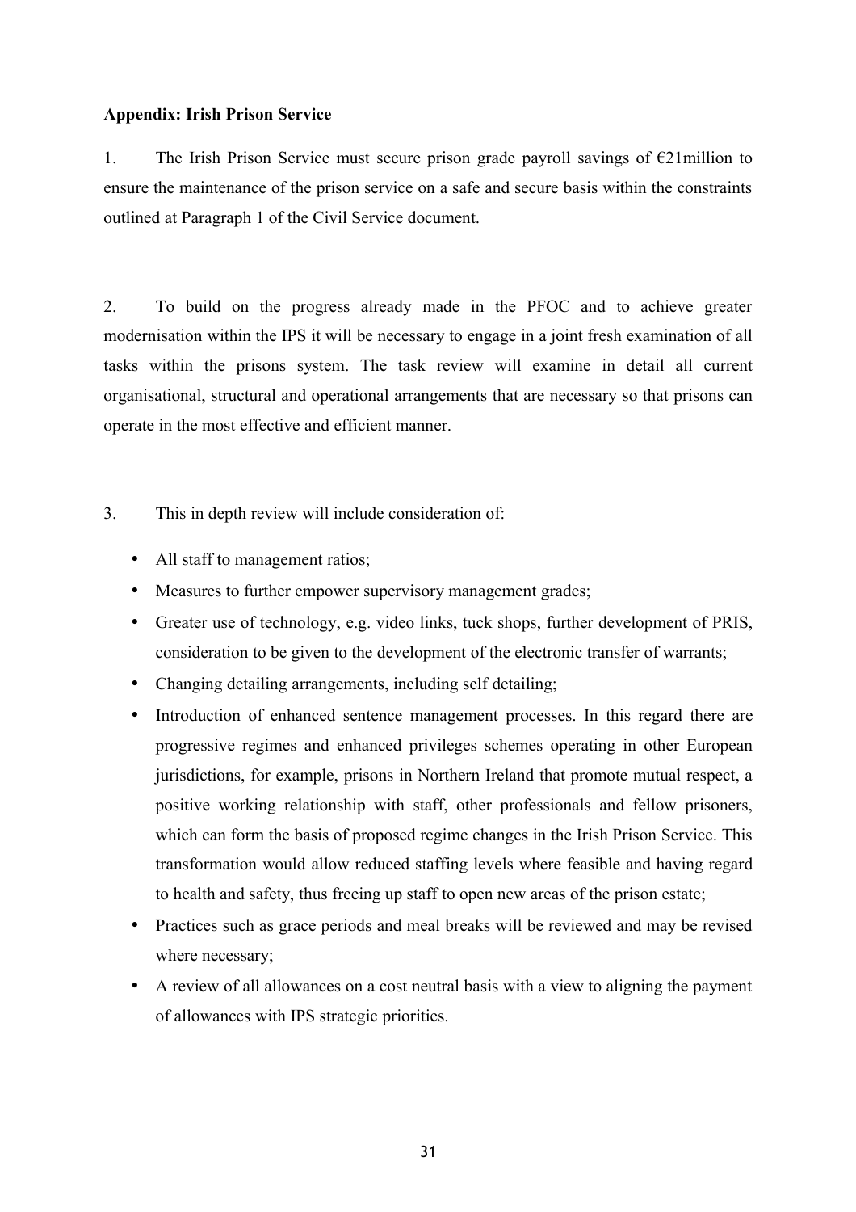**Appendix: Irish Prison Service**

1. The Irish Prison Service must secure prison grade payroll savings of €21million to ensure the maintenance of the prison service on a safe and secure basis within the constraints outlined at Paragraph 1 of the Civil Service document.

2. To build on the progress already made in the PFOC and to achieve greater modernisation within the IPS it will be necessary to engage in a joint fresh examination of all tasks within the prisons system. The task review will examine in detail all current organisational, structural and operational arrangements that are necessary so that prisons can operate in the most effective and efficient manner.

3. This in depth review will include consideration of:

- All staff to management ratios;
- Measures to further empower supervisory management grades;
- Greater use of technology, e.g. video links, tuck shops, further development of PRIS, consideration to be given to the development of the electronic transfer of warrants;
- Changing detailing arrangements, including self detailing;
- Introduction of enhanced sentence management processes. In this regard there are progressive regimes and enhanced privileges schemes operating in other European jurisdictions, for example, prisons in Northern Ireland that promote mutual respect, a positive working relationship with staff, other professionals and fellow prisoners, which can form the basis of proposed regime changes in the Irish Prison Service. This transformation would allow reduced staffing levels where feasible and having regard to health and safety, thus freeing up staff to open new areas of the prison estate;
- Practices such as grace periods and meal breaks will be reviewed and may be revised where necessary;
- A review of all allowances on a cost neutral basis with a view to aligning the payment of allowances with IPS strategic priorities.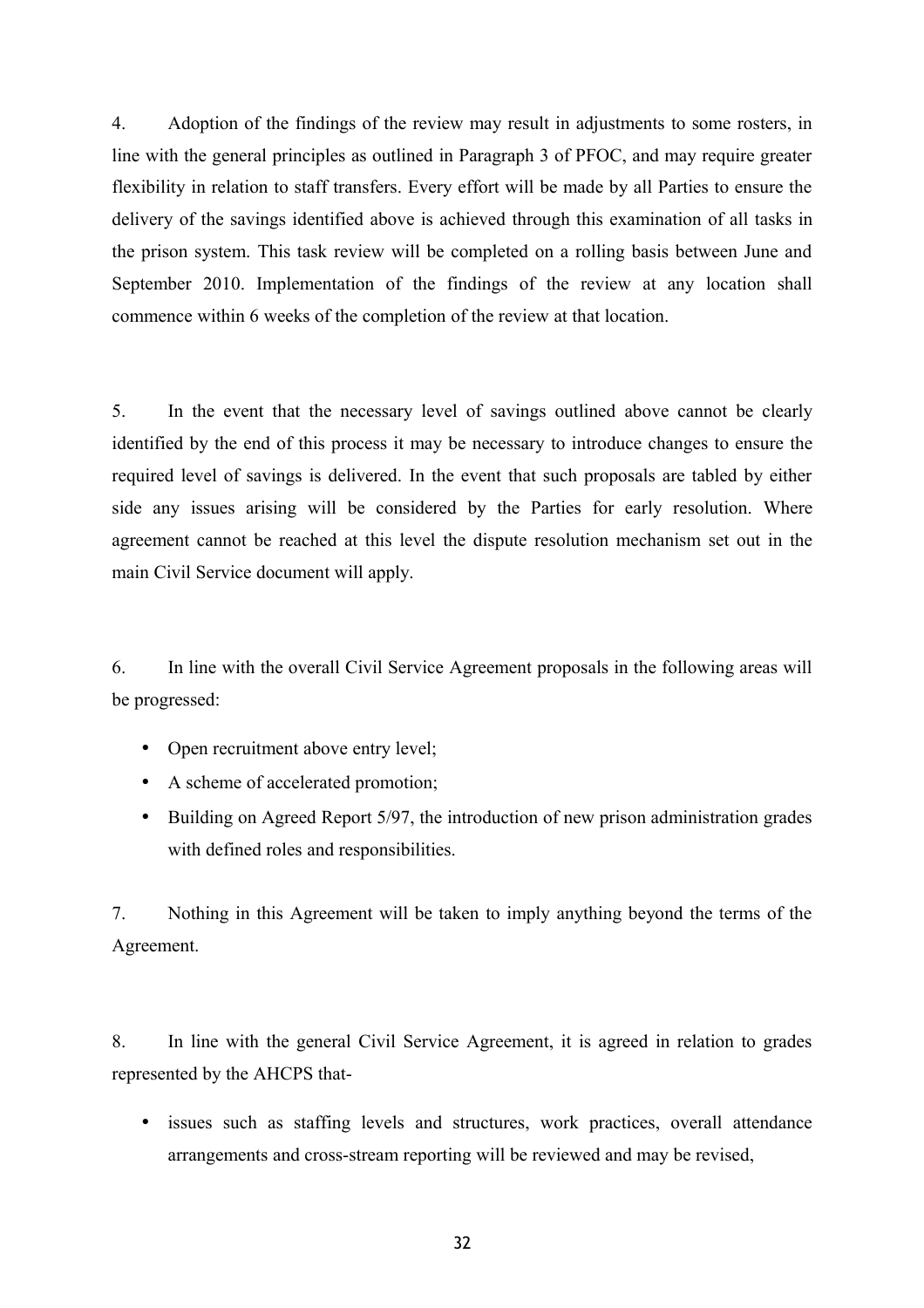4. Adoption of the findings of the review may result in adjustments to some rosters, in line with the general principles as outlined in Paragraph 3 of PFOC, and may require greater flexibility in relation to staff transfers. Every effort will be made by all Parties to ensure the delivery of the savings identified above is achieved through this examination of all tasks in the prison system. This task review will be completed on a rolling basis between June and September 2010. Implementation of the findings of the review at any location shall commence within 6 weeks of the completion of the review at that location.

5. In the event that the necessary level of savings outlined above cannot be clearly identified by the end of this process it may be necessary to introduce changes to ensure the required level of savings is delivered. In the event that such proposals are tabled by either side any issues arising will be considered by the Parties for early resolution. Where agreement cannot be reached at this level the dispute resolution mechanism set out in the main Civil Service document will apply.

6. In line with the overall Civil Service Agreement proposals in the following areas will be progressed:

- Open recruitment above entry level;
- A scheme of accelerated promotion;
- Building on Agreed Report 5/97, the introduction of new prison administration grades with defined roles and responsibilities.

7. Nothing in this Agreement will be taken to imply anything beyond the terms of the Agreement.

8. In line with the general Civil Service Agreement, it is agreed in relation to grades represented by the AHCPS that-

- issues such as staffing levels and structures, work practices, overall attendance arrangements and cross-stream reporting will be reviewed and may be revised,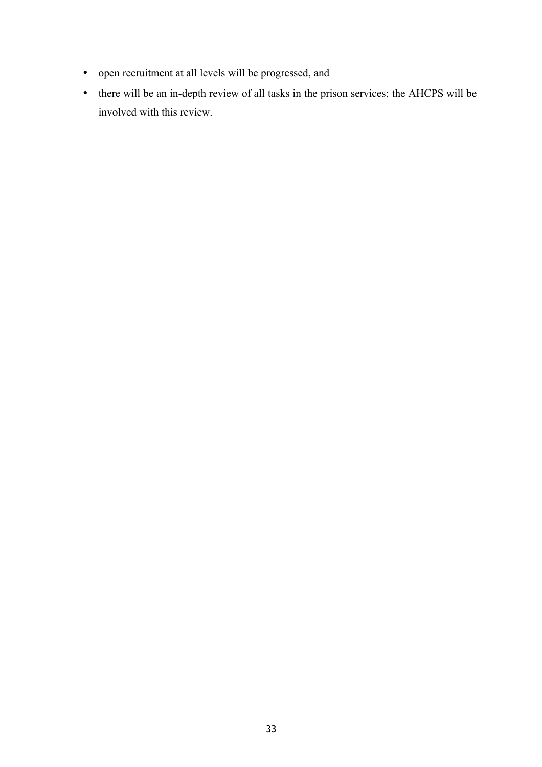- open recruitment at all levels will be progressed, and
- there will be an in-depth review of all tasks in the prison services; the AHCPS will be involved with this review.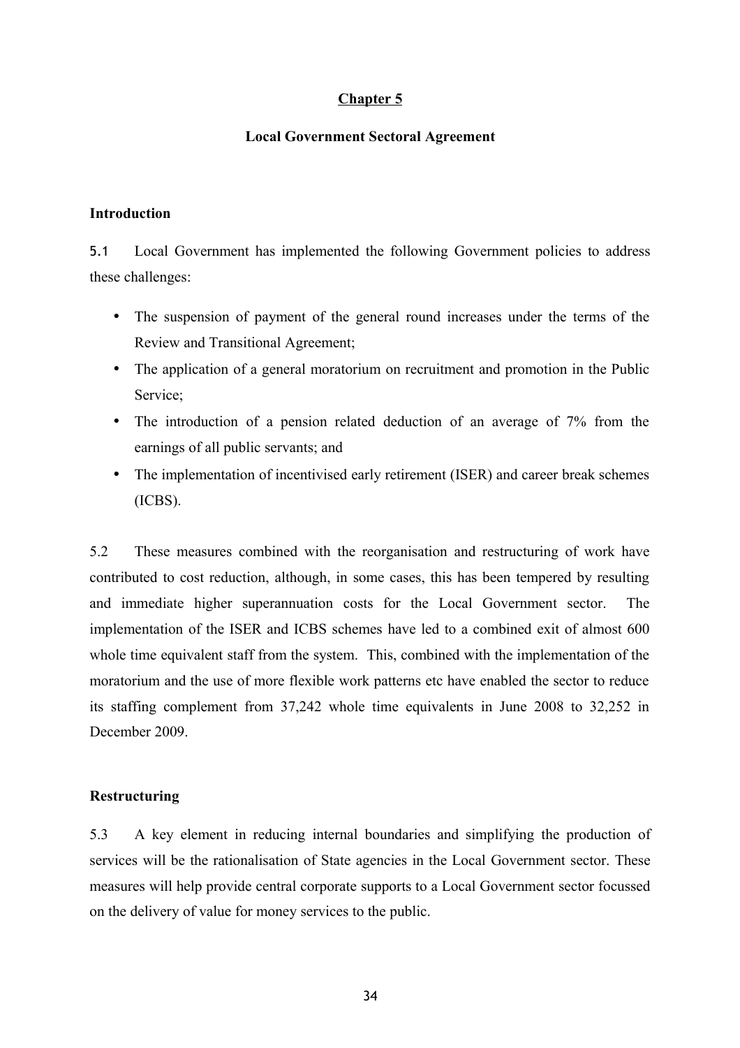# Chapter 5

## Local Government Sectoral Agreement

### Introduction

5.1 Local Government has implemented the following Government policies to address these challenges:

- The suspension of payment of the general round increases under the terms of the Review and Transitional Agreement;
- The application of a general moratorium on recruitment and promotion in the Public Service;
- The introduction of a pension related deduction of an average of 7% from the earnings of all public servants; and
- The implementation of incentivised early retirement (ISER) and career break schemes (ICBS).

5.2 These measures combined with the reorganisation and restructuring of work have contributed to cost reduction, although, in some cases, this has been tempered by resulting and immediate higher superannuation costs for the Local Government sector. The implementation of the ISER and ICBS schemes have led to a combined exit of almost 600 whole time equivalent staff from the system. This, combined with the implementation of the moratorium and the use of more flexible work patterns etc have enabled the sector to reduce its staffing complement from 37,242 whole time equivalents in June 2008 to 32,252 in December 2009.

### Restructuring

5.3 A key element in reducing internal boundaries and simplifying the production of services will be the rationalisation of State agencies in the Local Government sector. These measures will help provide central corporate supports to a Local Government sector focussed on the delivery of value for money services to the public.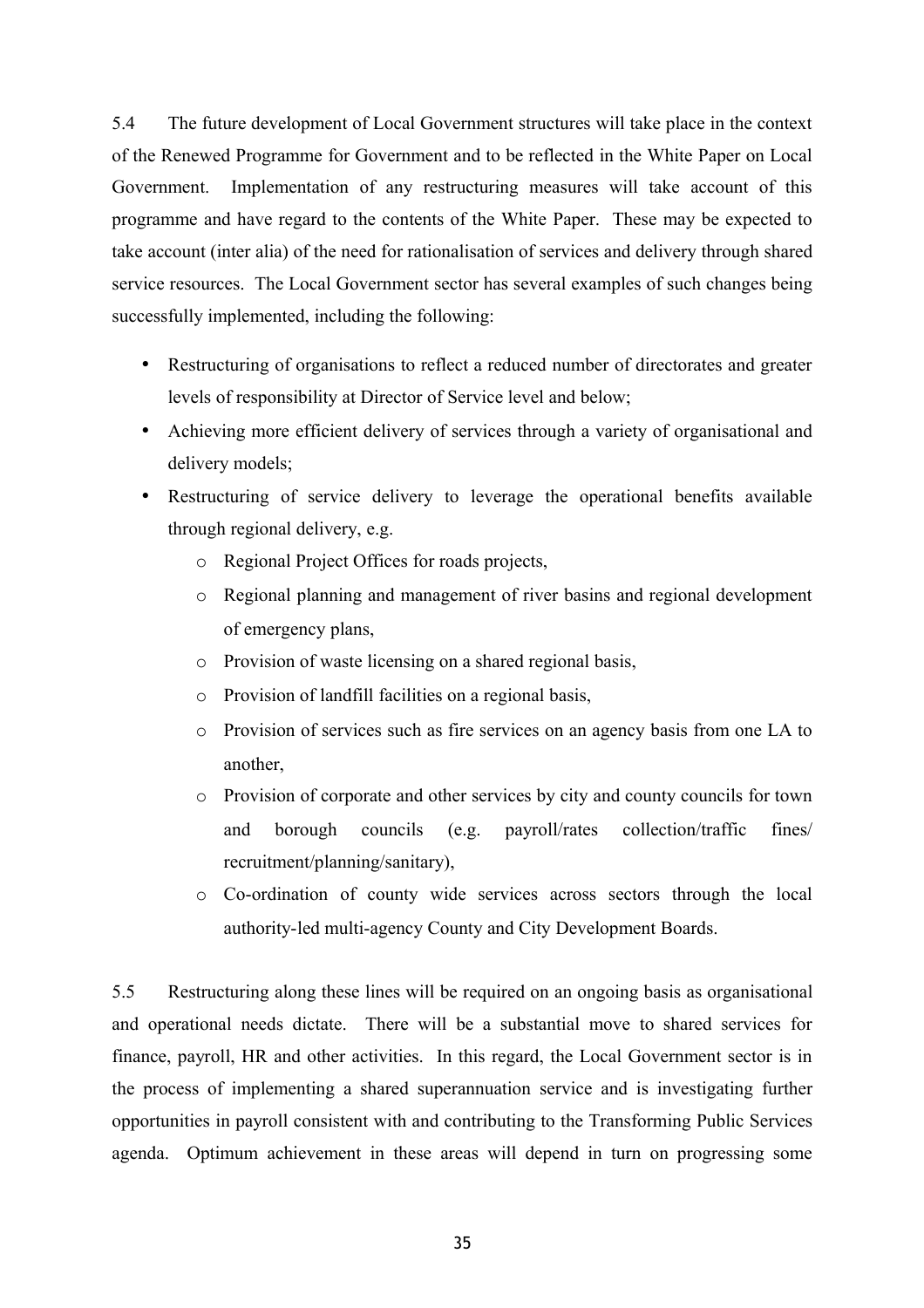5.4 The future development of Local Government structures will take place in the context of the Renewed Programme for Government and to be reflected in the White Paper on Local Government. Implementation of any restructuring measures will take account of this programme and have regard to the contents of the White Paper. These may be expected to take account (inter alia) of the need for rationalisation of services and delivery through shared service resources. The Local Government sector has several examples of such changes being successfully implemented, including the following:

- Restructuring of organisations to reflect a reduced number of directorates and greater levels of responsibility at Director of Service level and below;
- Achieving more efficient delivery of services through a variety of organisational and delivery models;
- Restructuring of service delivery to leverage the operational benefits available through regional delivery, e.g.
  - Regional Project Offices for roads projects,
  - Regional planning and management of river basins and regional development of emergency plans,
  - Provision of waste licensing on a shared regional basis,
  - Provision of landfill facilities on a regional basis,
  - Provision of services such as fire services on an agency basis from one LA to another,
  - Provision of corporate and other services by city and county councils for town and borough councils (e.g. payroll/rates collection/traffic fines/ recruitment/planning/sanitary),
  - Co-ordination of county wide services across sectors through the local authority-led multi-agency County and City Development Boards.

5.5 Restructuring along these lines will be required on an ongoing basis as organisational and operational needs dictate. There will be a substantial move to shared services for finance, payroll, HR and other activities. In this regard, the Local Government sector is in the process of implementing a shared superannuation service and is investigating further opportunities in payroll consistent with and contributing to the Transforming Public Services agenda. Optimum achievement in these areas will depend in turn on progressing some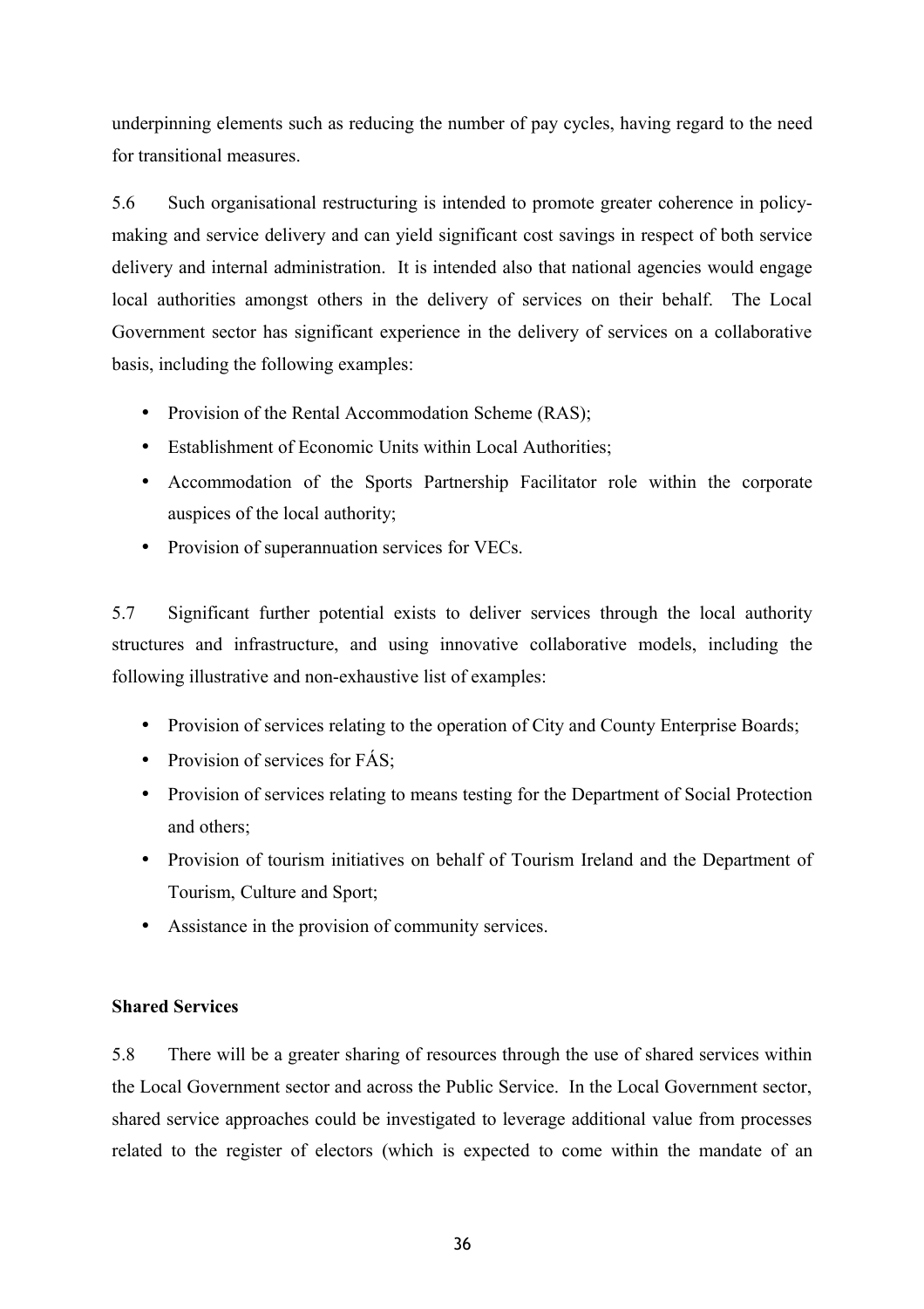underpinning elements such as reducing the number of pay cycles, having regard to the need for transitional measures.

5.6 Such organisational restructuring is intended to promote greater coherence in policy-making and service delivery and can yield significant cost savings in respect of both service delivery and internal administration. It is intended also that national agencies would engage local authorities amongst others in the delivery of services on their behalf. The Local Government sector has significant experience in the delivery of services on a collaborative basis, including the following examples:

- Provision of the Rental Accommodation Scheme (RAS);
- Establishment of Economic Units within Local Authorities;
- Accommodation of the Sports Partnership Facilitator role within the corporate auspices of the local authority;
- Provision of superannuation services for VECs.

5.7 Significant further potential exists to deliver services through the local authority structures and infrastructure, and using innovative collaborative models, including the following illustrative and non-exhaustive list of examples:

- Provision of services relating to the operation of City and County Enterprise Boards;
- Provision of services for FÁS;
- Provision of services relating to means testing for the Department of Social Protection and others;
- Provision of tourism initiatives on behalf of Tourism Ireland and the Department of Tourism, Culture and Sport;
- Assistance in the provision of community services.

**Shared Services**

5.8 There will be a greater sharing of resources through the use of shared services within the Local Government sector and across the Public Service. In the Local Government sector, shared service approaches could be investigated to leverage additional value from processes related to the register of electors (which is expected to come within the mandate of an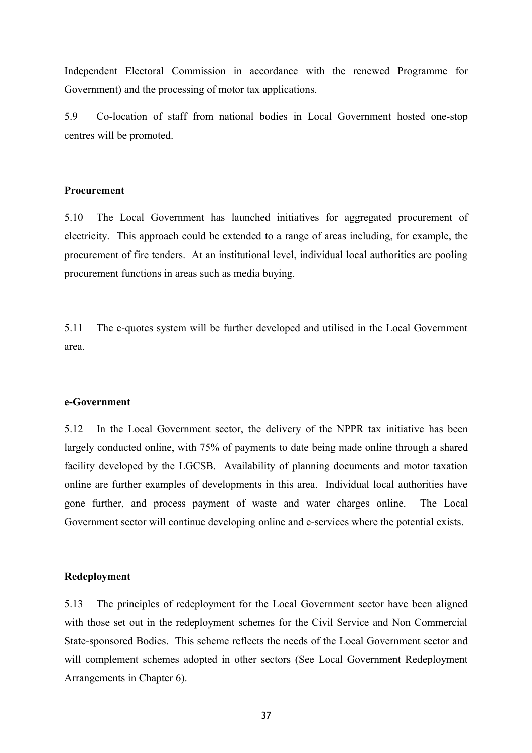Independent Electoral Commission in accordance with the renewed Programme for Government) and the processing of motor tax applications.

5.9 Co-location of staff from national bodies in Local Government hosted one-stop centres will be promoted.

**Procurement**

5.10 The Local Government has launched initiatives for aggregated procurement of electricity. This approach could be extended to a range of areas including, for example, the procurement of fire tenders. At an institutional level, individual local authorities are pooling procurement functions in areas such as media buying.

5.11 The e-quotes system will be further developed and utilised in the Local Government area.

**e-Government**

5.12 In the Local Government sector, the delivery of the NPPR tax initiative has been largely conducted online, with 75% of payments to date being made online through a shared facility developed by the LGCSB. Availability of planning documents and motor taxation online are further examples of developments in this area. Individual local authorities have gone further, and process payment of waste and water charges online. The Local Government sector will continue developing online and e-services where the potential exists.

**Redeployment**

5.13 The principles of redeployment for the Local Government sector have been aligned with those set out in the redeployment schemes for the Civil Service and Non Commercial State-sponsored Bodies. This scheme reflects the needs of the Local Government sector and will complement schemes adopted in other sectors (See Local Government Redeployment Arrangements in Chapter 6).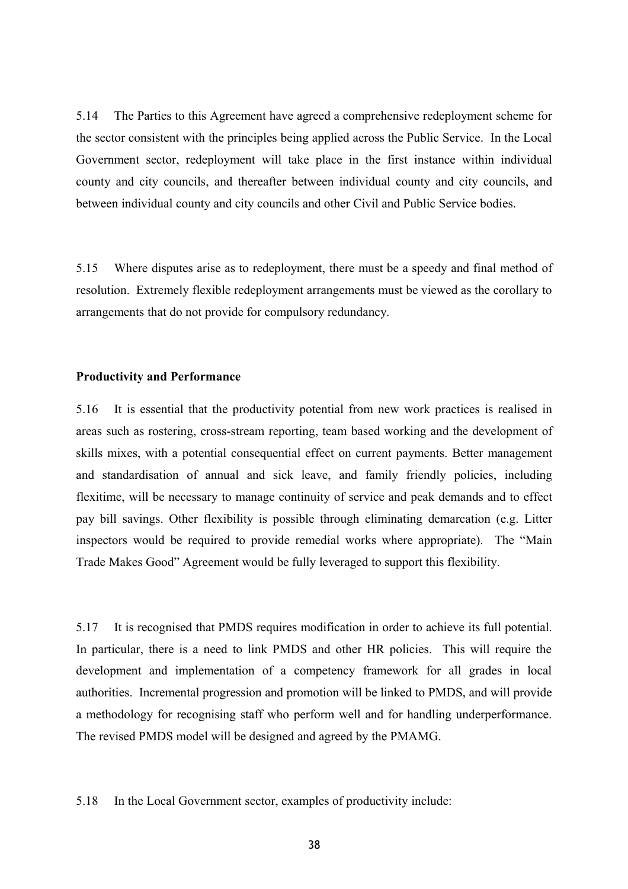5.14 The Parties to this Agreement have agreed a comprehensive redeployment scheme for the sector consistent with the principles being applied across the Public Service. In the Local Government sector, redeployment will take place in the first instance within individual county and city councils, and thereafter between individual county and city councils, and between individual county and city councils and other Civil and Public Service bodies.

5.15 Where disputes arise as to redeployment, there must be a speedy and final method of resolution. Extremely flexible redeployment arrangements must be viewed as the corollary to arrangements that do not provide for compulsory redundancy.

**Productivity and Performance**

5.16 It is essential that the productivity potential from new work practices is realised in areas such as rostering, cross-stream reporting, team based working and the development of skills mixes, with a potential consequential effect on current payments. Better management and standardisation of annual and sick leave, and family friendly policies, including flexitime, will be necessary to manage continuity of service and peak demands and to effect pay bill savings. Other flexibility is possible through eliminating demarcation (e.g. Litter inspectors would be required to provide remedial works where appropriate). The "Main Trade Makes Good" Agreement would be fully leveraged to support this flexibility.

5.17 It is recognised that PMDS requires modification in order to achieve its full potential. In particular, there is a need to link PMDS and other HR policies. This will require the development and implementation of a competency framework for all grades in local authorities. Incremental progression and promotion will be linked to PMDS, and will provide a methodology for recognising staff who perform well and for handling underperformance. The revised PMDS model will be designed and agreed by the PMAMG.

5.18 In the Local Government sector, examples of productivity include: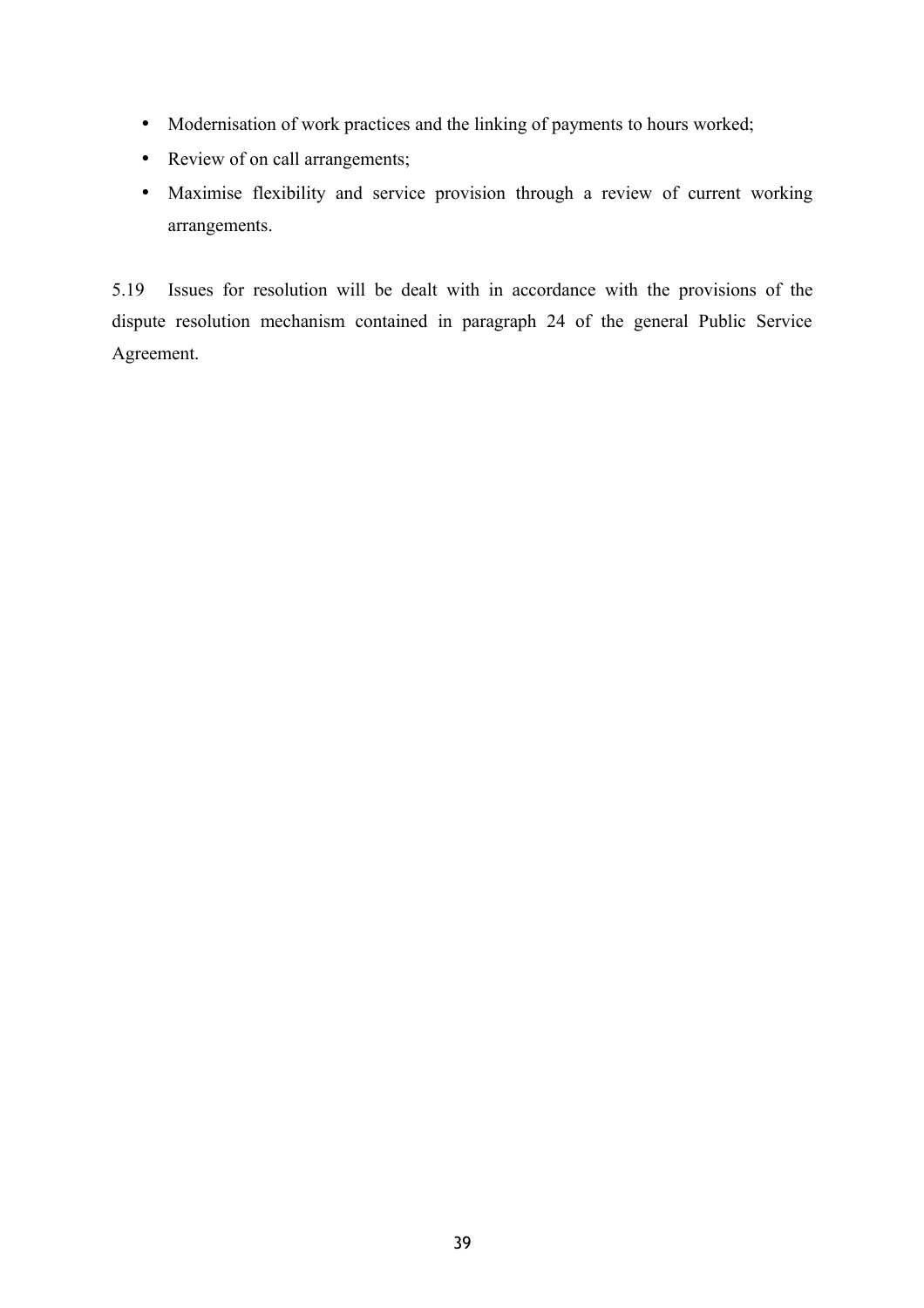- Modernisation of work practices and the linking of payments to hours worked;
- Review of on call arrangements;
- Maximise flexibility and service provision through a review of current working arrangements.

5.19 Issues for resolution will be dealt with in accordance with the provisions of the dispute resolution mechanism contained in paragraph 24 of the general Public Service Agreement.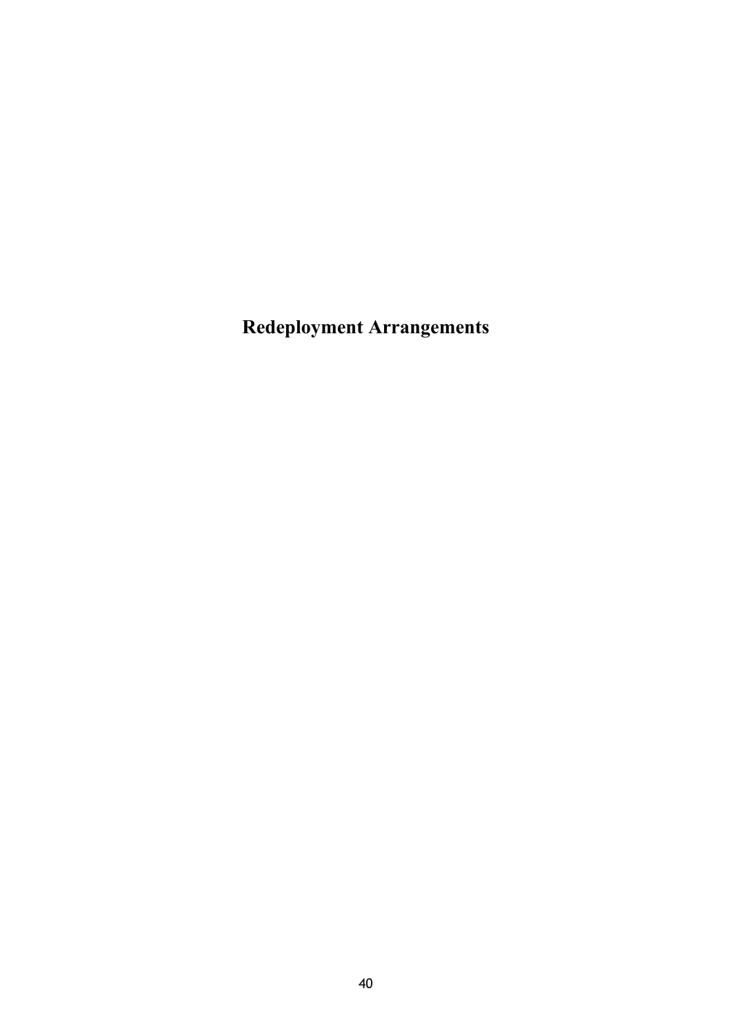# Redeployment Arrangements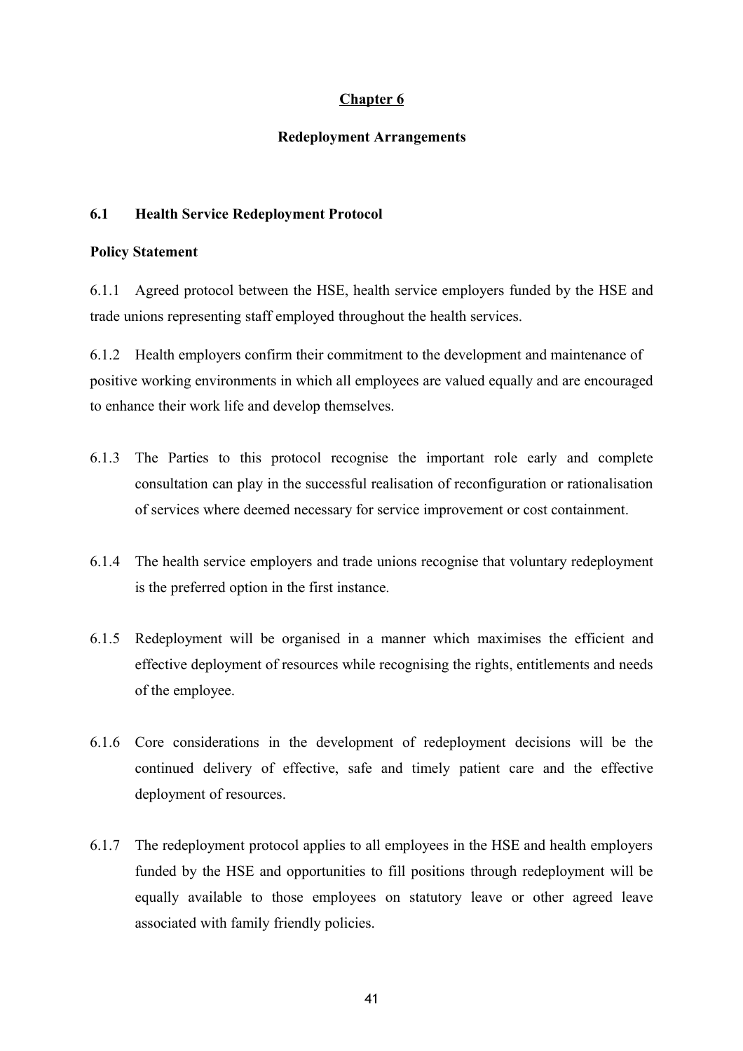# Chapter 6

## Redeployment Arrangements

### 6.1 Health Service Redeployment Protocol

**Policy Statement**

6.1.1 Agreed protocol between the HSE, health service employers funded by the HSE and trade unions representing staff employed throughout the health services.

6.1.2 Health employers confirm their commitment to the development and maintenance of positive working environments in which all employees are valued equally and are encouraged to enhance their work life and develop themselves.

6.1.3 The Parties to this protocol recognise the important role early and complete consultation can play in the successful realisation of reconfiguration or rationalisation of services where deemed necessary for service improvement or cost containment.

6.1.4 The health service employers and trade unions recognise that voluntary redeployment is the preferred option in the first instance.

6.1.5 Redeployment will be organised in a manner which maximises the efficient and effective deployment of resources while recognising the rights, entitlements and needs of the employee.

6.1.6 Core considerations in the development of redeployment decisions will be the continued delivery of effective, safe and timely patient care and the effective deployment of resources.

6.1.7 The redeployment protocol applies to all employees in the HSE and health employers funded by the HSE and opportunities to fill positions through redeployment will be equally available to those employees on statutory leave or other agreed leave associated with family friendly policies.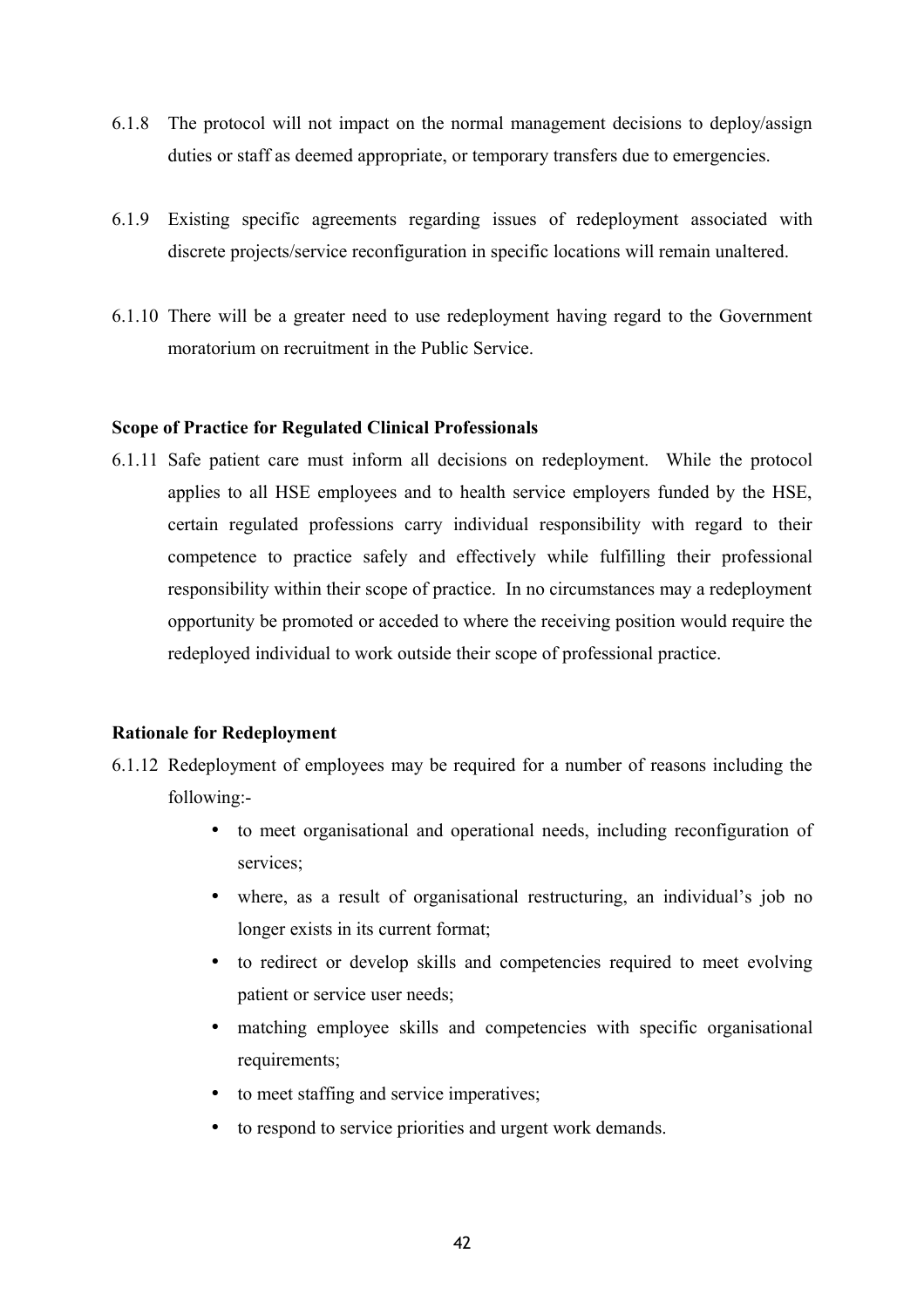6.1.8 The protocol will not impact on the normal management decisions to deploy/assign duties or staff as deemed appropriate, or temporary transfers due to emergencies.

6.1.9 Existing specific agreements regarding issues of redeployment associated with discrete projects/service reconfiguration in specific locations will remain unaltered.

6.1.10 There will be a greater need to use redeployment having regard to the Government moratorium on recruitment in the Public Service.

**Scope of Practice for Regulated Clinical Professionals**

6.1.11 Safe patient care must inform all decisions on redeployment. While the protocol applies to all HSE employees and to health service employers funded by the HSE, certain regulated professions carry individual responsibility with regard to their competence to practice safely and effectively while fulfilling their professional responsibility within their scope of practice. In no circumstances may a redeployment opportunity be promoted or acceded to where the receiving position would require the redeployed individual to work outside their scope of professional practice.

**Rationale for Redeployment**

6.1.12 Redeployment of employees may be required for a number of reasons including the following:-

- to meet organisational and operational needs, including reconfiguration of services;
- where, as a result of organisational restructuring, an individual's job no longer exists in its current format;
- to redirect or develop skills and competencies required to meet evolving patient or service user needs;
- matching employee skills and competencies with specific organisational requirements;
- to meet staffing and service imperatives;
- to respond to service priorities and urgent work demands.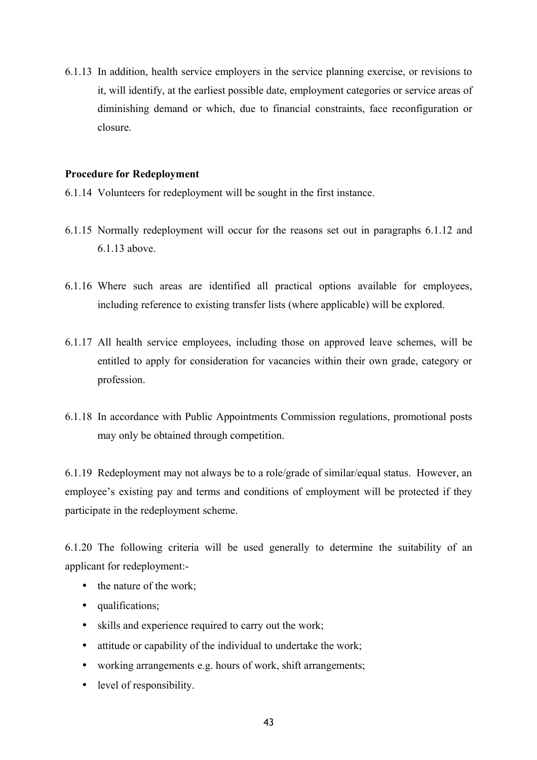6.1.13 In addition, health service employers in the service planning exercise, or revisions to it, will identify, at the earliest possible date, employment categories or service areas of diminishing demand or which, due to financial constraints, face reconfiguration or closure.

**Procedure for Redeployment**

6.1.14 Volunteers for redeployment will be sought in the first instance.

6.1.15 Normally redeployment will occur for the reasons set out in paragraphs 6.1.12 and 6.1.13 above.

6.1.16 Where such areas are identified all practical options available for employees, including reference to existing transfer lists (where applicable) will be explored.

6.1.17 All health service employees, including those on approved leave schemes, will be entitled to apply for consideration for vacancies within their own grade, category or profession.

6.1.18 In accordance with Public Appointments Commission regulations, promotional posts may only be obtained through competition.

6.1.19 Redeployment may not always be to a role/grade of similar/equal status. However, an employee's existing pay and terms and conditions of employment will be protected if they participate in the redeployment scheme.

6.1.20 The following criteria will be used generally to determine the suitability of an applicant for redeployment:-

- the nature of the work;
- qualifications;
- skills and experience required to carry out the work;
- attitude or capability of the individual to undertake the work;
- working arrangements e.g. hours of work, shift arrangements;
- level of responsibility.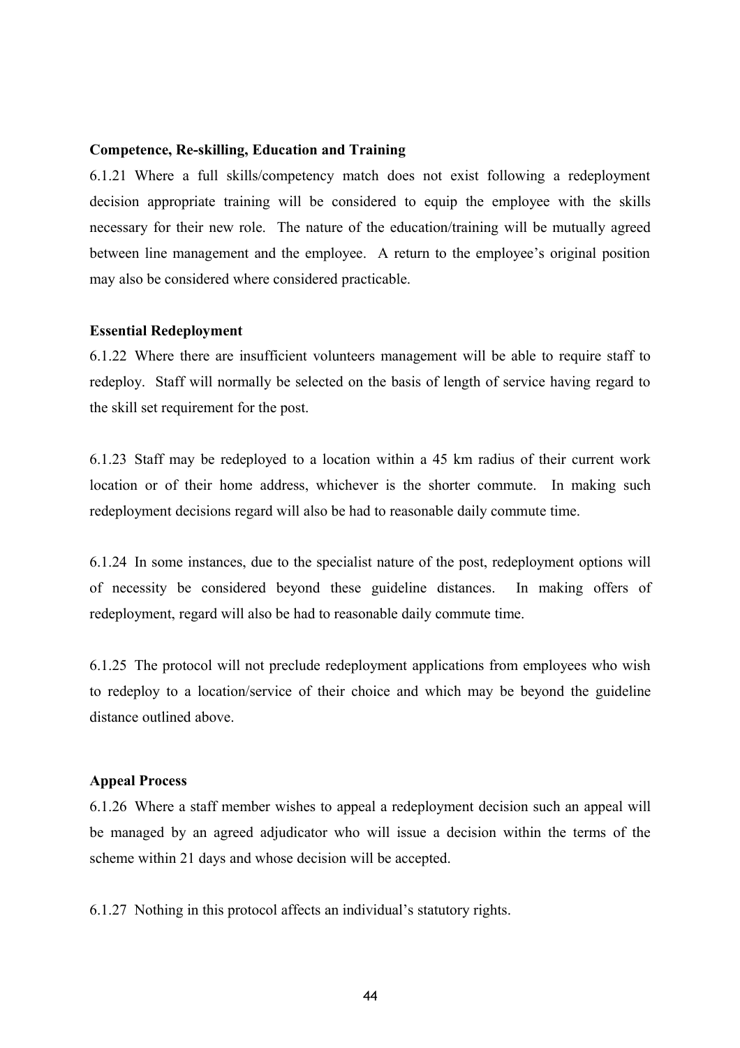**Competence, Re-skilling, Education and Training**

6.1.21 Where a full skills/competency match does not exist following a redeployment decision appropriate training will be considered to equip the employee with the skills necessary for their new role. The nature of the education/training will be mutually agreed between line management and the employee. A return to the employee's original position may also be considered where considered practicable.

**Essential Redeployment**

6.1.22 Where there are insufficient volunteers management will be able to require staff to redeploy. Staff will normally be selected on the basis of length of service having regard to the skill set requirement for the post.

6.1.23 Staff may be redeployed to a location within a 45 km radius of their current work location or of their home address, whichever is the shorter commute. In making such redeployment decisions regard will also be had to reasonable daily commute time.

6.1.24 In some instances, due to the specialist nature of the post, redeployment options will of necessity be considered beyond these guideline distances. In making offers of redeployment, regard will also be had to reasonable daily commute time.

6.1.25 The protocol will not preclude redeployment applications from employees who wish to redeploy to a location/service of their choice and which may be beyond the guideline distance outlined above.

**Appeal Process**

6.1.26 Where a staff member wishes to appeal a redeployment decision such an appeal will be managed by an agreed adjudicator who will issue a decision within the terms of the scheme within 21 days and whose decision will be accepted.

6.1.27 Nothing in this protocol affects an individual's statutory rights.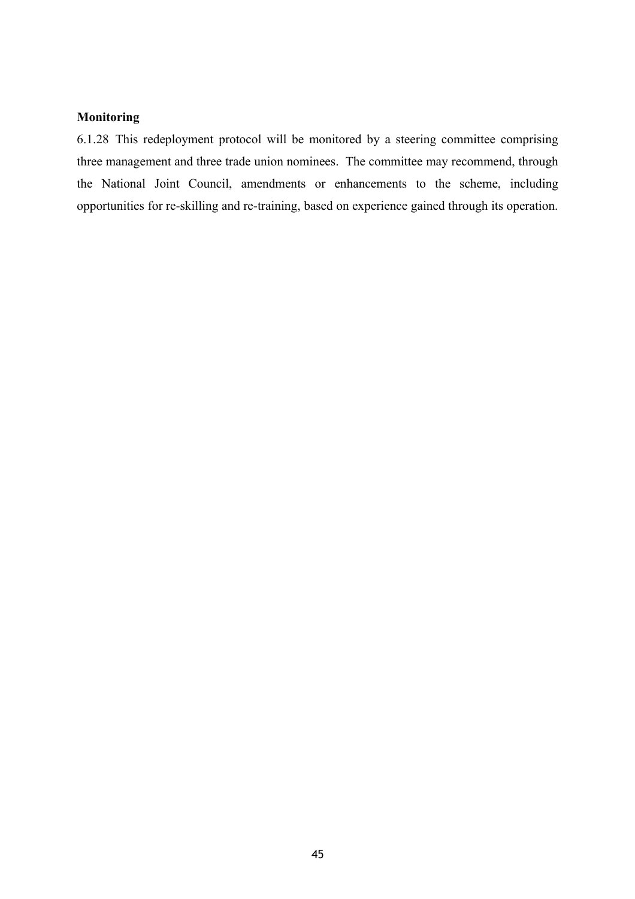**Monitoring**

6.1.28 This redeployment protocol will be monitored by a steering committee comprising three management and three trade union nominees. The committee may recommend, through the National Joint Council, amendments or enhancements to the scheme, including opportunities for re-skilling and re-training, based on experience gained through its operation.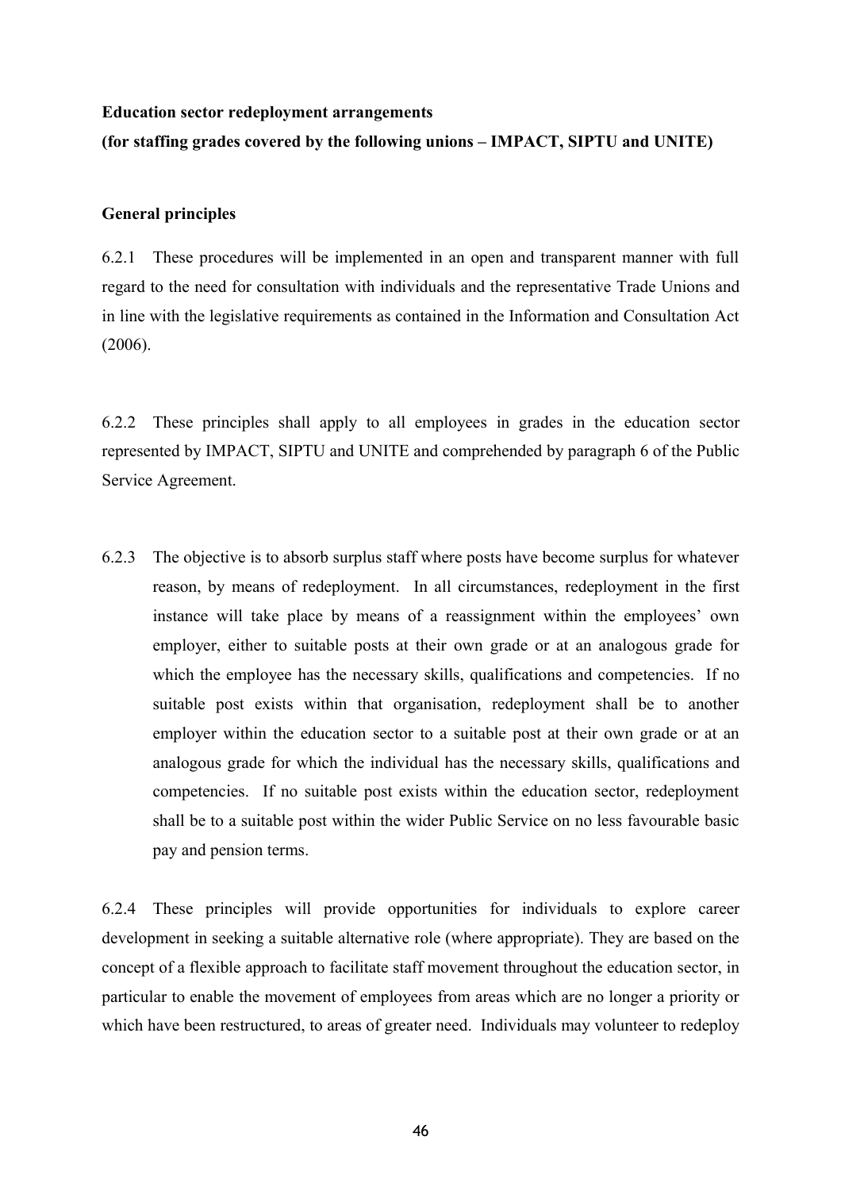**Education sector redeployment arrangements**

**(for staffing grades covered by the following unions – IMPACT, SIPTU and UNITE)**

**General principles**

6.2.1 These procedures will be implemented in an open and transparent manner with full regard to the need for consultation with individuals and the representative Trade Unions and in line with the legislative requirements as contained in the Information and Consultation Act (2006).

6.2.2 These principles shall apply to all employees in grades in the education sector represented by IMPACT, SIPTU and UNITE and comprehended by paragraph 6 of the Public Service Agreement.

6.2.3 The objective is to absorb surplus staff where posts have become surplus for whatever reason, by means of redeployment. In all circumstances, redeployment in the first instance will take place by means of a reassignment within the employees' own employer, either to suitable posts at their own grade or at an analogous grade for which the employee has the necessary skills, qualifications and competencies. If no suitable post exists within that organisation, redeployment shall be to another employer within the education sector to a suitable post at their own grade or at an analogous grade for which the individual has the necessary skills, qualifications and competencies. If no suitable post exists within the education sector, redeployment shall be to a suitable post within the wider Public Service on no less favourable basic pay and pension terms.

6.2.4 These principles will provide opportunities for individuals to explore career development in seeking a suitable alternative role (where appropriate). They are based on the concept of a flexible approach to facilitate staff movement throughout the education sector, in particular to enable the movement of employees from areas which are no longer a priority or which have been restructured, to areas of greater need. Individuals may volunteer to redeploy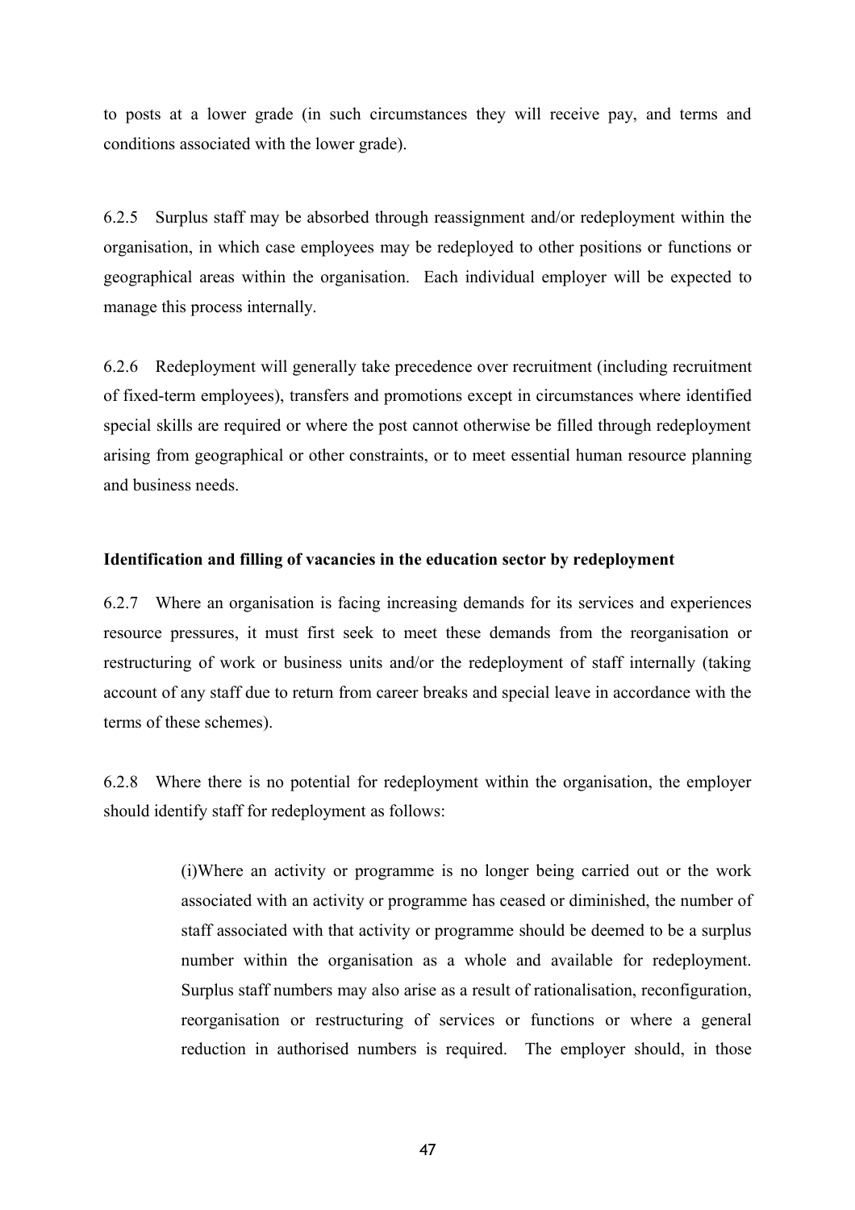to posts at a lower grade (in such circumstances they will receive pay, and terms and conditions associated with the lower grade).

6.2.5 Surplus staff may be absorbed through reassignment and/or redeployment within the organisation, in which case employees may be redeployed to other positions or functions or geographical areas within the organisation. Each individual employer will be expected to manage this process internally.

6.2.6 Redeployment will generally take precedence over recruitment (including recruitment of fixed-term employees), transfers and promotions except in circumstances where identified special skills are required or where the post cannot otherwise be filled through redeployment arising from geographical or other constraints, or to meet essential human resource planning and business needs.

**Identification and filling of vacancies in the education sector by redeployment**

6.2.7 Where an organisation is facing increasing demands for its services and experiences resource pressures, it must first seek to meet these demands from the reorganisation or restructuring of work or business units and/or the redeployment of staff internally (taking account of any staff due to return from career breaks and special leave in accordance with the terms of these schemes).

6.2.8 Where there is no potential for redeployment within the organisation, the employer should identify staff for redeployment as follows:

> (i)Where an activity or programme is no longer being carried out or the work associated with an activity or programme has ceased or diminished, the number of staff associated with that activity or programme should be deemed to be a surplus number within the organisation as a whole and available for redeployment. Surplus staff numbers may also arise as a result of rationalisation, reconfiguration, reorganisation or restructuring of services or functions or where a general reduction in authorised numbers is required. The employer should, in those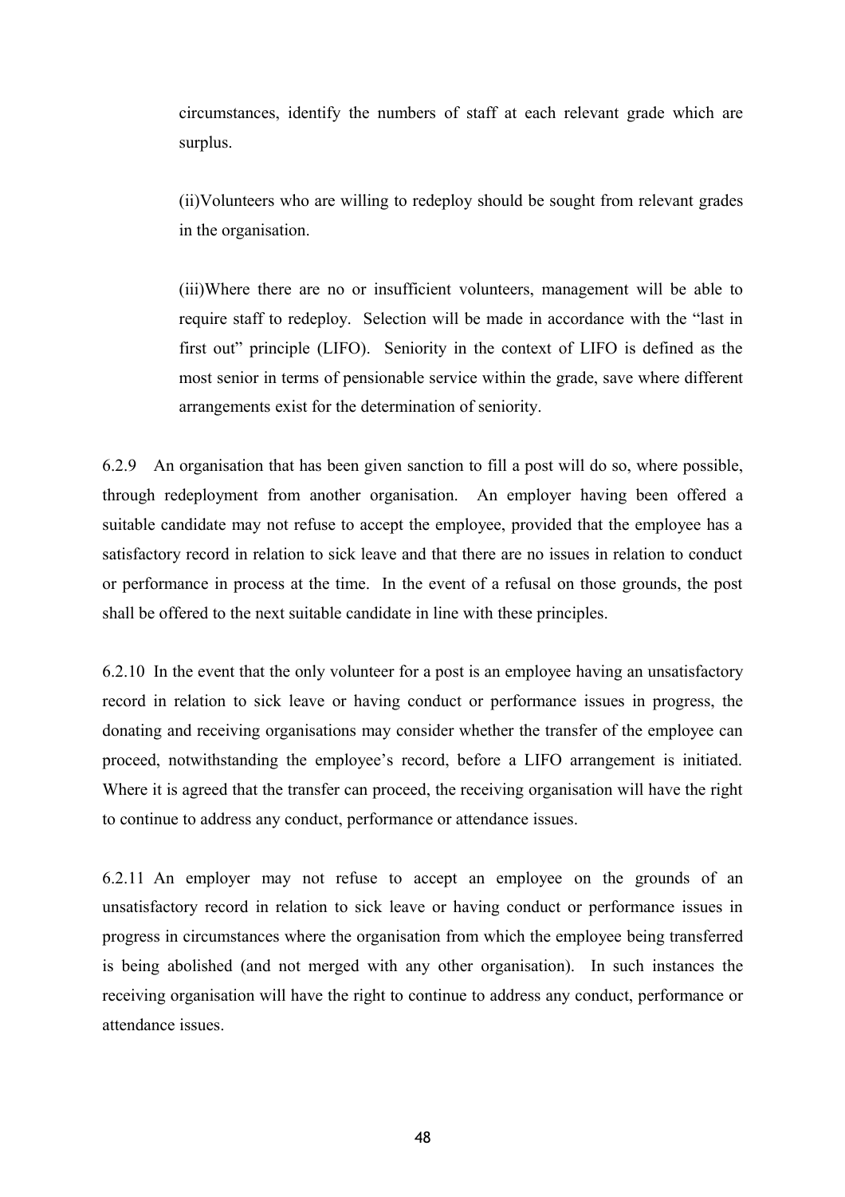circumstances, identify the numbers of staff at each relevant grade which are surplus.

(ii)Volunteers who are willing to redeploy should be sought from relevant grades in the organisation.

(iii)Where there are no or insufficient volunteers, management will be able to require staff to redeploy. Selection will be made in accordance with the "last in first out" principle (LIFO). Seniority in the context of LIFO is defined as the most senior in terms of pensionable service within the grade, save where different arrangements exist for the determination of seniority.

6.2.9 An organisation that has been given sanction to fill a post will do so, where possible, through redeployment from another organisation. An employer having been offered a suitable candidate may not refuse to accept the employee, provided that the employee has a satisfactory record in relation to sick leave and that there are no issues in relation to conduct or performance in process at the time. In the event of a refusal on those grounds, the post shall be offered to the next suitable candidate in line with these principles.

6.2.10 In the event that the only volunteer for a post is an employee having an unsatisfactory record in relation to sick leave or having conduct or performance issues in progress, the donating and receiving organisations may consider whether the transfer of the employee can proceed, notwithstanding the employee's record, before a LIFO arrangement is initiated. Where it is agreed that the transfer can proceed, the receiving organisation will have the right to continue to address any conduct, performance or attendance issues.

6.2.11 An employer may not refuse to accept an employee on the grounds of an unsatisfactory record in relation to sick leave or having conduct or performance issues in progress in circumstances where the organisation from which the employee being transferred is being abolished (and not merged with any other organisation). In such instances the receiving organisation will have the right to continue to address any conduct, performance or attendance issues.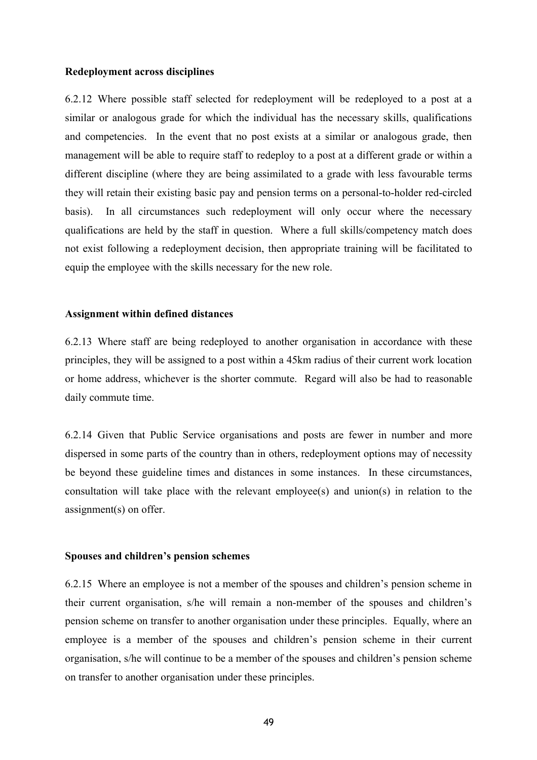**Redeployment across disciplines**

6.2.12 Where possible staff selected for redeployment will be redeployed to a post at a similar or analogous grade for which the individual has the necessary skills, qualifications and competencies. In the event that no post exists at a similar or analogous grade, then management will be able to require staff to redeploy to a post at a different grade or within a different discipline (where they are being assimilated to a grade with less favourable terms they will retain their existing basic pay and pension terms on a personal-to-holder red-circled basis). In all circumstances such redeployment will only occur where the necessary qualifications are held by the staff in question. Where a full skills/competency match does not exist following a redeployment decision, then appropriate training will be facilitated to equip the employee with the skills necessary for the new role.

**Assignment within defined distances**

6.2.13 Where staff are being redeployed to another organisation in accordance with these principles, they will be assigned to a post within a 45km radius of their current work location or home address, whichever is the shorter commute. Regard will also be had to reasonable daily commute time.

6.2.14 Given that Public Service organisations and posts are fewer in number and more dispersed in some parts of the country than in others, redeployment options may of necessity be beyond these guideline times and distances in some instances. In these circumstances, consultation will take place with the relevant employee(s) and union(s) in relation to the assignment(s) on offer.

**Spouses and children's pension schemes**

6.2.15 Where an employee is not a member of the spouses and children's pension scheme in their current organisation, s/he will remain a non-member of the spouses and children's pension scheme on transfer to another organisation under these principles. Equally, where an employee is a member of the spouses and children's pension scheme in their current organisation, s/he will continue to be a member of the spouses and children's pension scheme on transfer to another organisation under these principles.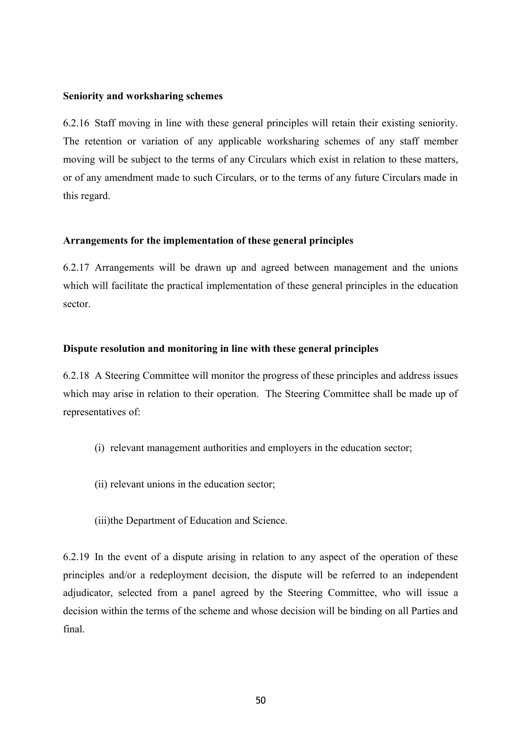**Seniority and worksharing schemes**

6.2.16 Staff moving in line with these general principles will retain their existing seniority. The retention or variation of any applicable worksharing schemes of any staff member moving will be subject to the terms of any Circulars which exist in relation to these matters, or of any amendment made to such Circulars, or to the terms of any future Circulars made in this regard.

**Arrangements for the implementation of these general principles**

6.2.17 Arrangements will be drawn up and agreed between management and the unions which will facilitate the practical implementation of these general principles in the education sector.

**Dispute resolution and monitoring in line with these general principles**

6.2.18 A Steering Committee will monitor the progress of these principles and address issues which may arise in relation to their operation. The Steering Committee shall be made up of representatives of:

(i) relevant management authorities and employers in the education sector;

(ii) relevant unions in the education sector;

(iii) the Department of Education and Science.

6.2.19 In the event of a dispute arising in relation to any aspect of the operation of these principles and/or a redeployment decision, the dispute will be referred to an independent adjudicator, selected from a panel agreed by the Steering Committee, who will issue a decision within the terms of the scheme and whose decision will be binding on all Parties and final.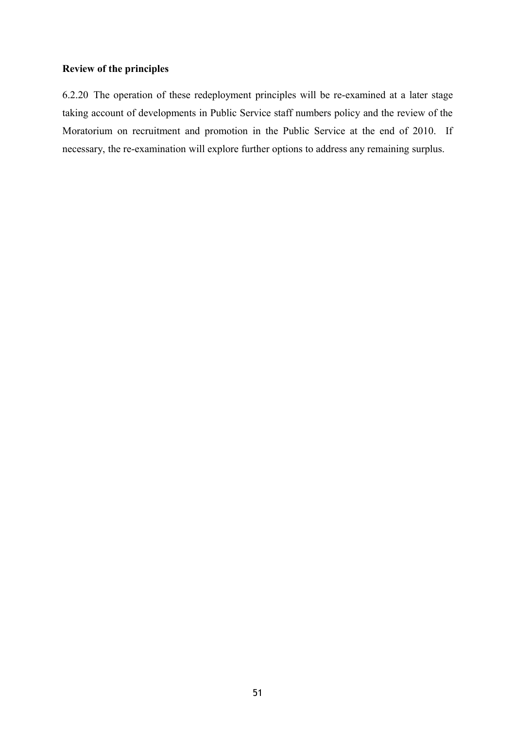**Review of the principles**

6.2.20 The operation of these redeployment principles will be re-examined at a later stage taking account of developments in Public Service staff numbers policy and the review of the Moratorium on recruitment and promotion in the Public Service at the end of 2010. If necessary, the re-examination will explore further options to address any remaining surplus.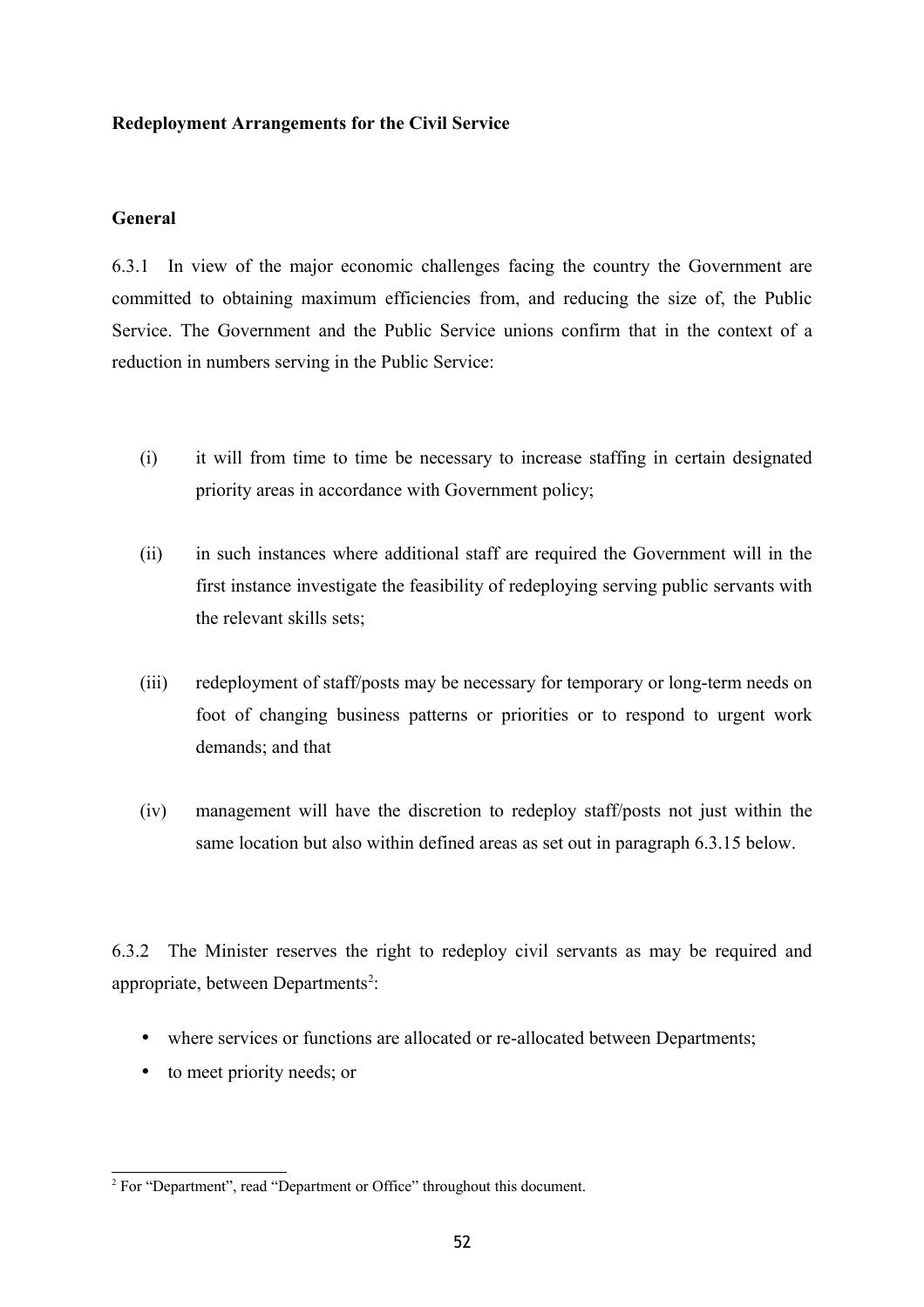**Redeployment Arrangements for the Civil Service**

**General**

6.3.1 In view of the major economic challenges facing the country the Government are committed to obtaining maximum efficiencies from, and reducing the size of, the Public Service. The Government and the Public Service unions confirm that in the context of a reduction in numbers serving in the Public Service:

(i) it will from time to time be necessary to increase staffing in certain designated priority areas in accordance with Government policy;

(ii) in such instances where additional staff are required the Government will in the first instance investigate the feasibility of redeploying serving public servants with the relevant skills sets;

(iii) redeployment of staff/posts may be necessary for temporary or long-term needs on foot of changing business patterns or priorities or to respond to urgent work demands; and that

(iv) management will have the discretion to redeploy staff/posts not just within the same location but also within defined areas as set out in paragraph 6.3.15 below.

6.3.2 The Minister reserves the right to redeploy civil servants as may be required and appropriate, between Departments[2]:

- where services or functions are allocated or re-allocated between Departments;
- to meet priority needs; or

[2] For "Department", read "Department or Office" throughout this document.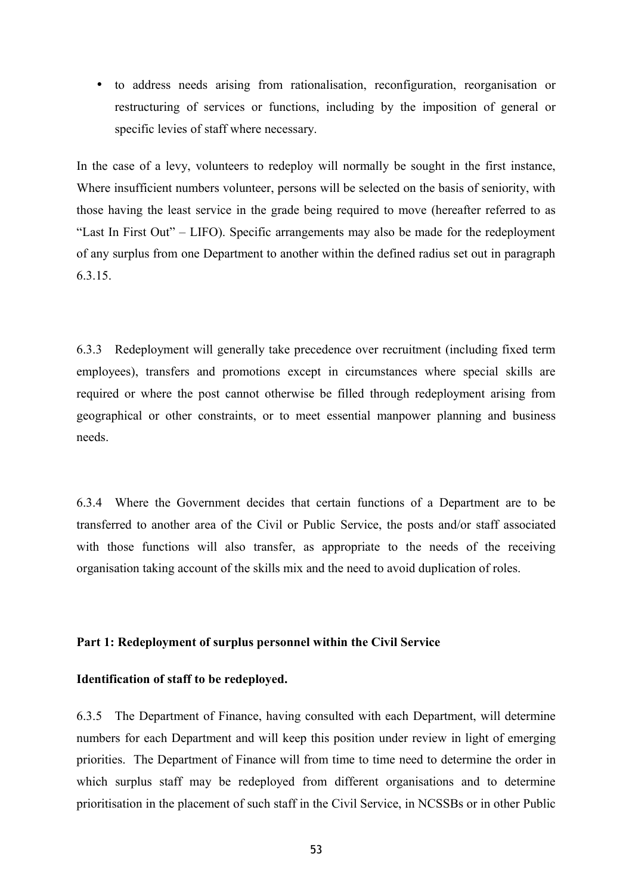- to address needs arising from rationalisation, reconfiguration, reorganisation or restructuring of services or functions, including by the imposition of general or specific levies of staff where necessary.

In the case of a levy, volunteers to redeploy will normally be sought in the first instance, Where insufficient numbers volunteer, persons will be selected on the basis of seniority, with those having the least service in the grade being required to move (hereafter referred to as "Last In First Out" – LIFO). Specific arrangements may also be made for the redeployment of any surplus from one Department to another within the defined radius set out in paragraph 6.3.15.

6.3.3 Redeployment will generally take precedence over recruitment (including fixed term employees), transfers and promotions except in circumstances where special skills are required or where the post cannot otherwise be filled through redeployment arising from geographical or other constraints, or to meet essential manpower planning and business needs.

6.3.4 Where the Government decides that certain functions of a Department are to be transferred to another area of the Civil or Public Service, the posts and/or staff associated with those functions will also transfer, as appropriate to the needs of the receiving organisation taking account of the skills mix and the need to avoid duplication of roles.

**Part 1: Redeployment of surplus personnel within the Civil Service**

**Identification of staff to be redeployed.**

6.3.5 The Department of Finance, having consulted with each Department, will determine numbers for each Department and will keep this position under review in light of emerging priorities. The Department of Finance will from time to time need to determine the order in which surplus staff may be redeployed from different organisations and to determine prioritisation in the placement of such staff in the Civil Service, in NCSSBs or in other Public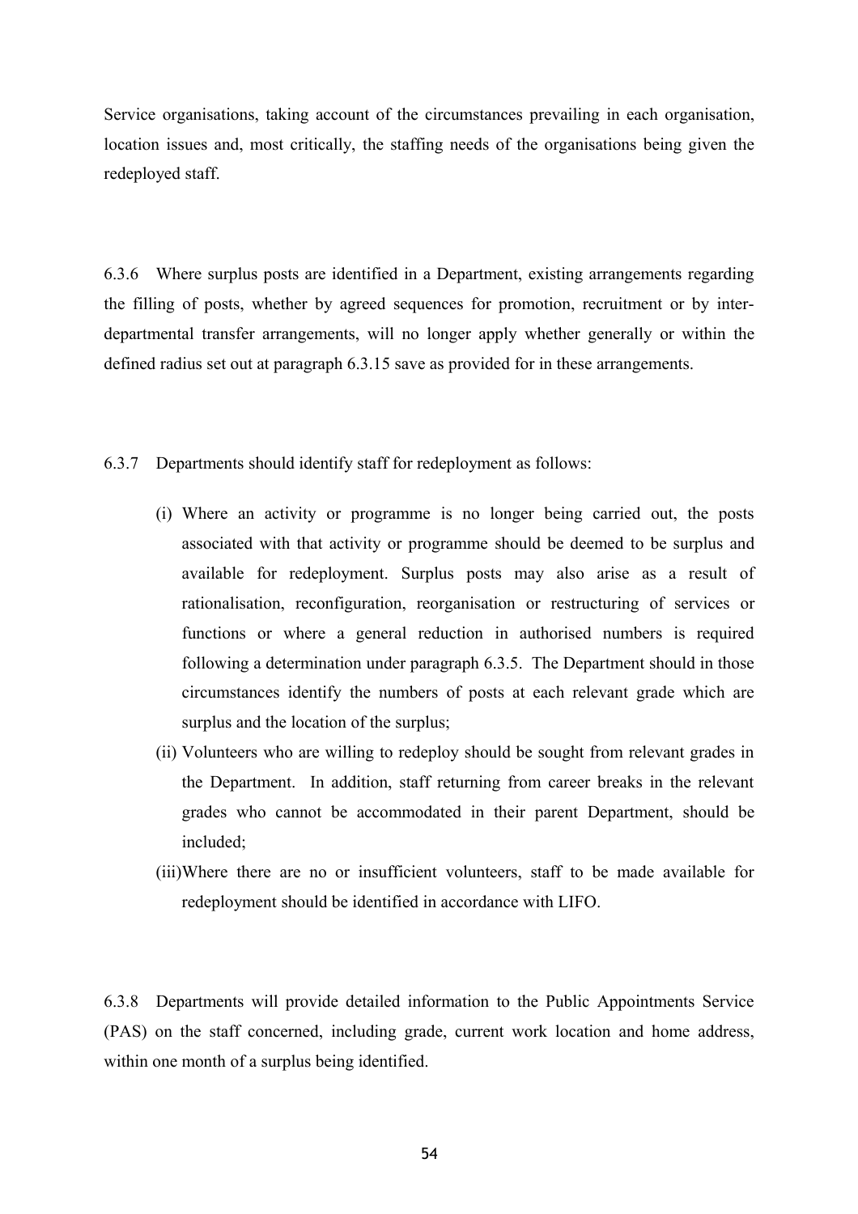Service organisations, taking account of the circumstances prevailing in each organisation, location issues and, most critically, the staffing needs of the organisations being given the redeployed staff.

6.3.6 Where surplus posts are identified in a Department, existing arrangements regarding the filling of posts, whether by agreed sequences for promotion, recruitment or by inter-departmental transfer arrangements, will no longer apply whether generally or within the defined radius set out at paragraph 6.3.15 save as provided for in these arrangements.

6.3.7 Departments should identify staff for redeployment as follows:

(i) Where an activity or programme is no longer being carried out, the posts associated with that activity or programme should be deemed to be surplus and available for redeployment. Surplus posts may also arise as a result of rationalisation, reconfiguration, reorganisation or restructuring of services or functions or where a general reduction in authorised numbers is required following a determination under paragraph 6.3.5. The Department should in those circumstances identify the numbers of posts at each relevant grade which are surplus and the location of the surplus;

(ii) Volunteers who are willing to redeploy should be sought from relevant grades in the Department. In addition, staff returning from career breaks in the relevant grades who cannot be accommodated in their parent Department, should be included;

(iii) Where there are no or insufficient volunteers, staff to be made available for redeployment should be identified in accordance with LIFO.

6.3.8 Departments will provide detailed information to the Public Appointments Service (PAS) on the staff concerned, including grade, current work location and home address, within one month of a surplus being identified.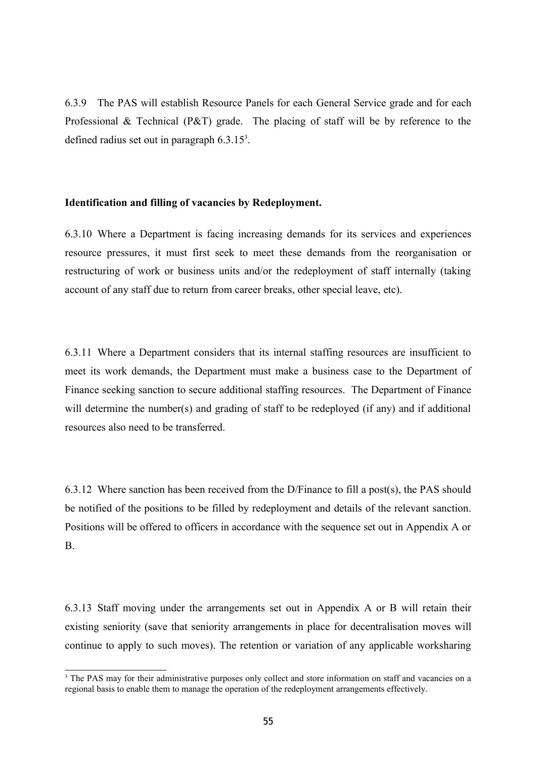6.3.9 The PAS will establish Resource Panels for each General Service grade and for each Professional & Technical (P&T) grade. The placing of staff will be by reference to the defined radius set out in paragraph 6.3.15[3].

**Identification and filling of vacancies by Redeployment.**

6.3.10 Where a Department is facing increasing demands for its services and experiences resource pressures, it must first seek to meet these demands from the reorganisation or restructuring of work or business units and/or the redeployment of staff internally (taking account of any staff due to return from career breaks, other special leave, etc).

6.3.11 Where a Department considers that its internal staffing resources are insufficient to meet its work demands, the Department must make a business case to the Department of Finance seeking sanction to secure additional staffing resources. The Department of Finance will determine the number(s) and grading of staff to be redeployed (if any) and if additional resources also need to be transferred.

6.3.12 Where sanction has been received from the D/Finance to fill a post(s), the PAS should be notified of the positions to be filled by redeployment and details of the relevant sanction. Positions will be offered to officers in accordance with the sequence set out in Appendix A or B.

6.3.13 Staff moving under the arrangements set out in Appendix A or B will retain their existing seniority (save that seniority arrangements in place for decentralisation moves will continue to apply to such moves). The retention or variation of any applicable worksharing

[3] The PAS may for their administrative purposes only collect and store information on staff and vacancies on a regional basis to enable them to manage the operation of the redeployment arrangements effectively.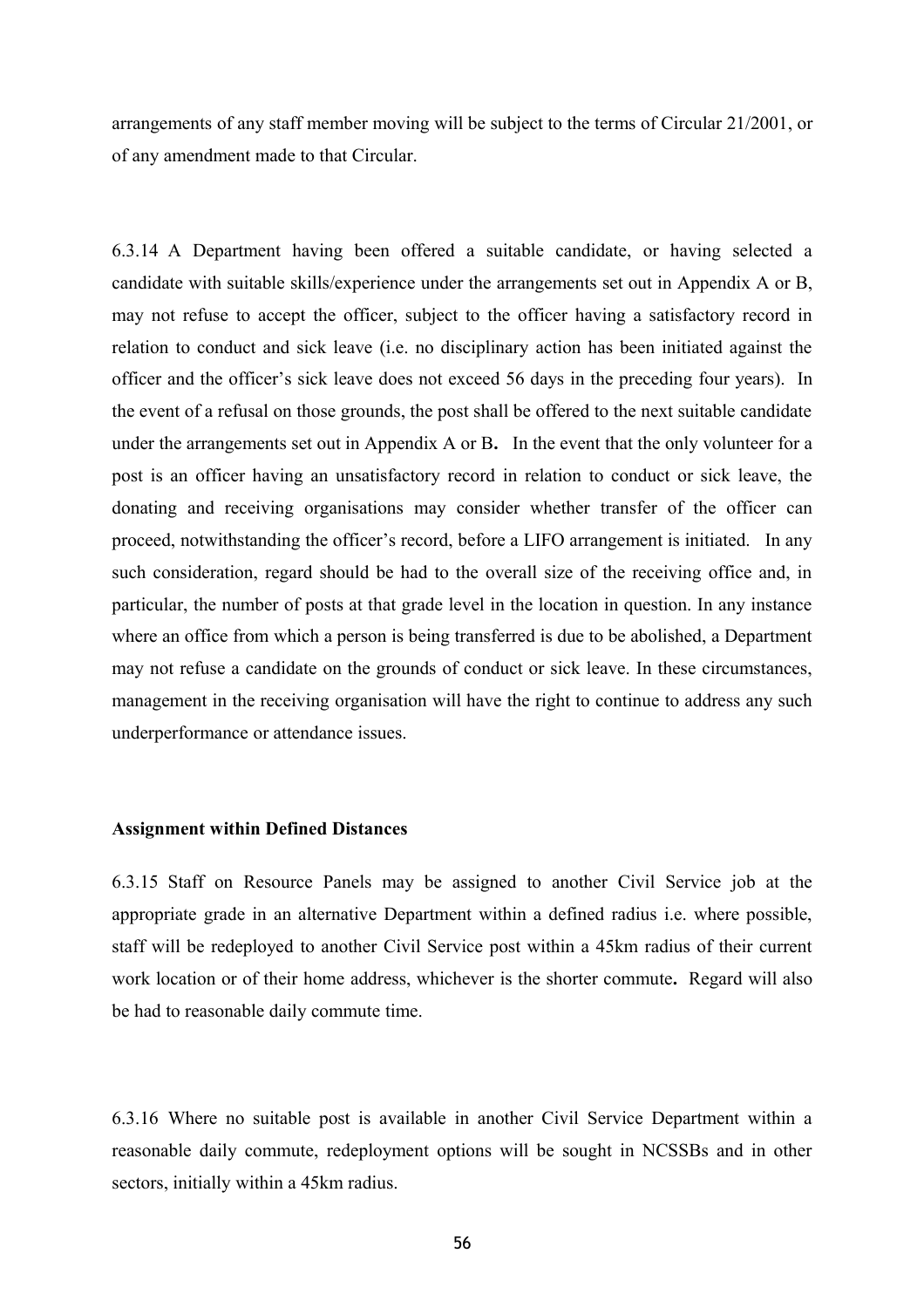arrangements of any staff member moving will be subject to the terms of Circular 21/2001, or of any amendment made to that Circular.

6.3.14 A Department having been offered a suitable candidate, or having selected a candidate with suitable skills/experience under the arrangements set out in Appendix A or B, may not refuse to accept the officer, subject to the officer having a satisfactory record in relation to conduct and sick leave (i.e. no disciplinary action has been initiated against the officer and the officer's sick leave does not exceed 56 days in the preceding four years). In the event of a refusal on those grounds, the post shall be offered to the next suitable candidate under the arrangements set out in Appendix A or B**.** In the event that the only volunteer for a post is an officer having an unsatisfactory record in relation to conduct or sick leave, the donating and receiving organisations may consider whether transfer of the officer can proceed, notwithstanding the officer's record, before a LIFO arrangement is initiated. In any such consideration, regard should be had to the overall size of the receiving office and, in particular, the number of posts at that grade level in the location in question. In any instance where an office from which a person is being transferred is due to be abolished, a Department may not refuse a candidate on the grounds of conduct or sick leave. In these circumstances, management in the receiving organisation will have the right to continue to address any such underperformance or attendance issues.

**Assignment within Defined Distances**

6.3.15 Staff on Resource Panels may be assigned to another Civil Service job at the appropriate grade in an alternative Department within a defined radius i.e. where possible, staff will be redeployed to another Civil Service post within a 45km radius of their current work location or of their home address, whichever is the shorter commute**.** Regard will also be had to reasonable daily commute time.

6.3.16 Where no suitable post is available in another Civil Service Department within a reasonable daily commute, redeployment options will be sought in NCSSBs and in other sectors, initially within a 45km radius.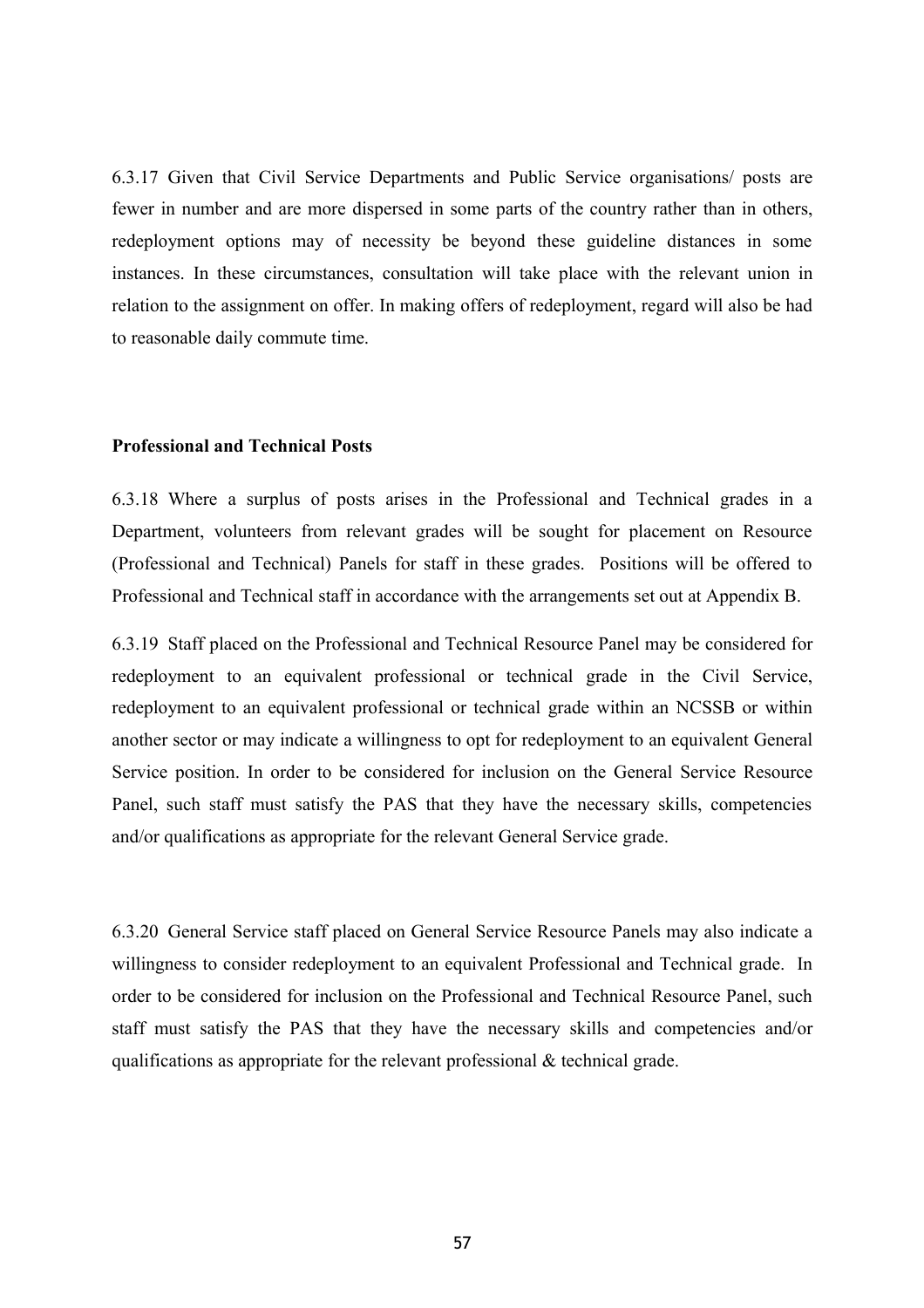6.3.17 Given that Civil Service Departments and Public Service organisations/ posts are fewer in number and are more dispersed in some parts of the country rather than in others, redeployment options may of necessity be beyond these guideline distances in some instances. In these circumstances, consultation will take place with the relevant union in relation to the assignment on offer. In making offers of redeployment, regard will also be had to reasonable daily commute time.

**Professional and Technical Posts**

6.3.18 Where a surplus of posts arises in the Professional and Technical grades in a Department, volunteers from relevant grades will be sought for placement on Resource (Professional and Technical) Panels for staff in these grades. Positions will be offered to Professional and Technical staff in accordance with the arrangements set out at Appendix B.

6.3.19 Staff placed on the Professional and Technical Resource Panel may be considered for redeployment to an equivalent professional or technical grade in the Civil Service, redeployment to an equivalent professional or technical grade within an NCSSB or within another sector or may indicate a willingness to opt for redeployment to an equivalent General Service position. In order to be considered for inclusion on the General Service Resource Panel, such staff must satisfy the PAS that they have the necessary skills, competencies and/or qualifications as appropriate for the relevant General Service grade.

6.3.20 General Service staff placed on General Service Resource Panels may also indicate a willingness to consider redeployment to an equivalent Professional and Technical grade. In order to be considered for inclusion on the Professional and Technical Resource Panel, such staff must satisfy the PAS that they have the necessary skills and competencies and/or qualifications as appropriate for the relevant professional & technical grade.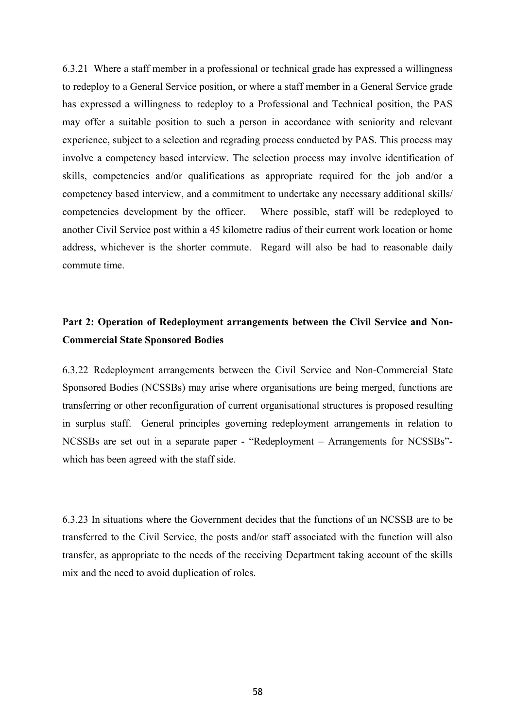6.3.21 Where a staff member in a professional or technical grade has expressed a willingness to redeploy to a General Service position, or where a staff member in a General Service grade has expressed a willingness to redeploy to a Professional and Technical position, the PAS may offer a suitable position to such a person in accordance with seniority and relevant experience, subject to a selection and regrading process conducted by PAS. This process may involve a competency based interview. The selection process may involve identification of skills, competencies and/or qualifications as appropriate required for the job and/or a competency based interview, and a commitment to undertake any necessary additional skills/ competencies development by the officer. Where possible, staff will be redeployed to another Civil Service post within a 45 kilometre radius of their current work location or home address, whichever is the shorter commute. Regard will also be had to reasonable daily commute time.

**Part 2: Operation of Redeployment arrangements between the Civil Service and Non-Commercial State Sponsored Bodies**

6.3.22 Redeployment arrangements between the Civil Service and Non-Commercial State Sponsored Bodies (NCSSBs) may arise where organisations are being merged, functions are transferring or other reconfiguration of current organisational structures is proposed resulting in surplus staff. General principles governing redeployment arrangements in relation to NCSSBs are set out in a separate paper - "Redeployment – Arrangements for NCSSBs"- which has been agreed with the staff side.

6.3.23 In situations where the Government decides that the functions of an NCSSB are to be transferred to the Civil Service, the posts and/or staff associated with the function will also transfer, as appropriate to the needs of the receiving Department taking account of the skills mix and the need to avoid duplication of roles.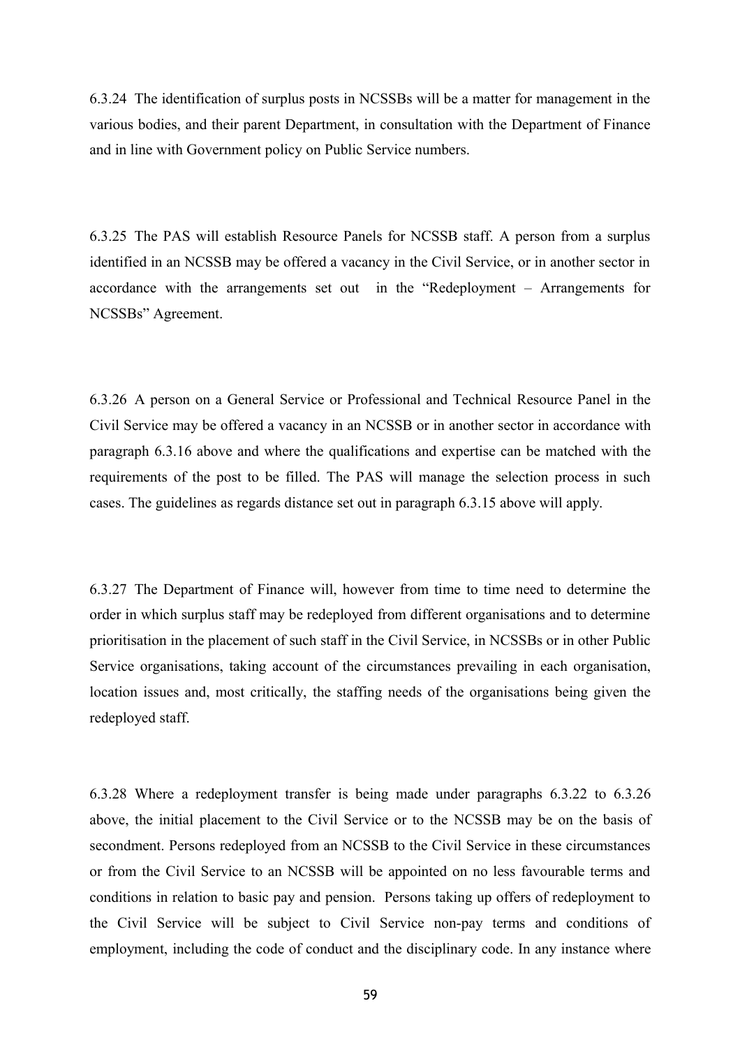6.3.24 The identification of surplus posts in NCSSBs will be a matter for management in the various bodies, and their parent Department, in consultation with the Department of Finance and in line with Government policy on Public Service numbers.

6.3.25 The PAS will establish Resource Panels for NCSSB staff. A person from a surplus identified in an NCSSB may be offered a vacancy in the Civil Service, or in another sector in accordance with the arrangements set out in the "Redeployment – Arrangements for NCSSBs" Agreement.

6.3.26 A person on a General Service or Professional and Technical Resource Panel in the Civil Service may be offered a vacancy in an NCSSB or in another sector in accordance with paragraph 6.3.16 above and where the qualifications and expertise can be matched with the requirements of the post to be filled. The PAS will manage the selection process in such cases. The guidelines as regards distance set out in paragraph 6.3.15 above will apply.

6.3.27 The Department of Finance will, however from time to time need to determine the order in which surplus staff may be redeployed from different organisations and to determine prioritisation in the placement of such staff in the Civil Service, in NCSSBs or in other Public Service organisations, taking account of the circumstances prevailing in each organisation, location issues and, most critically, the staffing needs of the organisations being given the redeployed staff.

6.3.28 Where a redeployment transfer is being made under paragraphs 6.3.22 to 6.3.26 above, the initial placement to the Civil Service or to the NCSSB may be on the basis of secondment. Persons redeployed from an NCSSB to the Civil Service in these circumstances or from the Civil Service to an NCSSB will be appointed on no less favourable terms and conditions in relation to basic pay and pension. Persons taking up offers of redeployment to the Civil Service will be subject to Civil Service non-pay terms and conditions of employment, including the code of conduct and the disciplinary code. In any instance where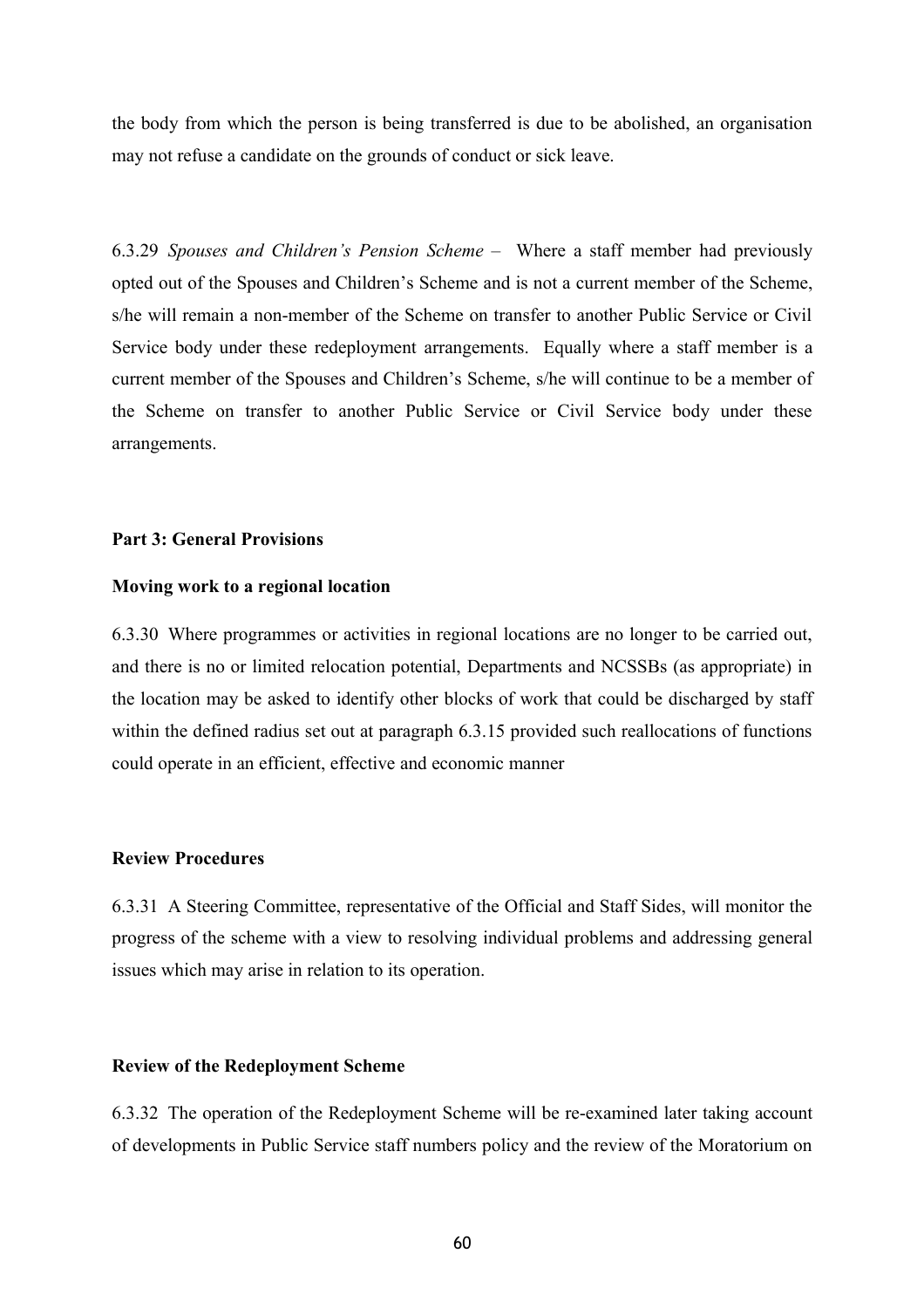the body from which the person is being transferred is due to be abolished, an organisation may not refuse a candidate on the grounds of conduct or sick leave.

6.3.29 *Spouses and Children's Pension Scheme* – Where a staff member had previously opted out of the Spouses and Children's Scheme and is not a current member of the Scheme, s/he will remain a non-member of the Scheme on transfer to another Public Service or Civil Service body under these redeployment arrangements. Equally where a staff member is a current member of the Spouses and Children's Scheme, s/he will continue to be a member of the Scheme on transfer to another Public Service or Civil Service body under these arrangements.

**Part 3: General Provisions**

**Moving work to a regional location**

6.3.30 Where programmes or activities in regional locations are no longer to be carried out, and there is no or limited relocation potential, Departments and NCSSBs (as appropriate) in the location may be asked to identify other blocks of work that could be discharged by staff within the defined radius set out at paragraph 6.3.15 provided such reallocations of functions could operate in an efficient, effective and economic manner

**Review Procedures**

6.3.31 A Steering Committee, representative of the Official and Staff Sides, will monitor the progress of the scheme with a view to resolving individual problems and addressing general issues which may arise in relation to its operation.

**Review of the Redeployment Scheme**

6.3.32 The operation of the Redeployment Scheme will be re-examined later taking account of developments in Public Service staff numbers policy and the review of the Moratorium on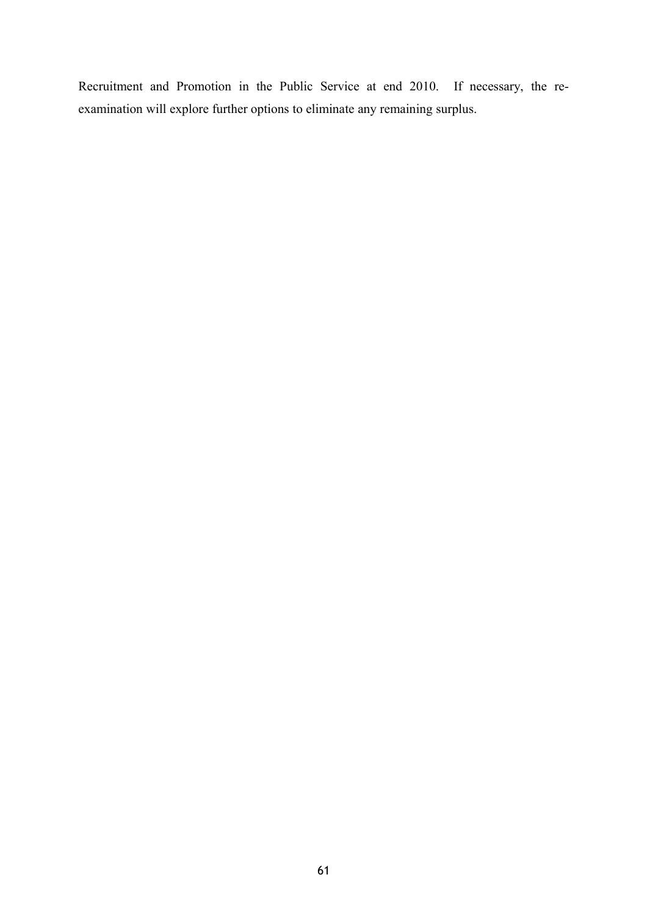Recruitment and Promotion in the Public Service at end 2010. If necessary, the re-examination will explore further options to eliminate any remaining surplus.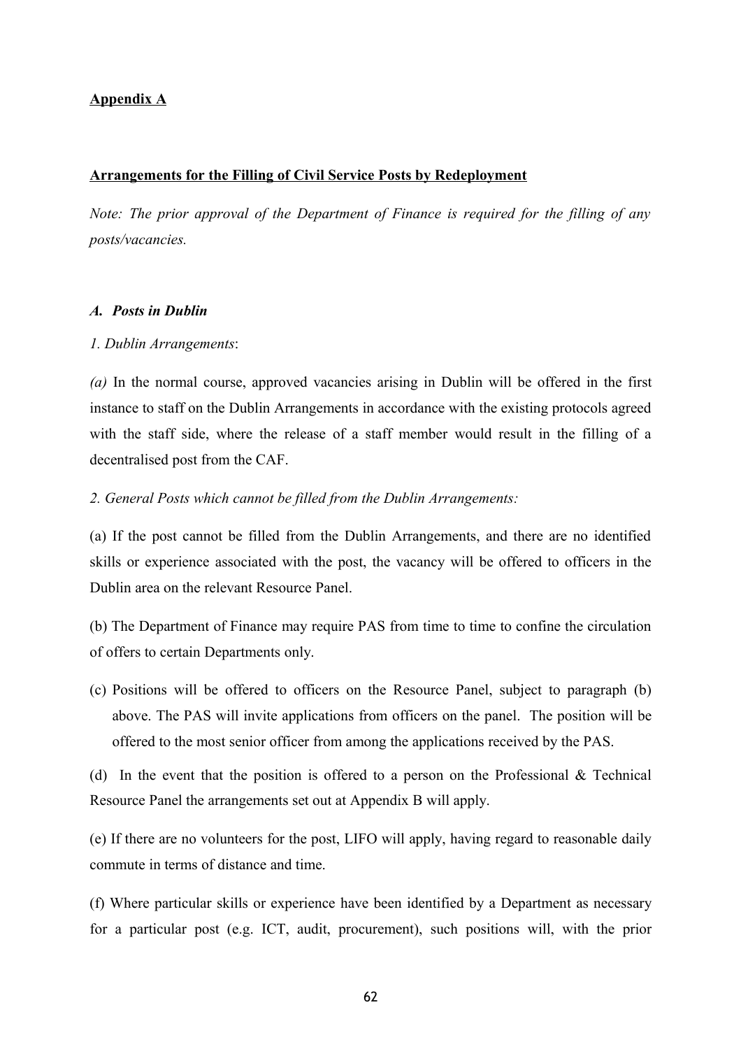**Appendix A**

**Arrangements for the Filling of Civil Service Posts by Redeployment**

*Note: The prior approval of the Department of Finance is required for the filling of any posts/vacancies.*

***A. Posts in Dublin***

*1. Dublin Arrangements*:

*(a)* In the normal course, approved vacancies arising in Dublin will be offered in the first instance to staff on the Dublin Arrangements in accordance with the existing protocols agreed with the staff side, where the release of a staff member would result in the filling of a decentralised post from the CAF.

*2. General Posts which cannot be filled from the Dublin Arrangements:*

(a) If the post cannot be filled from the Dublin Arrangements, and there are no identified skills or experience associated with the post, the vacancy will be offered to officers in the Dublin area on the relevant Resource Panel.

(b) The Department of Finance may require PAS from time to time to confine the circulation of offers to certain Departments only.

(c) Positions will be offered to officers on the Resource Panel, subject to paragraph (b) above. The PAS will invite applications from officers on the panel. The position will be offered to the most senior officer from among the applications received by the PAS.

(d) In the event that the position is offered to a person on the Professional & Technical Resource Panel the arrangements set out at Appendix B will apply.

(e) If there are no volunteers for the post, LIFO will apply, having regard to reasonable daily commute in terms of distance and time.

(f) Where particular skills or experience have been identified by a Department as necessary for a particular post (e.g. ICT, audit, procurement), such positions will, with the prior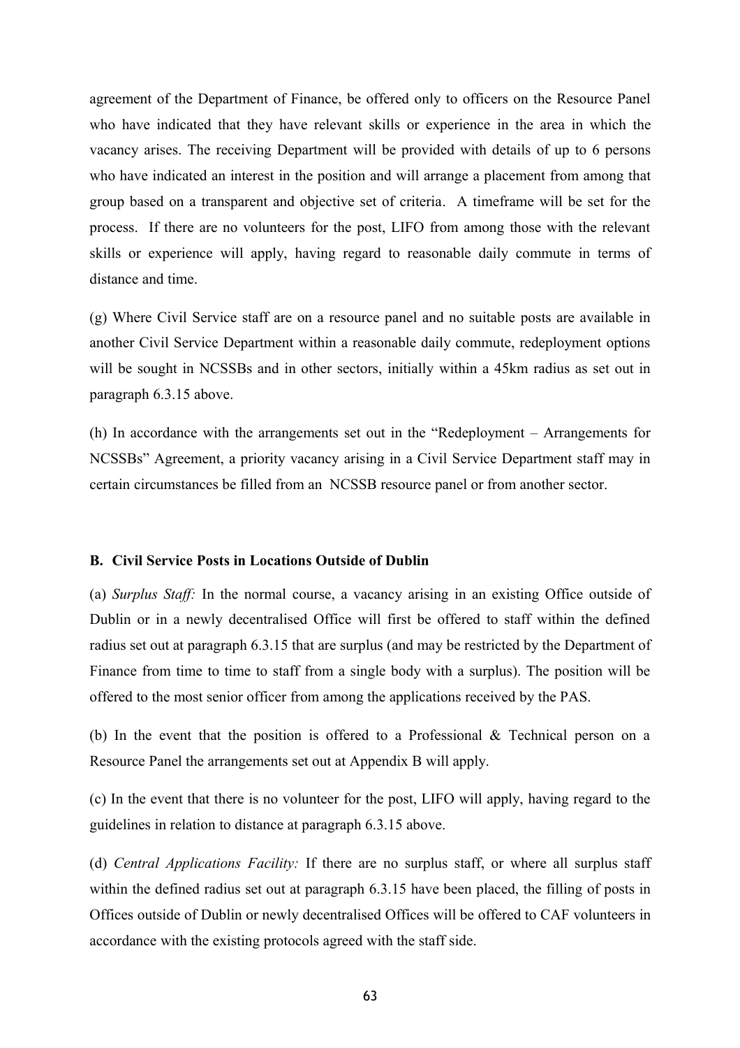agreement of the Department of Finance, be offered only to officers on the Resource Panel who have indicated that they have relevant skills or experience in the area in which the vacancy arises. The receiving Department will be provided with details of up to 6 persons who have indicated an interest in the position and will arrange a placement from among that group based on a transparent and objective set of criteria. A timeframe will be set for the process. If there are no volunteers for the post, LIFO from among those with the relevant skills or experience will apply, having regard to reasonable daily commute in terms of distance and time.

(g) Where Civil Service staff are on a resource panel and no suitable posts are available in another Civil Service Department within a reasonable daily commute, redeployment options will be sought in NCSSBs and in other sectors, initially within a 45km radius as set out in paragraph 6.3.15 above.

(h) In accordance with the arrangements set out in the "Redeployment – Arrangements for NCSSBs" Agreement, a priority vacancy arising in a Civil Service Department staff may in certain circumstances be filled from an NCSSB resource panel or from another sector.

**B. Civil Service Posts in Locations Outside of Dublin**

(a) *Surplus Staff:* In the normal course, a vacancy arising in an existing Office outside of Dublin or in a newly decentralised Office will first be offered to staff within the defined radius set out at paragraph 6.3.15 that are surplus (and may be restricted by the Department of Finance from time to time to staff from a single body with a surplus). The position will be offered to the most senior officer from among the applications received by the PAS.

(b) In the event that the position is offered to a Professional & Technical person on a Resource Panel the arrangements set out at Appendix B will apply.

(c) In the event that there is no volunteer for the post, LIFO will apply, having regard to the guidelines in relation to distance at paragraph 6.3.15 above.

(d) *Central Applications Facility:* If there are no surplus staff, or where all surplus staff within the defined radius set out at paragraph 6.3.15 have been placed, the filling of posts in Offices outside of Dublin or newly decentralised Offices will be offered to CAF volunteers in accordance with the existing protocols agreed with the staff side.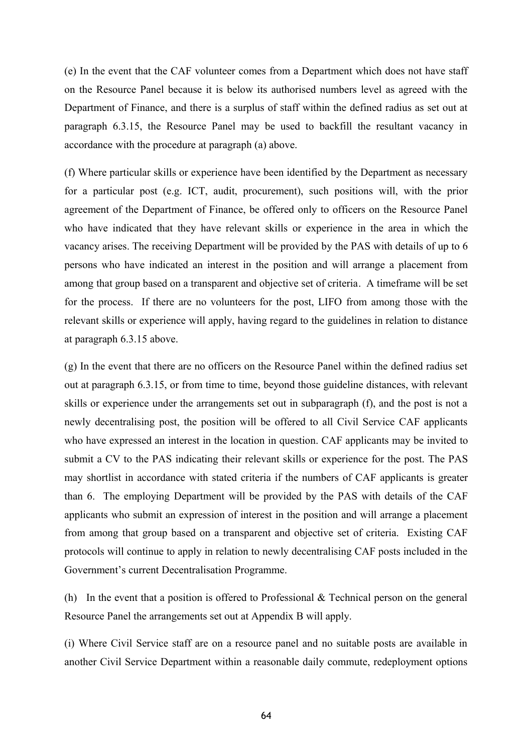(e) In the event that the CAF volunteer comes from a Department which does not have staff on the Resource Panel because it is below its authorised numbers level as agreed with the Department of Finance, and there is a surplus of staff within the defined radius as set out at paragraph 6.3.15, the Resource Panel may be used to backfill the resultant vacancy in accordance with the procedure at paragraph (a) above.

(f) Where particular skills or experience have been identified by the Department as necessary for a particular post (e.g. ICT, audit, procurement), such positions will, with the prior agreement of the Department of Finance, be offered only to officers on the Resource Panel who have indicated that they have relevant skills or experience in the area in which the vacancy arises. The receiving Department will be provided by the PAS with details of up to 6 persons who have indicated an interest in the position and will arrange a placement from among that group based on a transparent and objective set of criteria. A timeframe will be set for the process. If there are no volunteers for the post, LIFO from among those with the relevant skills or experience will apply, having regard to the guidelines in relation to distance at paragraph 6.3.15 above.

(g) In the event that there are no officers on the Resource Panel within the defined radius set out at paragraph 6.3.15, or from time to time, beyond those guideline distances, with relevant skills or experience under the arrangements set out in subparagraph (f), and the post is not a newly decentralising post, the position will be offered to all Civil Service CAF applicants who have expressed an interest in the location in question. CAF applicants may be invited to submit a CV to the PAS indicating their relevant skills or experience for the post. The PAS may shortlist in accordance with stated criteria if the numbers of CAF applicants is greater than 6. The employing Department will be provided by the PAS with details of the CAF applicants who submit an expression of interest in the position and will arrange a placement from among that group based on a transparent and objective set of criteria. Existing CAF protocols will continue to apply in relation to newly decentralising CAF posts included in the Government's current Decentralisation Programme.

(h) In the event that a position is offered to Professional & Technical person on the general Resource Panel the arrangements set out at Appendix B will apply.

(i) Where Civil Service staff are on a resource panel and no suitable posts are available in another Civil Service Department within a reasonable daily commute, redeployment options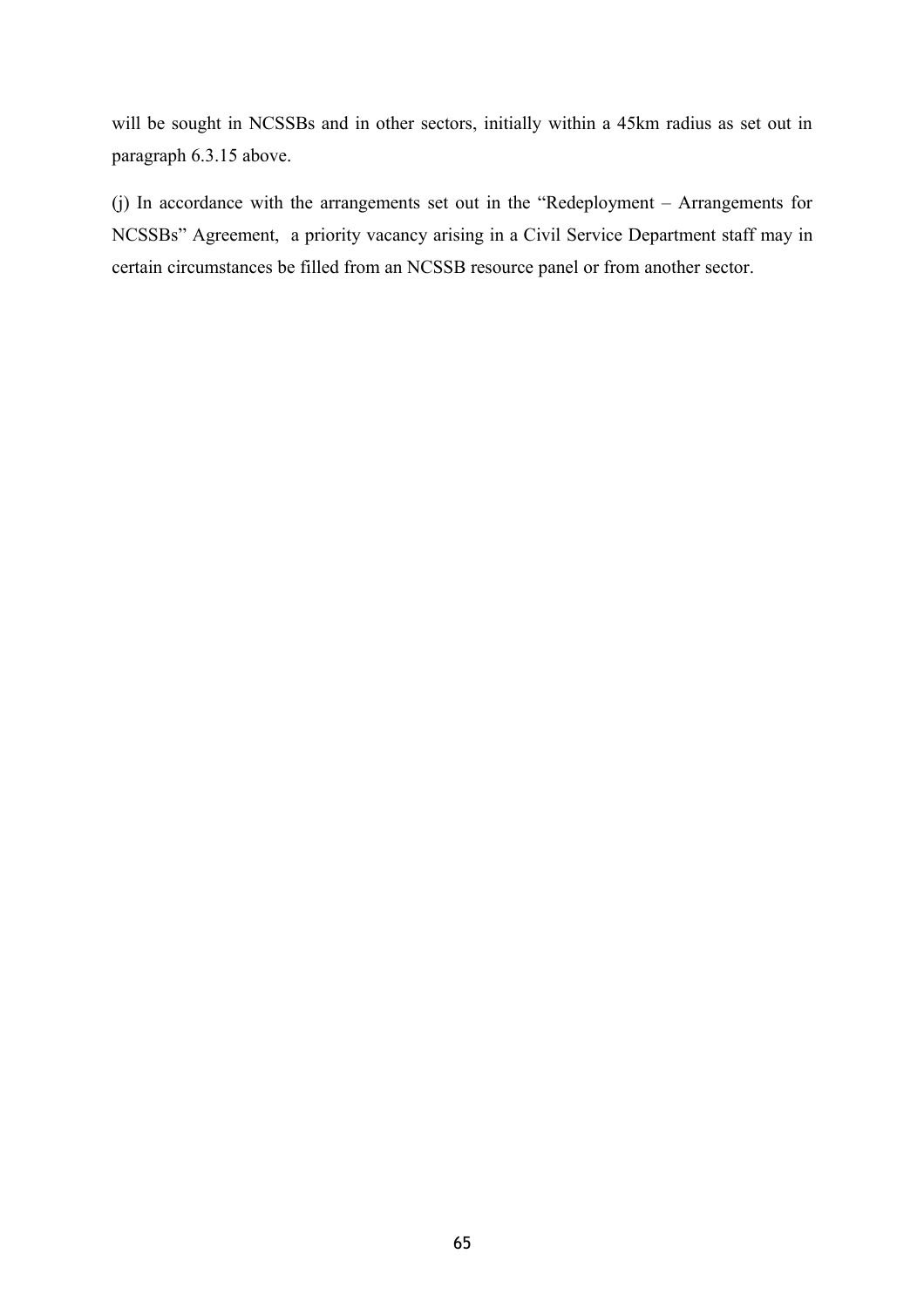will be sought in NCSSBs and in other sectors, initially within a 45km radius as set out in paragraph 6.3.15 above.

(j) In accordance with the arrangements set out in the "Redeployment – Arrangements for NCSSBs" Agreement, a priority vacancy arising in a Civil Service Department staff may in certain circumstances be filled from an NCSSB resource panel or from another sector.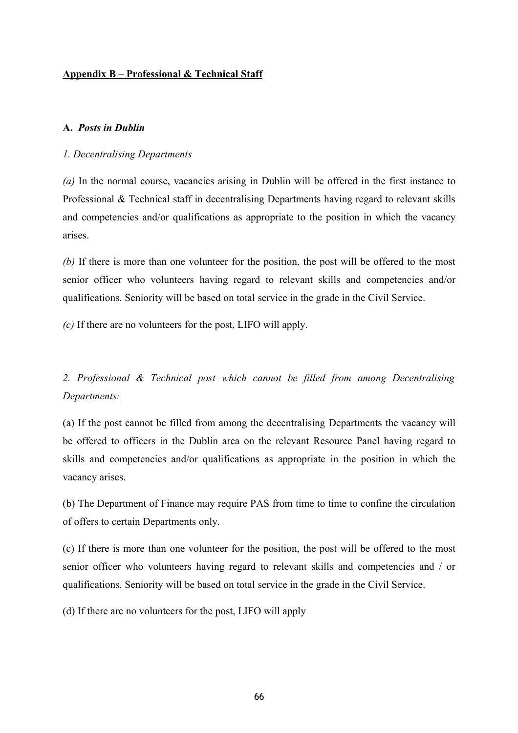## Appendix B – Professional & Technical Staff

### A. *Posts in Dublin*

*1. Decentralising Departments*

*(a)* In the normal course, vacancies arising in Dublin will be offered in the first instance to Professional & Technical staff in decentralising Departments having regard to relevant skills and competencies and/or qualifications as appropriate to the position in which the vacancy arises.

*(b)* If there is more than one volunteer for the position, the post will be offered to the most senior officer who volunteers having regard to relevant skills and competencies and/or qualifications. Seniority will be based on total service in the grade in the Civil Service.

*(c)* If there are no volunteers for the post, LIFO will apply.

*2. Professional & Technical post which cannot be filled from among Decentralising Departments:*

(a) If the post cannot be filled from among the decentralising Departments the vacancy will be offered to officers in the Dublin area on the relevant Resource Panel having regard to skills and competencies and/or qualifications as appropriate in the position in which the vacancy arises.

(b) The Department of Finance may require PAS from time to time to confine the circulation of offers to certain Departments only.

(c) If there is more than one volunteer for the position, the post will be offered to the most senior officer who volunteers having regard to relevant skills and competencies and / or qualifications. Seniority will be based on total service in the grade in the Civil Service.

(d) If there are no volunteers for the post, LIFO will apply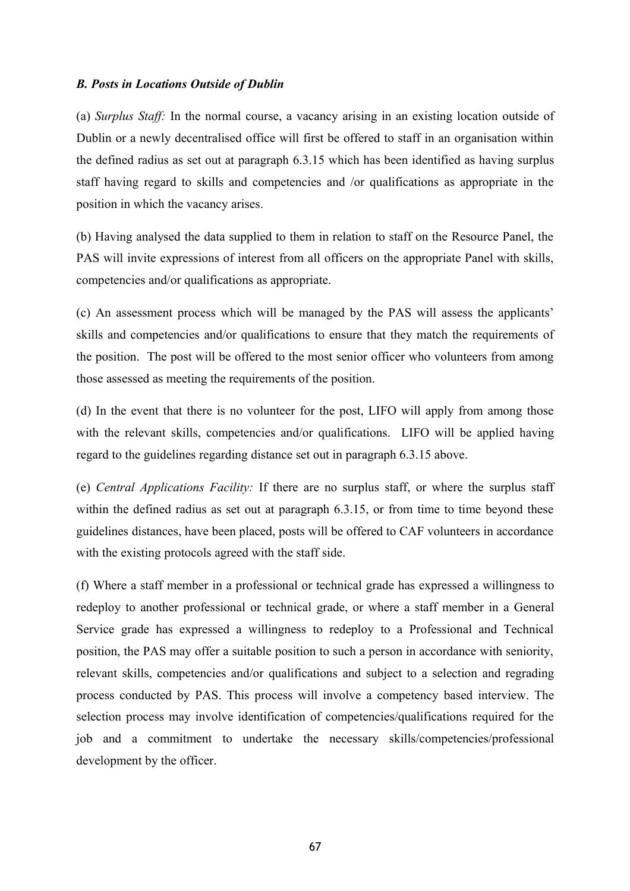*B. Posts in Locations Outside of Dublin*

(a) *Surplus Staff:* In the normal course, a vacancy arising in an existing location outside of Dublin or a newly decentralised office will first be offered to staff in an organisation within the defined radius as set out at paragraph 6.3.15 which has been identified as having surplus staff having regard to skills and competencies and /or qualifications as appropriate in the position in which the vacancy arises.

(b) Having analysed the data supplied to them in relation to staff on the Resource Panel, the PAS will invite expressions of interest from all officers on the appropriate Panel with skills, competencies and/or qualifications as appropriate.

(c) An assessment process which will be managed by the PAS will assess the applicants' skills and competencies and/or qualifications to ensure that they match the requirements of the position. The post will be offered to the most senior officer who volunteers from among those assessed as meeting the requirements of the position.

(d) In the event that there is no volunteer for the post, LIFO will apply from among those with the relevant skills, competencies and/or qualifications. LIFO will be applied having regard to the guidelines regarding distance set out in paragraph 6.3.15 above.

(e) *Central Applications Facility:* If there are no surplus staff, or where the surplus staff within the defined radius as set out at paragraph 6.3.15, or from time to time beyond these guidelines distances, have been placed, posts will be offered to CAF volunteers in accordance with the existing protocols agreed with the staff side.

(f) Where a staff member in a professional or technical grade has expressed a willingness to redeploy to another professional or technical grade, or where a staff member in a General Service grade has expressed a willingness to redeploy to a Professional and Technical position, the PAS may offer a suitable position to such a person in accordance with seniority, relevant skills, competencies and/or qualifications and subject to a selection and regrading process conducted by PAS. This process will involve a competency based interview. The selection process may involve identification of competencies/qualifications required for the job and a commitment to undertake the necessary skills/competencies/professional development by the officer.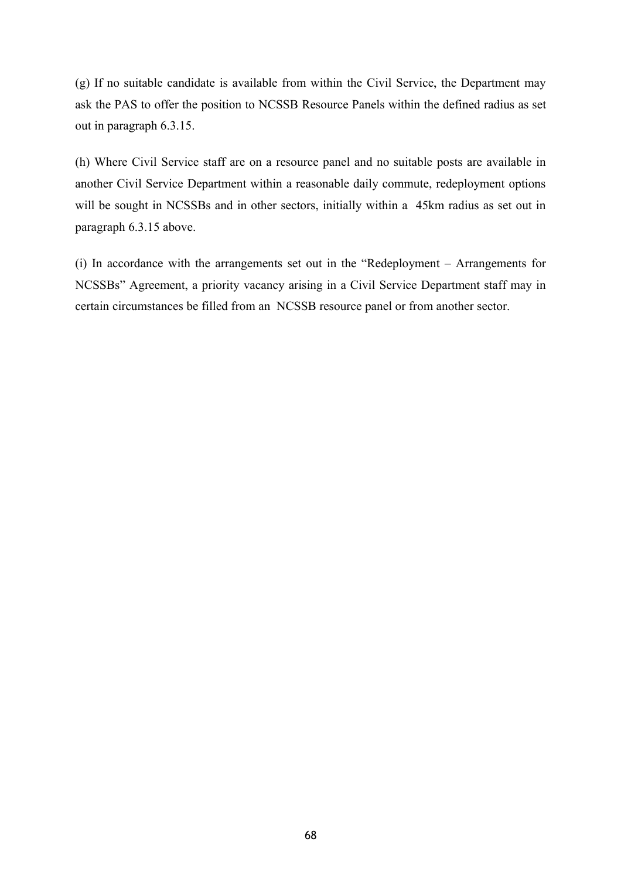(g) If no suitable candidate is available from within the Civil Service, the Department may ask the PAS to offer the position to NCSSB Resource Panels within the defined radius as set out in paragraph 6.3.15.

(h) Where Civil Service staff are on a resource panel and no suitable posts are available in another Civil Service Department within a reasonable daily commute, redeployment options will be sought in NCSSBs and in other sectors, initially within a 45km radius as set out in paragraph 6.3.15 above.

(i) In accordance with the arrangements set out in the "Redeployment – Arrangements for NCSSBs" Agreement, a priority vacancy arising in a Civil Service Department staff may in certain circumstances be filled from an NCSSB resource panel or from another sector.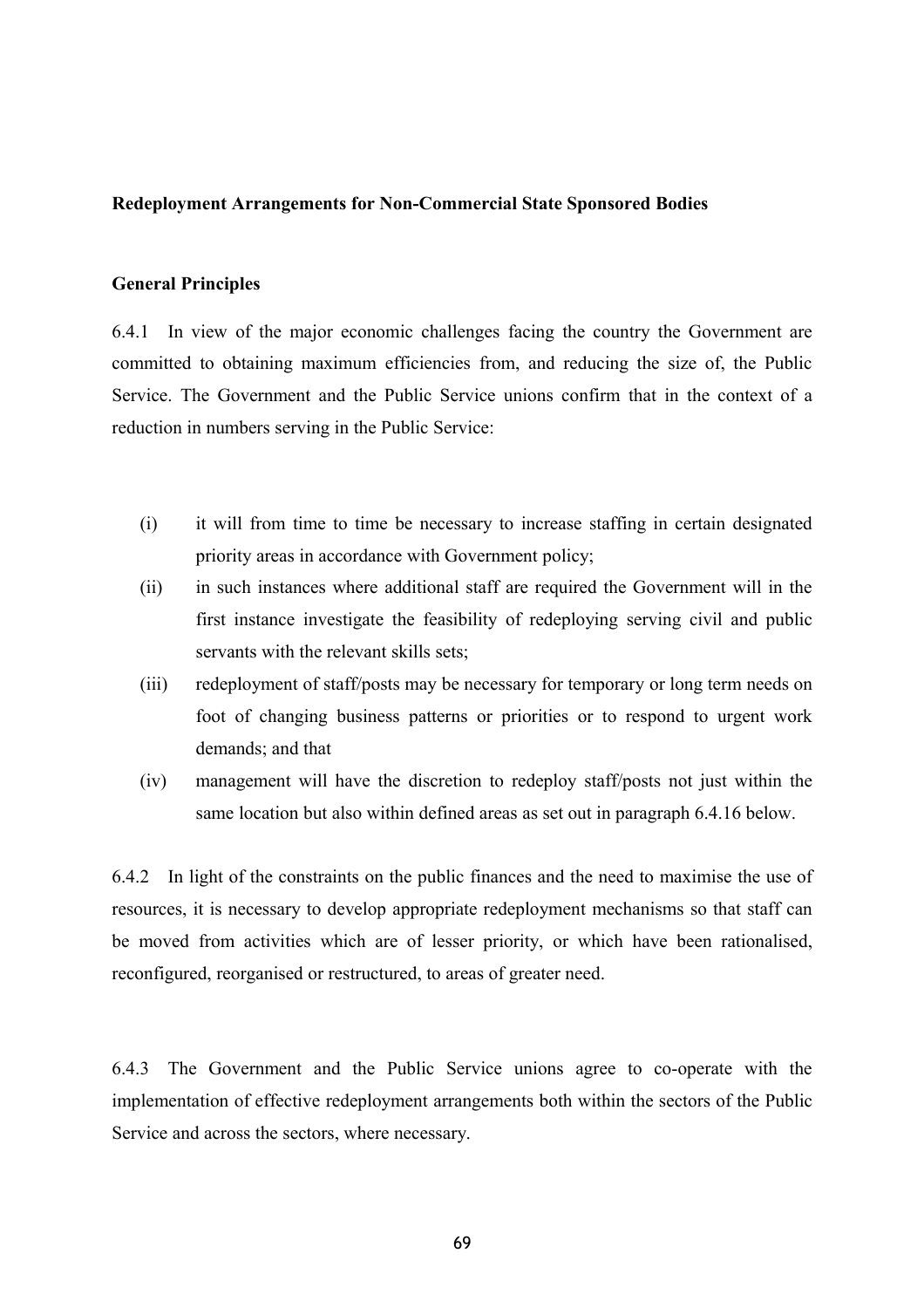**Redeployment Arrangements for Non-Commercial State Sponsored Bodies**

**General Principles**

6.4.1 In view of the major economic challenges facing the country the Government are committed to obtaining maximum efficiencies from, and reducing the size of, the Public Service. The Government and the Public Service unions confirm that in the context of a reduction in numbers serving in the Public Service:

(i) it will from time to time be necessary to increase staffing in certain designated priority areas in accordance with Government policy;

(ii) in such instances where additional staff are required the Government will in the first instance investigate the feasibility of redeploying serving civil and public servants with the relevant skills sets;

(iii) redeployment of staff/posts may be necessary for temporary or long term needs on foot of changing business patterns or priorities or to respond to urgent work demands; and that

(iv) management will have the discretion to redeploy staff/posts not just within the same location but also within defined areas as set out in paragraph 6.4.16 below.

6.4.2 In light of the constraints on the public finances and the need to maximise the use of resources, it is necessary to develop appropriate redeployment mechanisms so that staff can be moved from activities which are of lesser priority, or which have been rationalised, reconfigured, reorganised or restructured, to areas of greater need.

6.4.3 The Government and the Public Service unions agree to co-operate with the implementation of effective redeployment arrangements both within the sectors of the Public Service and across the sectors, where necessary.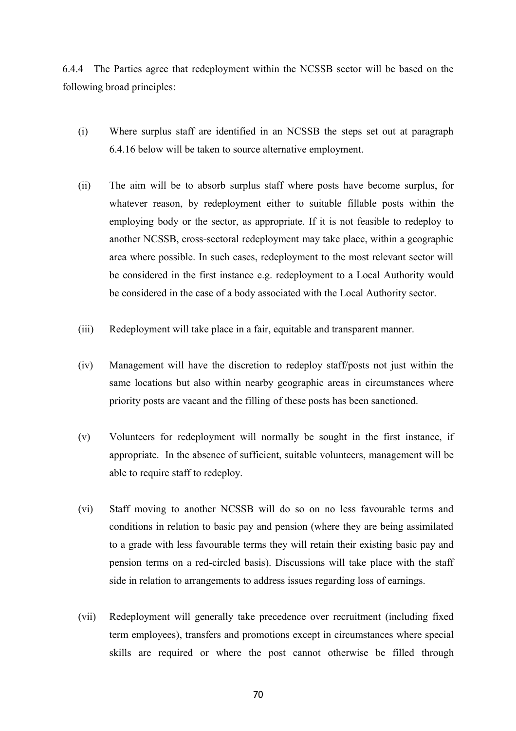6.4.4 The Parties agree that redeployment within the NCSSB sector will be based on the following broad principles:

(i) Where surplus staff are identified in an NCSSB the steps set out at paragraph 6.4.16 below will be taken to source alternative employment.

(ii) The aim will be to absorb surplus staff where posts have become surplus, for whatever reason, by redeployment either to suitable fillable posts within the employing body or the sector, as appropriate. If it is not feasible to redeploy to another NCSSB, cross-sectoral redeployment may take place, within a geographic area where possible. In such cases, redeployment to the most relevant sector will be considered in the first instance e.g. redeployment to a Local Authority would be considered in the case of a body associated with the Local Authority sector.

(iii) Redeployment will take place in a fair, equitable and transparent manner.

(iv) Management will have the discretion to redeploy staff/posts not just within the same locations but also within nearby geographic areas in circumstances where priority posts are vacant and the filling of these posts has been sanctioned.

(v) Volunteers for redeployment will normally be sought in the first instance, if appropriate. In the absence of sufficient, suitable volunteers, management will be able to require staff to redeploy.

(vi) Staff moving to another NCSSB will do so on no less favourable terms and conditions in relation to basic pay and pension (where they are being assimilated to a grade with less favourable terms they will retain their existing basic pay and pension terms on a red-circled basis). Discussions will take place with the staff side in relation to arrangements to address issues regarding loss of earnings.

(vii) Redeployment will generally take precedence over recruitment (including fixed term employees), transfers and promotions except in circumstances where special skills are required or where the post cannot otherwise be filled through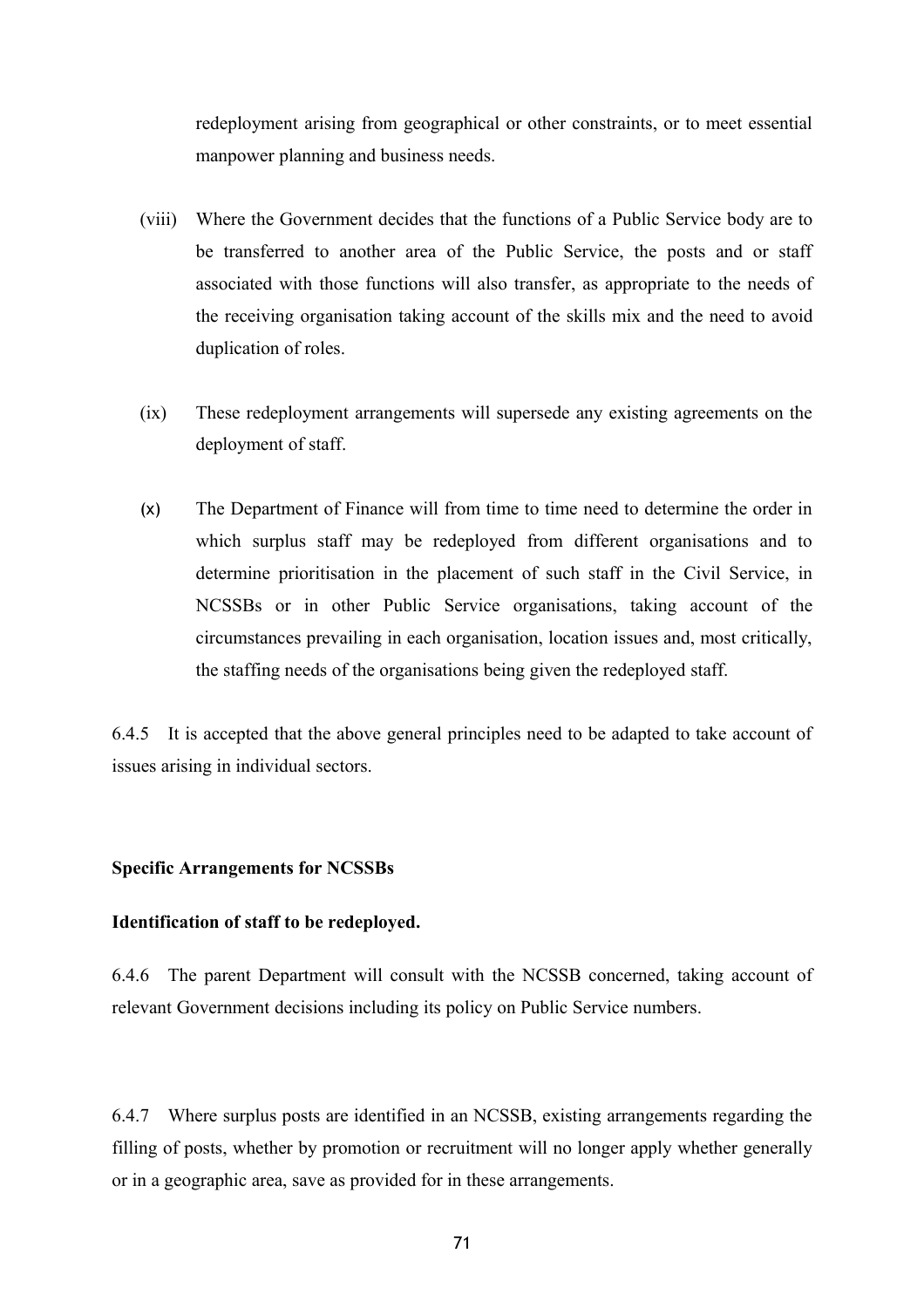redeployment arising from geographical or other constraints, or to meet essential manpower planning and business needs.

(viii) Where the Government decides that the functions of a Public Service body are to be transferred to another area of the Public Service, the posts and or staff associated with those functions will also transfer, as appropriate to the needs of the receiving organisation taking account of the skills mix and the need to avoid duplication of roles.

(ix) These redeployment arrangements will supersede any existing agreements on the deployment of staff.

(x) The Department of Finance will from time to time need to determine the order in which surplus staff may be redeployed from different organisations and to determine prioritisation in the placement of such staff in the Civil Service, in NCSSBs or in other Public Service organisations, taking account of the circumstances prevailing in each organisation, location issues and, most critically, the staffing needs of the organisations being given the redeployed staff.

6.4.5 It is accepted that the above general principles need to be adapted to take account of issues arising in individual sectors.

**Specific Arrangements for NCSSBs**

**Identification of staff to be redeployed.**

6.4.6 The parent Department will consult with the NCSSB concerned, taking account of relevant Government decisions including its policy on Public Service numbers.

6.4.7 Where surplus posts are identified in an NCSSB, existing arrangements regarding the filling of posts, whether by promotion or recruitment will no longer apply whether generally or in a geographic area, save as provided for in these arrangements.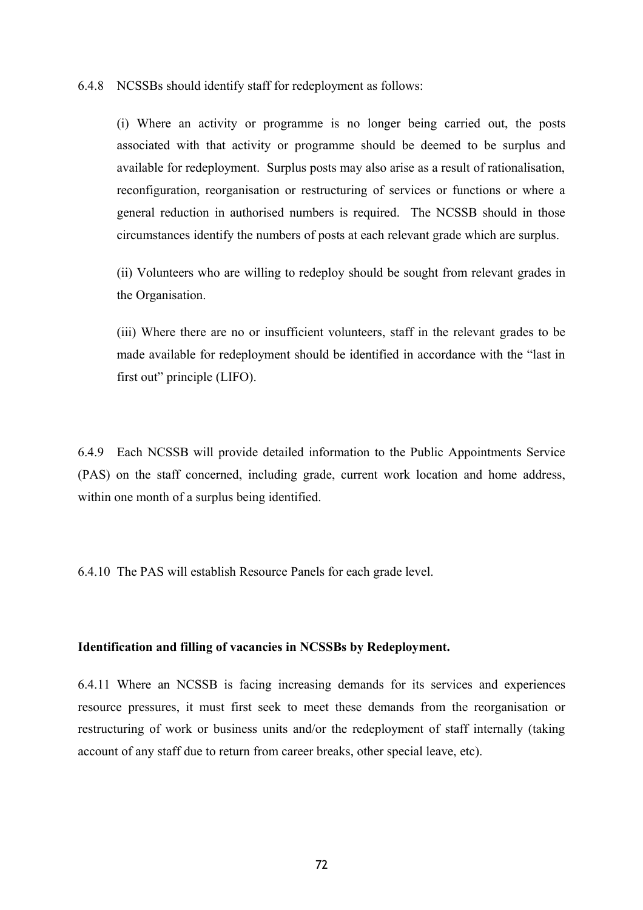6.4.8 NCSSBs should identify staff for redeployment as follows:

(i) Where an activity or programme is no longer being carried out, the posts associated with that activity or programme should be deemed to be surplus and available for redeployment. Surplus posts may also arise as a result of rationalisation, reconfiguration, reorganisation or restructuring of services or functions or where a general reduction in authorised numbers is required. The NCSSB should in those circumstances identify the numbers of posts at each relevant grade which are surplus.

(ii) Volunteers who are willing to redeploy should be sought from relevant grades in the Organisation.

(iii) Where there are no or insufficient volunteers, staff in the relevant grades to be made available for redeployment should be identified in accordance with the "last in first out" principle (LIFO).

6.4.9 Each NCSSB will provide detailed information to the Public Appointments Service (PAS) on the staff concerned, including grade, current work location and home address, within one month of a surplus being identified.

6.4.10 The PAS will establish Resource Panels for each grade level.

**Identification and filling of vacancies in NCSSBs by Redeployment.**

6.4.11 Where an NCSSB is facing increasing demands for its services and experiences resource pressures, it must first seek to meet these demands from the reorganisation or restructuring of work or business units and/or the redeployment of staff internally (taking account of any staff due to return from career breaks, other special leave, etc).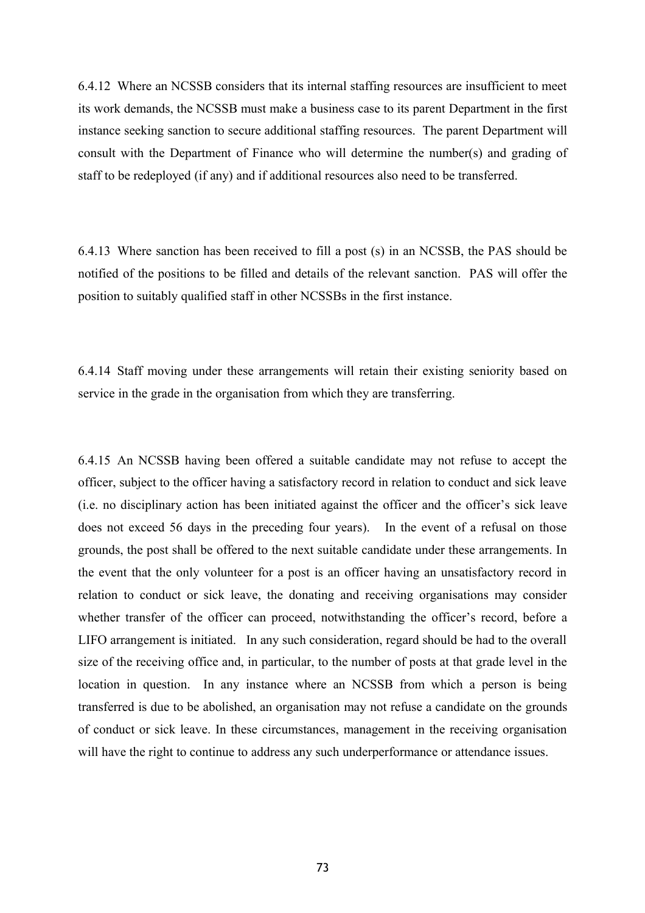6.4.12 Where an NCSSB considers that its internal staffing resources are insufficient to meet its work demands, the NCSSB must make a business case to its parent Department in the first instance seeking sanction to secure additional staffing resources. The parent Department will consult with the Department of Finance who will determine the number(s) and grading of staff to be redeployed (if any) and if additional resources also need to be transferred.

6.4.13 Where sanction has been received to fill a post (s) in an NCSSB, the PAS should be notified of the positions to be filled and details of the relevant sanction. PAS will offer the position to suitably qualified staff in other NCSSBs in the first instance.

6.4.14 Staff moving under these arrangements will retain their existing seniority based on service in the grade in the organisation from which they are transferring.

6.4.15 An NCSSB having been offered a suitable candidate may not refuse to accept the officer, subject to the officer having a satisfactory record in relation to conduct and sick leave (i.e. no disciplinary action has been initiated against the officer and the officer's sick leave does not exceed 56 days in the preceding four years). In the event of a refusal on those grounds, the post shall be offered to the next suitable candidate under these arrangements. In the event that the only volunteer for a post is an officer having an unsatisfactory record in relation to conduct or sick leave, the donating and receiving organisations may consider whether transfer of the officer can proceed, notwithstanding the officer's record, before a LIFO arrangement is initiated. In any such consideration, regard should be had to the overall size of the receiving office and, in particular, to the number of posts at that grade level in the location in question. In any instance where an NCSSB from which a person is being transferred is due to be abolished, an organisation may not refuse a candidate on the grounds of conduct or sick leave. In these circumstances, management in the receiving organisation will have the right to continue to address any such underperformance or attendance issues.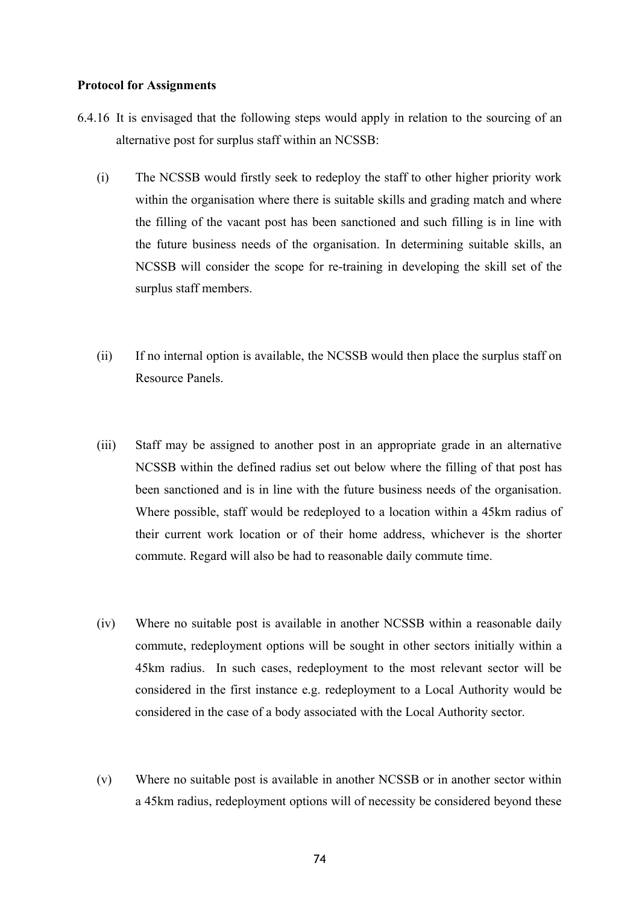**Protocol for Assignments**

6.4.16 It is envisaged that the following steps would apply in relation to the sourcing of an alternative post for surplus staff within an NCSSB:

(i) The NCSSB would firstly seek to redeploy the staff to other higher priority work within the organisation where there is suitable skills and grading match and where the filling of the vacant post has been sanctioned and such filling is in line with the future business needs of the organisation. In determining suitable skills, an NCSSB will consider the scope for re-training in developing the skill set of the surplus staff members.

(ii) If no internal option is available, the NCSSB would then place the surplus staff on Resource Panels.

(iii) Staff may be assigned to another post in an appropriate grade in an alternative NCSSB within the defined radius set out below where the filling of that post has been sanctioned and is in line with the future business needs of the organisation. Where possible, staff would be redeployed to a location within a 45km radius of their current work location or of their home address, whichever is the shorter commute. Regard will also be had to reasonable daily commute time.

(iv) Where no suitable post is available in another NCSSB within a reasonable daily commute, redeployment options will be sought in other sectors initially within a 45km radius. In such cases, redeployment to the most relevant sector will be considered in the first instance e.g. redeployment to a Local Authority would be considered in the case of a body associated with the Local Authority sector.

(v) Where no suitable post is available in another NCSSB or in another sector within a 45km radius, redeployment options will of necessity be considered beyond these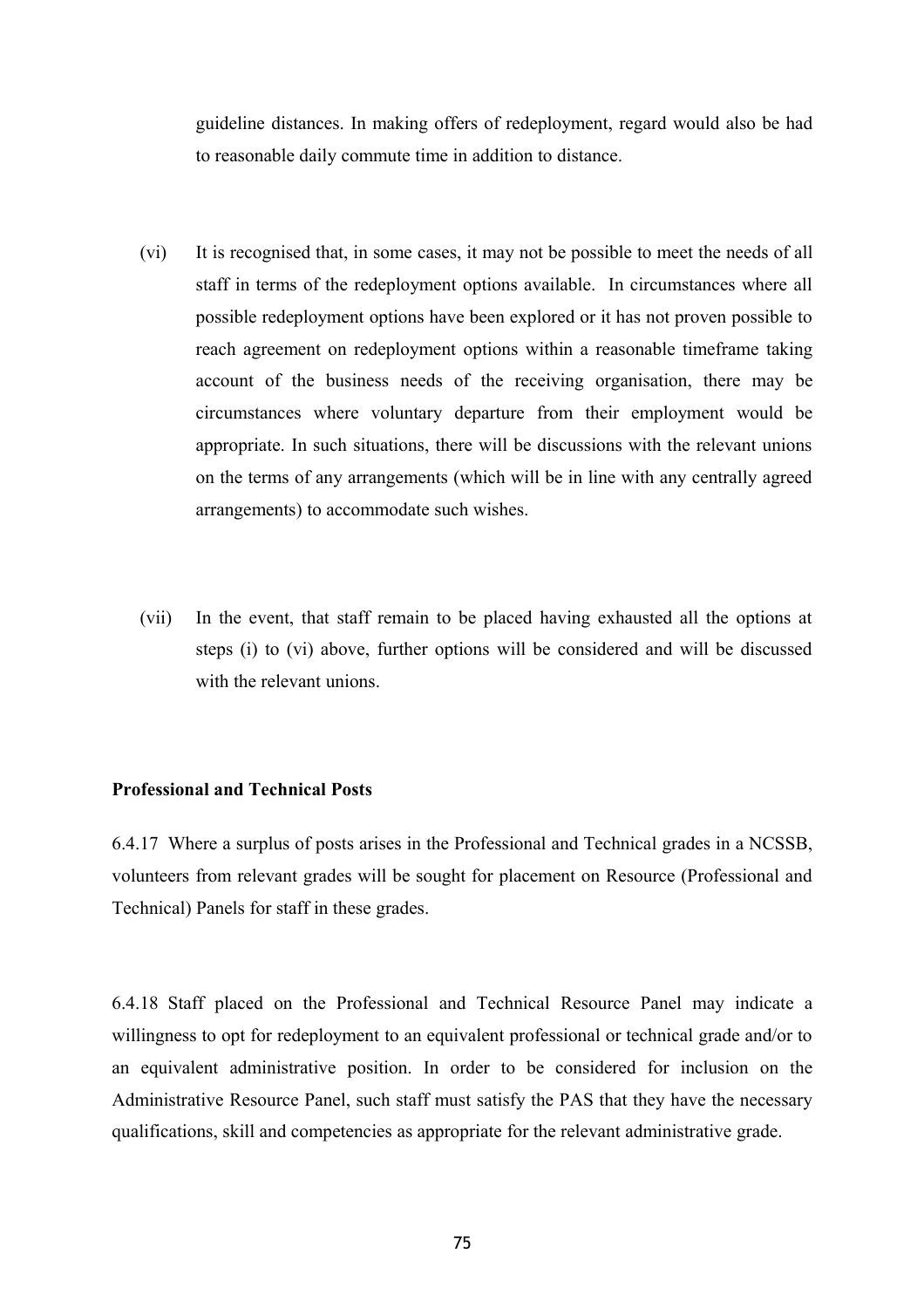guideline distances. In making offers of redeployment, regard would also be had to reasonable daily commute time in addition to distance.

(vi) It is recognised that, in some cases, it may not be possible to meet the needs of all staff in terms of the redeployment options available. In circumstances where all possible redeployment options have been explored or it has not proven possible to reach agreement on redeployment options within a reasonable timeframe taking account of the business needs of the receiving organisation, there may be circumstances where voluntary departure from their employment would be appropriate. In such situations, there will be discussions with the relevant unions on the terms of any arrangements (which will be in line with any centrally agreed arrangements) to accommodate such wishes.

(vii) In the event, that staff remain to be placed having exhausted all the options at steps (i) to (vi) above, further options will be considered and will be discussed with the relevant unions.

**Professional and Technical Posts**

6.4.17 Where a surplus of posts arises in the Professional and Technical grades in a NCSSB, volunteers from relevant grades will be sought for placement on Resource (Professional and Technical) Panels for staff in these grades.

6.4.18 Staff placed on the Professional and Technical Resource Panel may indicate a willingness to opt for redeployment to an equivalent professional or technical grade and/or to an equivalent administrative position. In order to be considered for inclusion on the Administrative Resource Panel, such staff must satisfy the PAS that they have the necessary qualifications, skill and competencies as appropriate for the relevant administrative grade.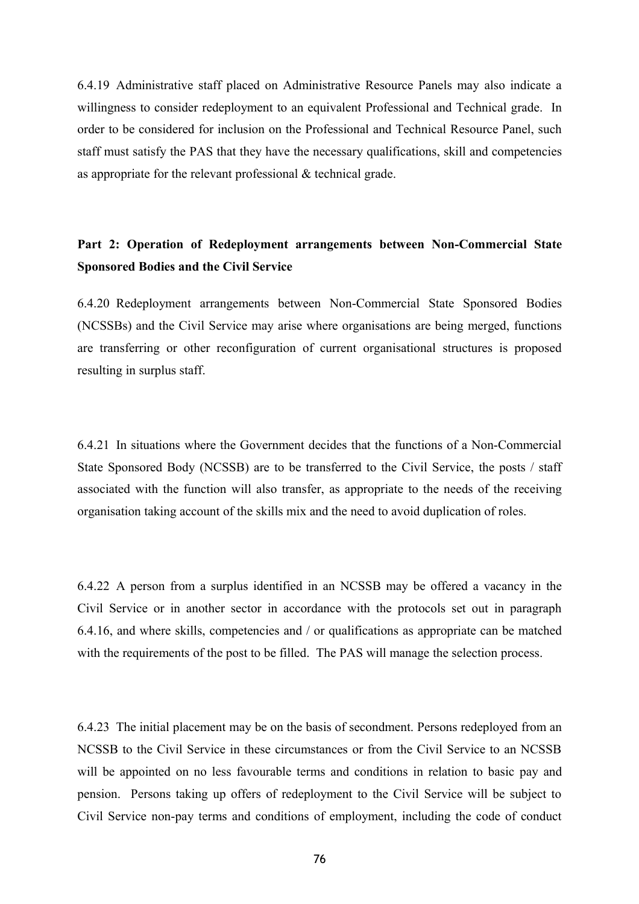6.4.19 Administrative staff placed on Administrative Resource Panels may also indicate a willingness to consider redeployment to an equivalent Professional and Technical grade. In order to be considered for inclusion on the Professional and Technical Resource Panel, such staff must satisfy the PAS that they have the necessary qualifications, skill and competencies as appropriate for the relevant professional & technical grade.

**Part 2: Operation of Redeployment arrangements between Non-Commercial State Sponsored Bodies and the Civil Service**

6.4.20 Redeployment arrangements between Non-Commercial State Sponsored Bodies (NCSSBs) and the Civil Service may arise where organisations are being merged, functions are transferring or other reconfiguration of current organisational structures is proposed resulting in surplus staff.

6.4.21 In situations where the Government decides that the functions of a Non-Commercial State Sponsored Body (NCSSB) are to be transferred to the Civil Service, the posts / staff associated with the function will also transfer, as appropriate to the needs of the receiving organisation taking account of the skills mix and the need to avoid duplication of roles.

6.4.22 A person from a surplus identified in an NCSSB may be offered a vacancy in the Civil Service or in another sector in accordance with the protocols set out in paragraph 6.4.16, and where skills, competencies and / or qualifications as appropriate can be matched with the requirements of the post to be filled. The PAS will manage the selection process.

6.4.23 The initial placement may be on the basis of secondment. Persons redeployed from an NCSSB to the Civil Service in these circumstances or from the Civil Service to an NCSSB will be appointed on no less favourable terms and conditions in relation to basic pay and pension. Persons taking up offers of redeployment to the Civil Service will be subject to Civil Service non-pay terms and conditions of employment, including the code of conduct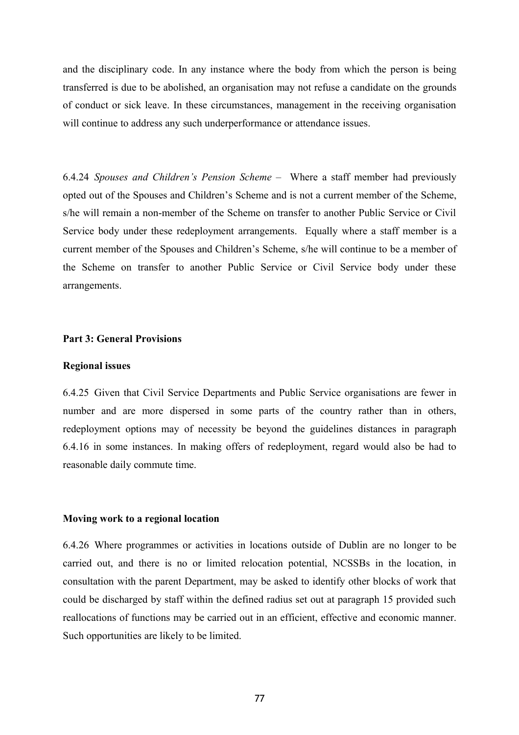and the disciplinary code. In any instance where the body from which the person is being transferred is due to be abolished, an organisation may not refuse a candidate on the grounds of conduct or sick leave. In these circumstances, management in the receiving organisation will continue to address any such underperformance or attendance issues.

6.4.24 *Spouses and Children's Pension Scheme* – Where a staff member had previously opted out of the Spouses and Children's Scheme and is not a current member of the Scheme, s/he will remain a non-member of the Scheme on transfer to another Public Service or Civil Service body under these redeployment arrangements. Equally where a staff member is a current member of the Spouses and Children's Scheme, s/he will continue to be a member of the Scheme on transfer to another Public Service or Civil Service body under these arrangements.

**Part 3: General Provisions**

**Regional issues**

6.4.25 Given that Civil Service Departments and Public Service organisations are fewer in number and are more dispersed in some parts of the country rather than in others, redeployment options may of necessity be beyond the guidelines distances in paragraph 6.4.16 in some instances. In making offers of redeployment, regard would also be had to reasonable daily commute time.

**Moving work to a regional location**

6.4.26 Where programmes or activities in locations outside of Dublin are no longer to be carried out, and there is no or limited relocation potential, NCSSBs in the location, in consultation with the parent Department, may be asked to identify other blocks of work that could be discharged by staff within the defined radius set out at paragraph 15 provided such reallocations of functions may be carried out in an efficient, effective and economic manner. Such opportunities are likely to be limited.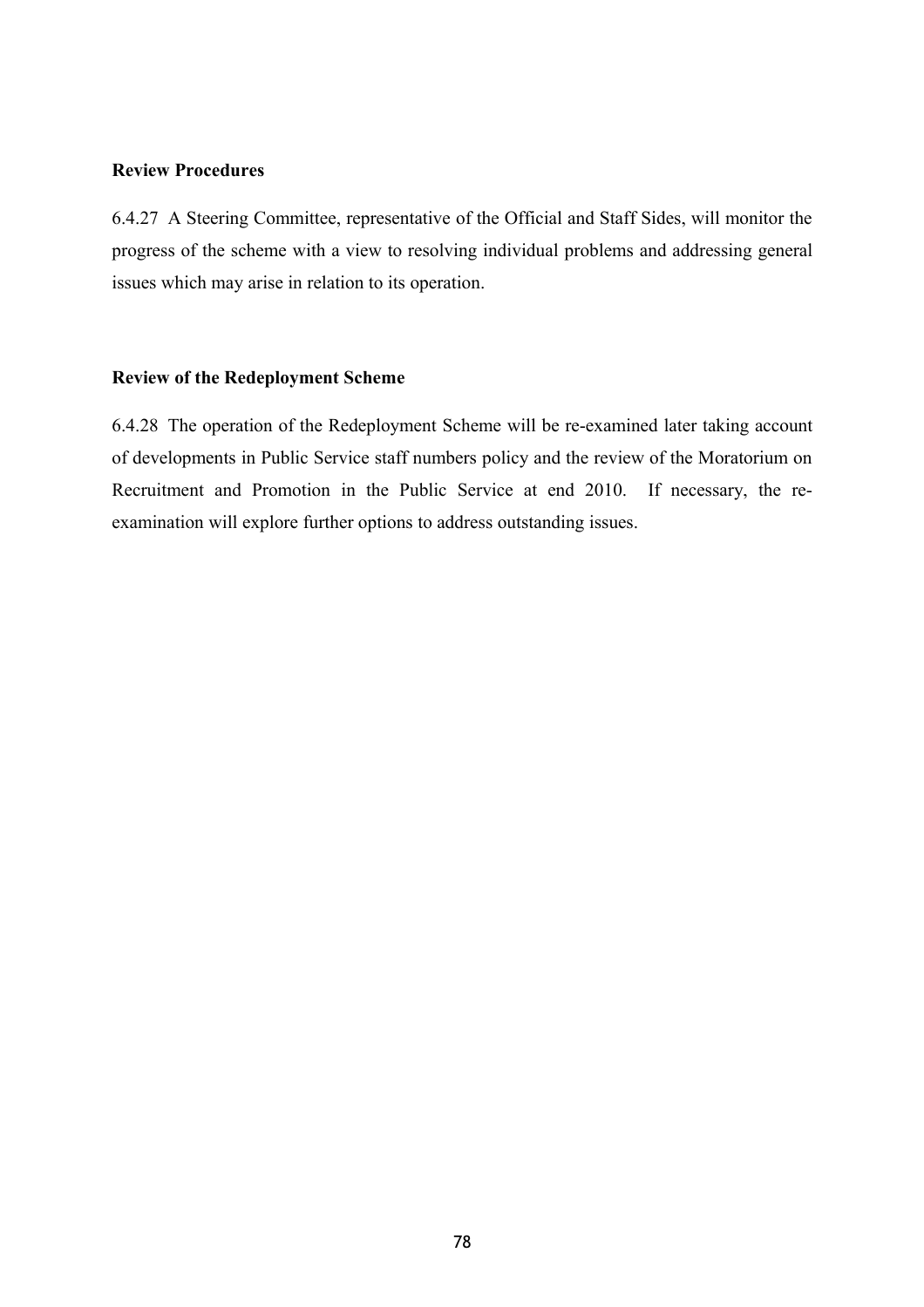**Review Procedures**

6.4.27 A Steering Committee, representative of the Official and Staff Sides, will monitor the progress of the scheme with a view to resolving individual problems and addressing general issues which may arise in relation to its operation.

**Review of the Redeployment Scheme**

6.4.28 The operation of the Redeployment Scheme will be re-examined later taking account of developments in Public Service staff numbers policy and the review of the Moratorium on Recruitment and Promotion in the Public Service at end 2010. If necessary, the re-examination will explore further options to address outstanding issues.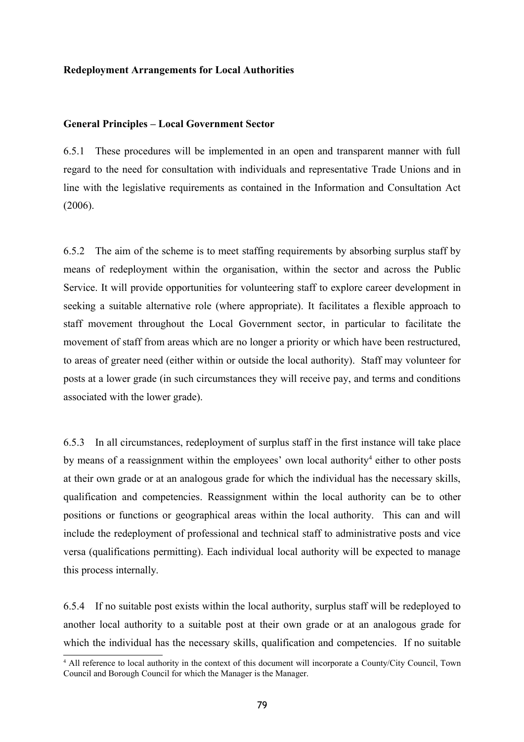**Redeployment Arrangements for Local Authorities**

**General Principles – Local Government Sector**

6.5.1 These procedures will be implemented in an open and transparent manner with full regard to the need for consultation with individuals and representative Trade Unions and in line with the legislative requirements as contained in the Information and Consultation Act (2006).

6.5.2 The aim of the scheme is to meet staffing requirements by absorbing surplus staff by means of redeployment within the organisation, within the sector and across the Public Service. It will provide opportunities for volunteering staff to explore career development in seeking a suitable alternative role (where appropriate). It facilitates a flexible approach to staff movement throughout the Local Government sector, in particular to facilitate the movement of staff from areas which are no longer a priority or which have been restructured, to areas of greater need (either within or outside the local authority). Staff may volunteer for posts at a lower grade (in such circumstances they will receive pay, and terms and conditions associated with the lower grade).

6.5.3 In all circumstances, redeployment of surplus staff in the first instance will take place by means of a reassignment within the employees' own local authority[4] either to other posts at their own grade or at an analogous grade for which the individual has the necessary skills, qualification and competencies. Reassignment within the local authority can be to other positions or functions or geographical areas within the local authority. This can and will include the redeployment of professional and technical staff to administrative posts and vice versa (qualifications permitting). Each individual local authority will be expected to manage this process internally.

6.5.4 If no suitable post exists within the local authority, surplus staff will be redeployed to another local authority to a suitable post at their own grade or at an analogous grade for which the individual has the necessary skills, qualification and competencies. If no suitable

[4] All reference to local authority in the context of this document will incorporate a County/City Council, Town Council and Borough Council for which the Manager is the Manager.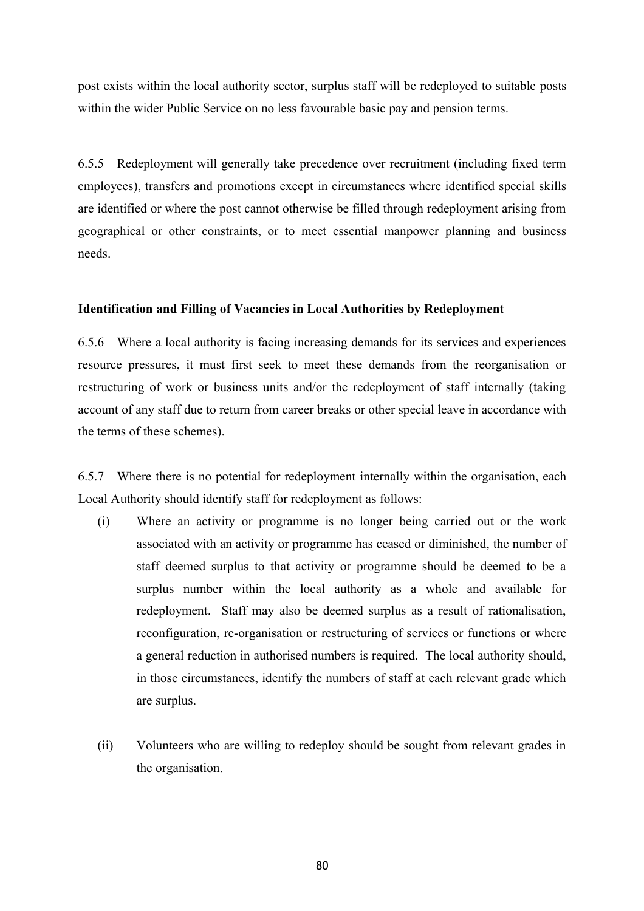post exists within the local authority sector, surplus staff will be redeployed to suitable posts within the wider Public Service on no less favourable basic pay and pension terms.

6.5.5 Redeployment will generally take precedence over recruitment (including fixed term employees), transfers and promotions except in circumstances where identified special skills are identified or where the post cannot otherwise be filled through redeployment arising from geographical or other constraints, or to meet essential manpower planning and business needs.

**Identification and Filling of Vacancies in Local Authorities by Redeployment**

6.5.6 Where a local authority is facing increasing demands for its services and experiences resource pressures, it must first seek to meet these demands from the reorganisation or restructuring of work or business units and/or the redeployment of staff internally (taking account of any staff due to return from career breaks or other special leave in accordance with the terms of these schemes).

6.5.7 Where there is no potential for redeployment internally within the organisation, each Local Authority should identify staff for redeployment as follows:

(i) Where an activity or programme is no longer being carried out or the work associated with an activity or programme has ceased or diminished, the number of staff deemed surplus to that activity or programme should be deemed to be a surplus number within the local authority as a whole and available for redeployment. Staff may also be deemed surplus as a result of rationalisation, reconfiguration, re-organisation or restructuring of services or functions or where a general reduction in authorised numbers is required. The local authority should, in those circumstances, identify the numbers of staff at each relevant grade which are surplus.

(ii) Volunteers who are willing to redeploy should be sought from relevant grades in the organisation.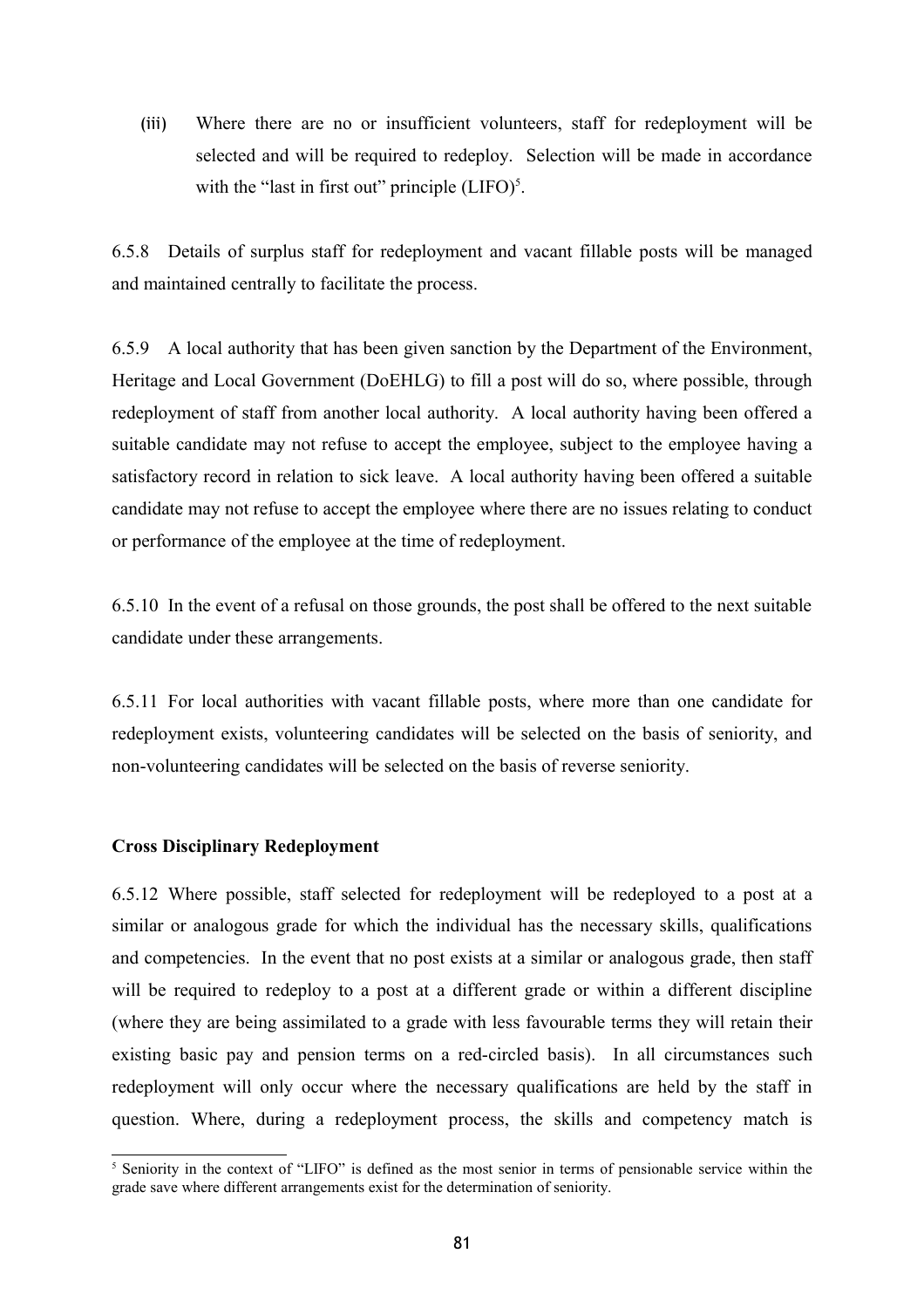(iii) Where there are no or insufficient volunteers, staff for redeployment will be selected and will be required to redeploy. Selection will be made in accordance with the "last in first out" principle (LIFO)[5].

6.5.8 Details of surplus staff for redeployment and vacant fillable posts will be managed and maintained centrally to facilitate the process.

6.5.9 A local authority that has been given sanction by the Department of the Environment, Heritage and Local Government (DoEHLG) to fill a post will do so, where possible, through redeployment of staff from another local authority. A local authority having been offered a suitable candidate may not refuse to accept the employee, subject to the employee having a satisfactory record in relation to sick leave. A local authority having been offered a suitable candidate may not refuse to accept the employee where there are no issues relating to conduct or performance of the employee at the time of redeployment.

6.5.10 In the event of a refusal on those grounds, the post shall be offered to the next suitable candidate under these arrangements.

6.5.11 For local authorities with vacant fillable posts, where more than one candidate for redeployment exists, volunteering candidates will be selected on the basis of seniority, and non-volunteering candidates will be selected on the basis of reverse seniority.

**Cross Disciplinary Redeployment**

6.5.12 Where possible, staff selected for redeployment will be redeployed to a post at a similar or analogous grade for which the individual has the necessary skills, qualifications and competencies. In the event that no post exists at a similar or analogous grade, then staff will be required to redeploy to a post at a different grade or within a different discipline (where they are being assimilated to a grade with less favourable terms they will retain their existing basic pay and pension terms on a red-circled basis). In all circumstances such redeployment will only occur where the necessary qualifications are held by the staff in question. Where, during a redeployment process, the skills and competency match is

[5] Seniority in the context of "LIFO" is defined as the most senior in terms of pensionable service within the grade save where different arrangements exist for the determination of seniority.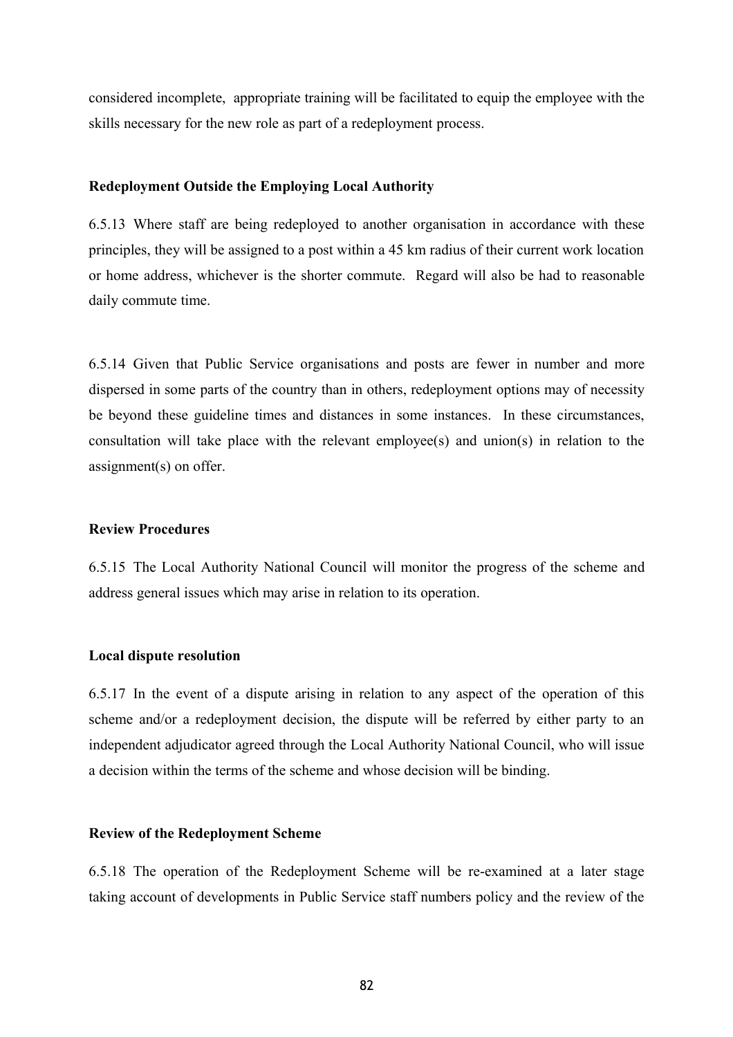considered incomplete, appropriate training will be facilitated to equip the employee with the skills necessary for the new role as part of a redeployment process.

**Redeployment Outside the Employing Local Authority**

6.5.13 Where staff are being redeployed to another organisation in accordance with these principles, they will be assigned to a post within a 45 km radius of their current work location or home address, whichever is the shorter commute. Regard will also be had to reasonable daily commute time.

6.5.14 Given that Public Service organisations and posts are fewer in number and more dispersed in some parts of the country than in others, redeployment options may of necessity be beyond these guideline times and distances in some instances. In these circumstances, consultation will take place with the relevant employee(s) and union(s) in relation to the assignment(s) on offer.

**Review Procedures**

6.5.15 The Local Authority National Council will monitor the progress of the scheme and address general issues which may arise in relation to its operation.

**Local dispute resolution**

6.5.17 In the event of a dispute arising in relation to any aspect of the operation of this scheme and/or a redeployment decision, the dispute will be referred by either party to an independent adjudicator agreed through the Local Authority National Council, who will issue a decision within the terms of the scheme and whose decision will be binding.

**Review of the Redeployment Scheme**

6.5.18 The operation of the Redeployment Scheme will be re-examined at a later stage taking account of developments in Public Service staff numbers policy and the review of the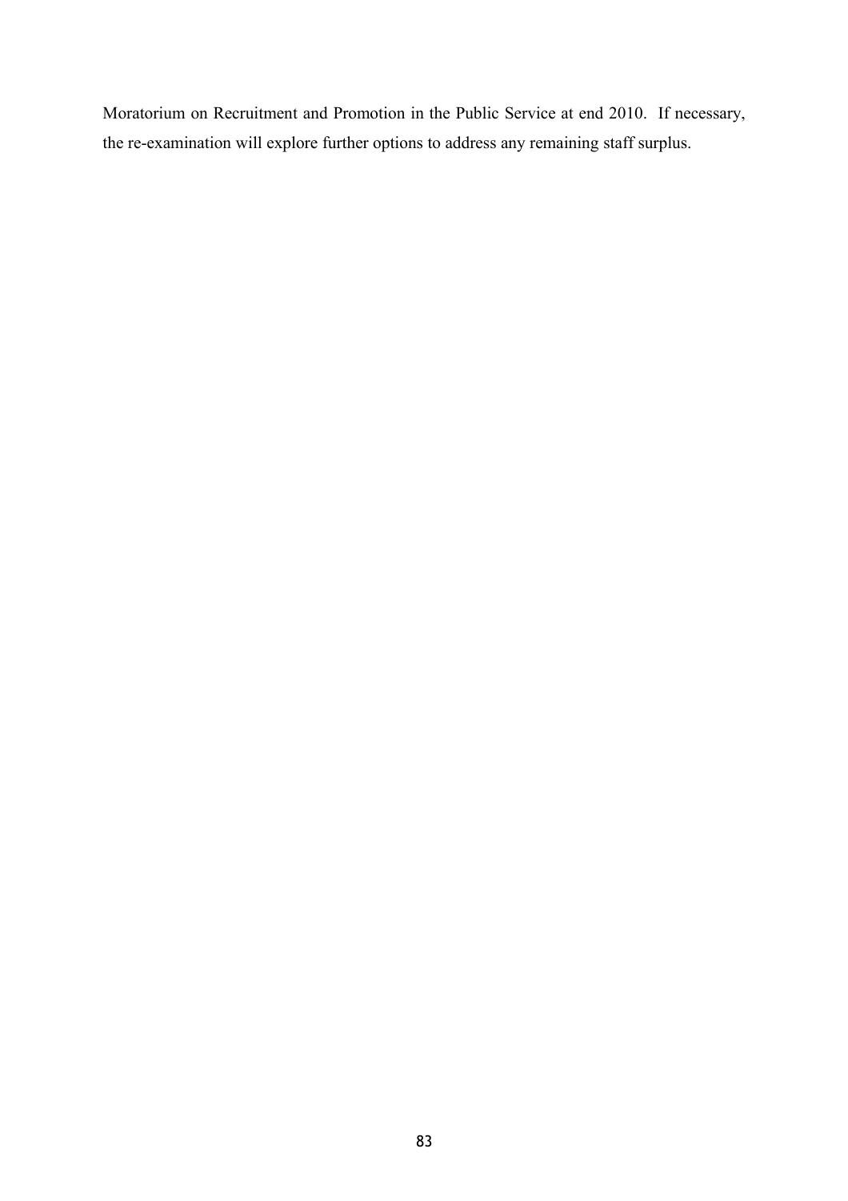Moratorium on Recruitment and Promotion in the Public Service at end 2010. If necessary, the re-examination will explore further options to address any remaining staff surplus.